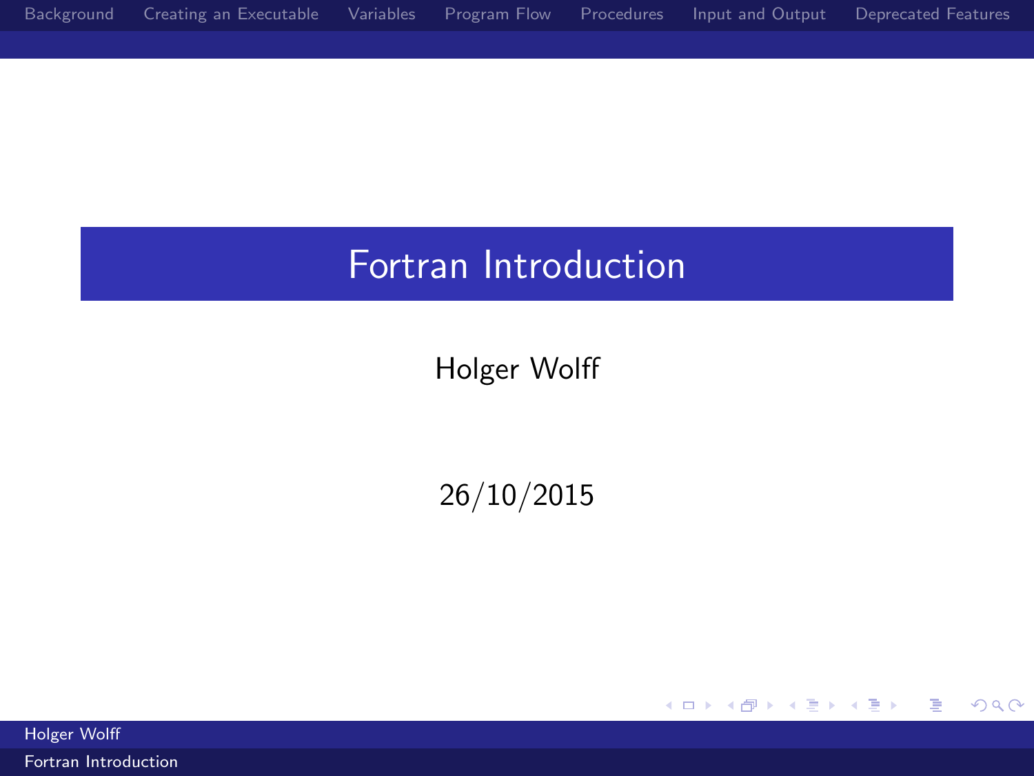# Fortran Introduction

Holger Wolff

26/10/2015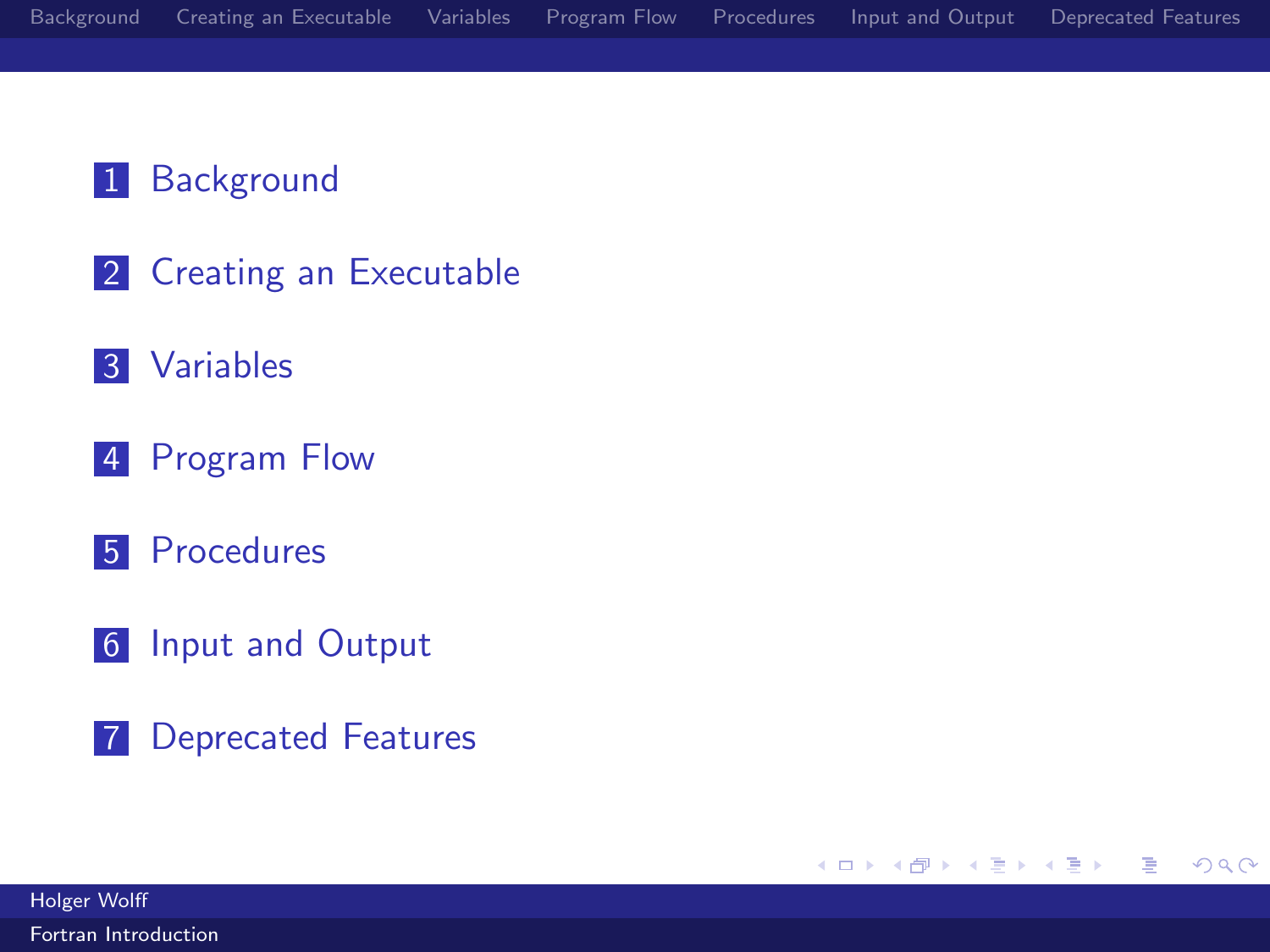1. Background
2. Creating an Executable
3. Variables
4. Program Flow
5. Procedures
6. Input and Output
7. Deprecated Features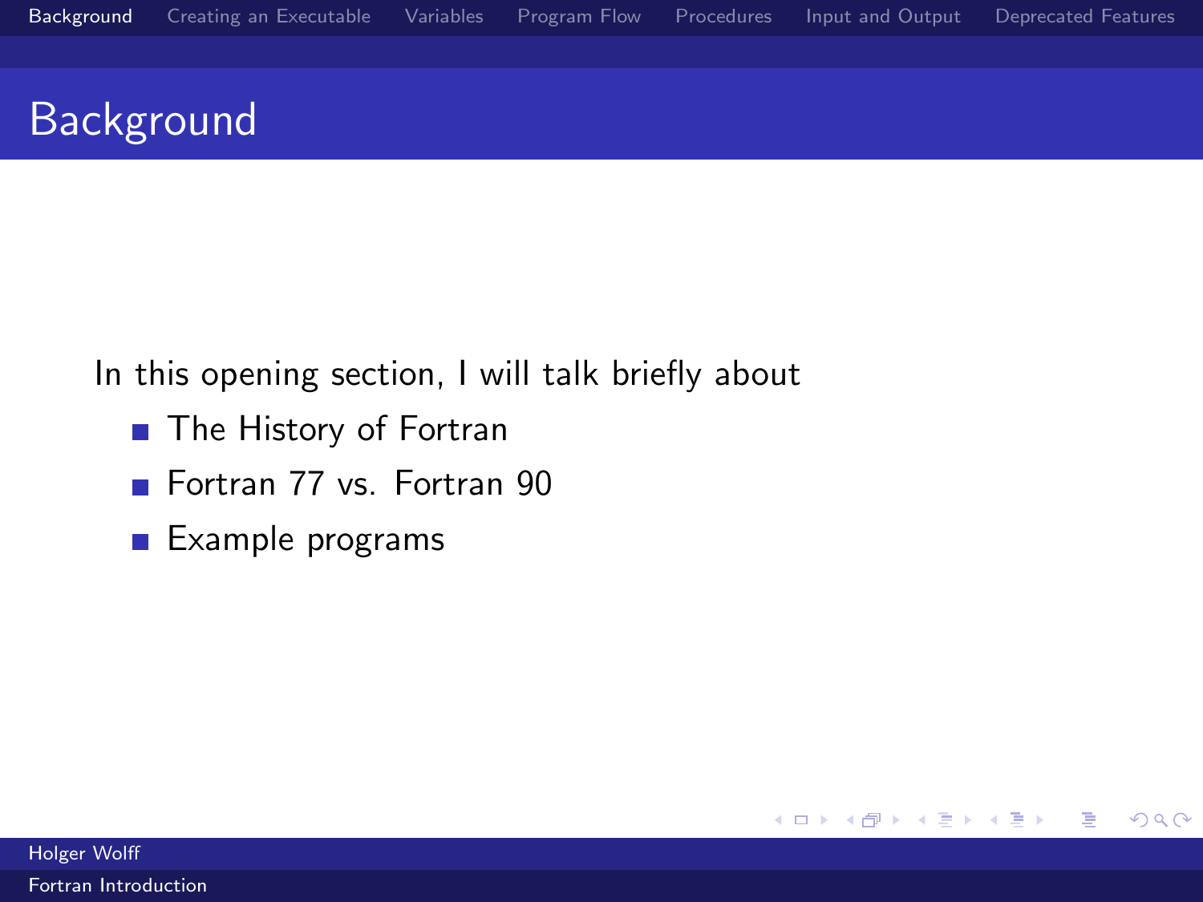# Background

In this opening section, I will talk briefly about

- The History of Fortran
- Fortran 77 vs. Fortran 90
- Example programs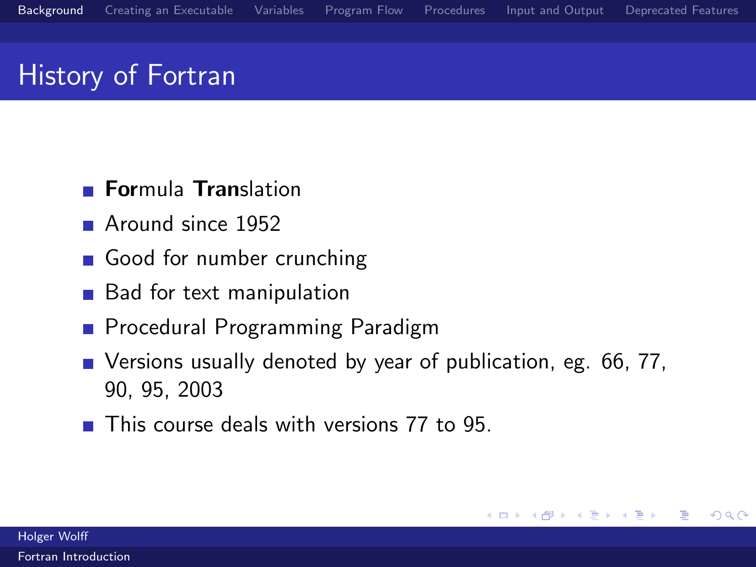# History of Fortran

- **For**mula **Tran**slation
- Around since 1952
- Good for number crunching
- Bad for text manipulation
- Procedural Programming Paradigm
- Versions usually denoted by year of publication, eg. 66, 77, 90, 95, 2003
- This course deals with versions 77 to 95.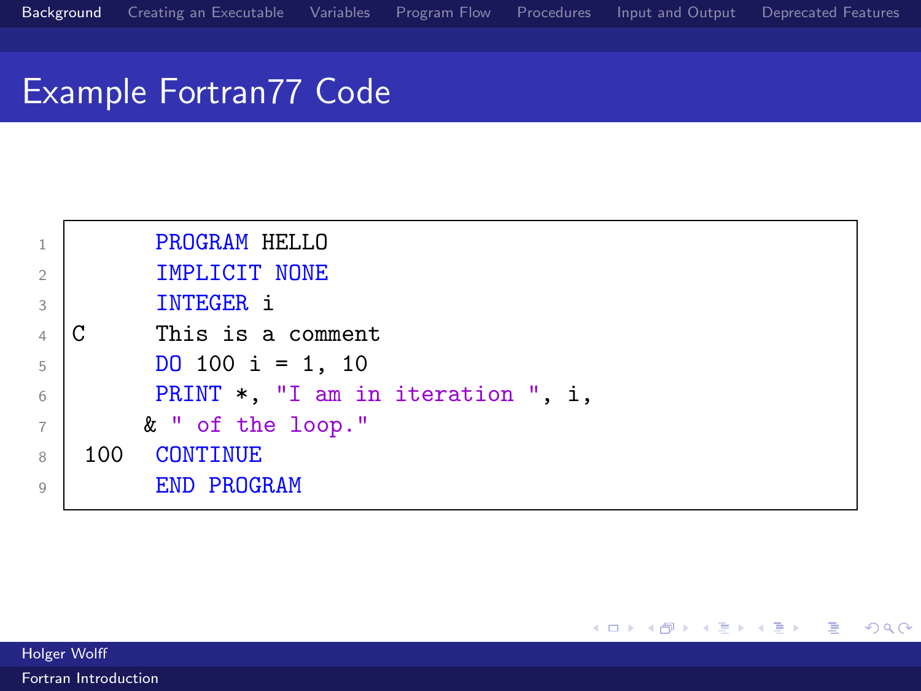# Example Fortran77 Code

```
      PROGRAM HELLO
      IMPLICIT NONE
      INTEGER i
C     This is a comment
      DO 100 i = 1, 10
      PRINT *, "I am in iteration ", i,
     & " of the loop."
 100  CONTINUE
      END PROGRAM
```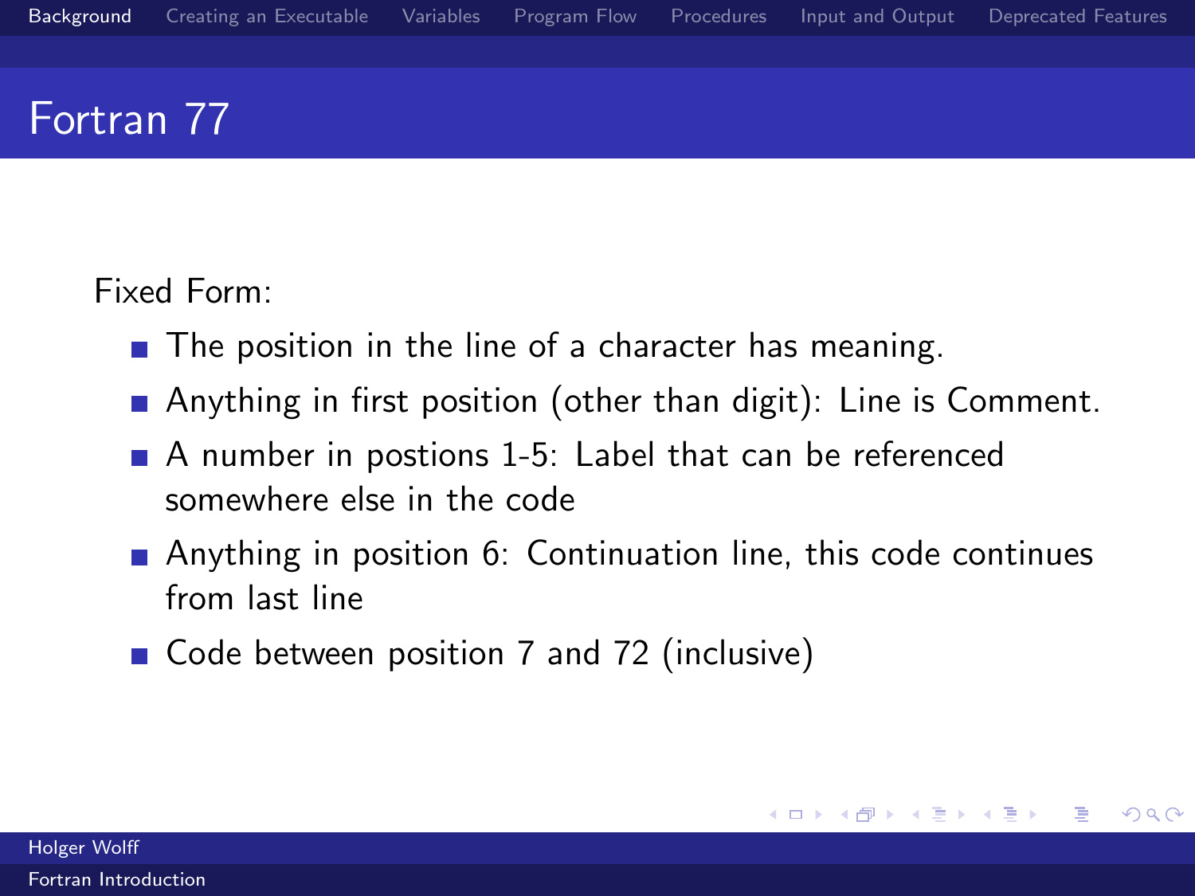# Fortran 77

Fixed Form:

- The position in the line of a character has meaning.
- Anything in first position (other than digit): Line is Comment.
- A number in postions 1-5: Label that can be referenced somewhere else in the code
- Anything in position 6: Continuation line, this code continues from last line
- Code between position 7 and 72 (inclusive)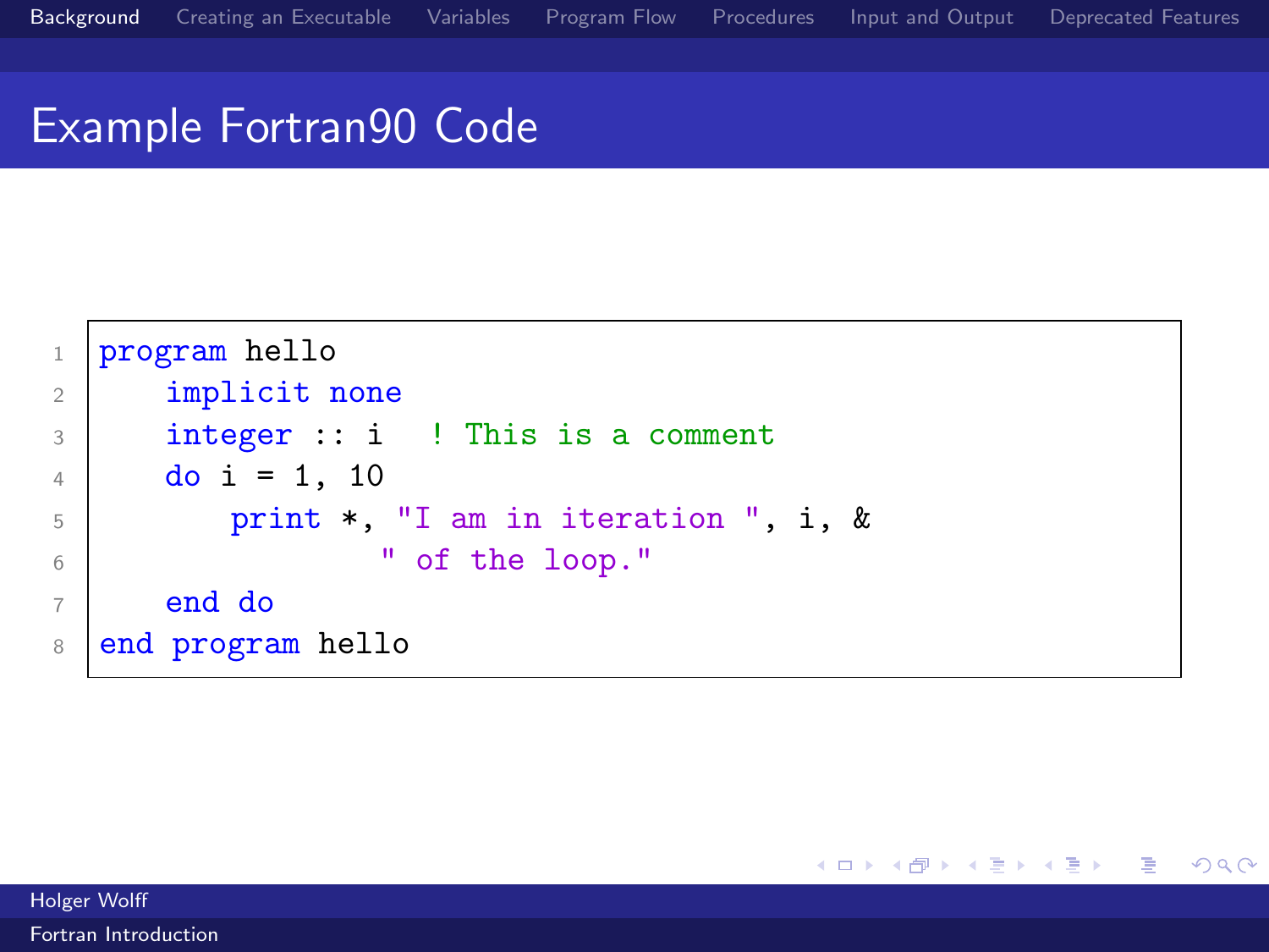# Example Fortran90 Code

```fortran
program hello
    implicit none
    integer :: i   ! This is a comment
    do i = 1, 10
        print *, "I am in iteration ", i, &
                 " of the loop."
    end do
end program hello
```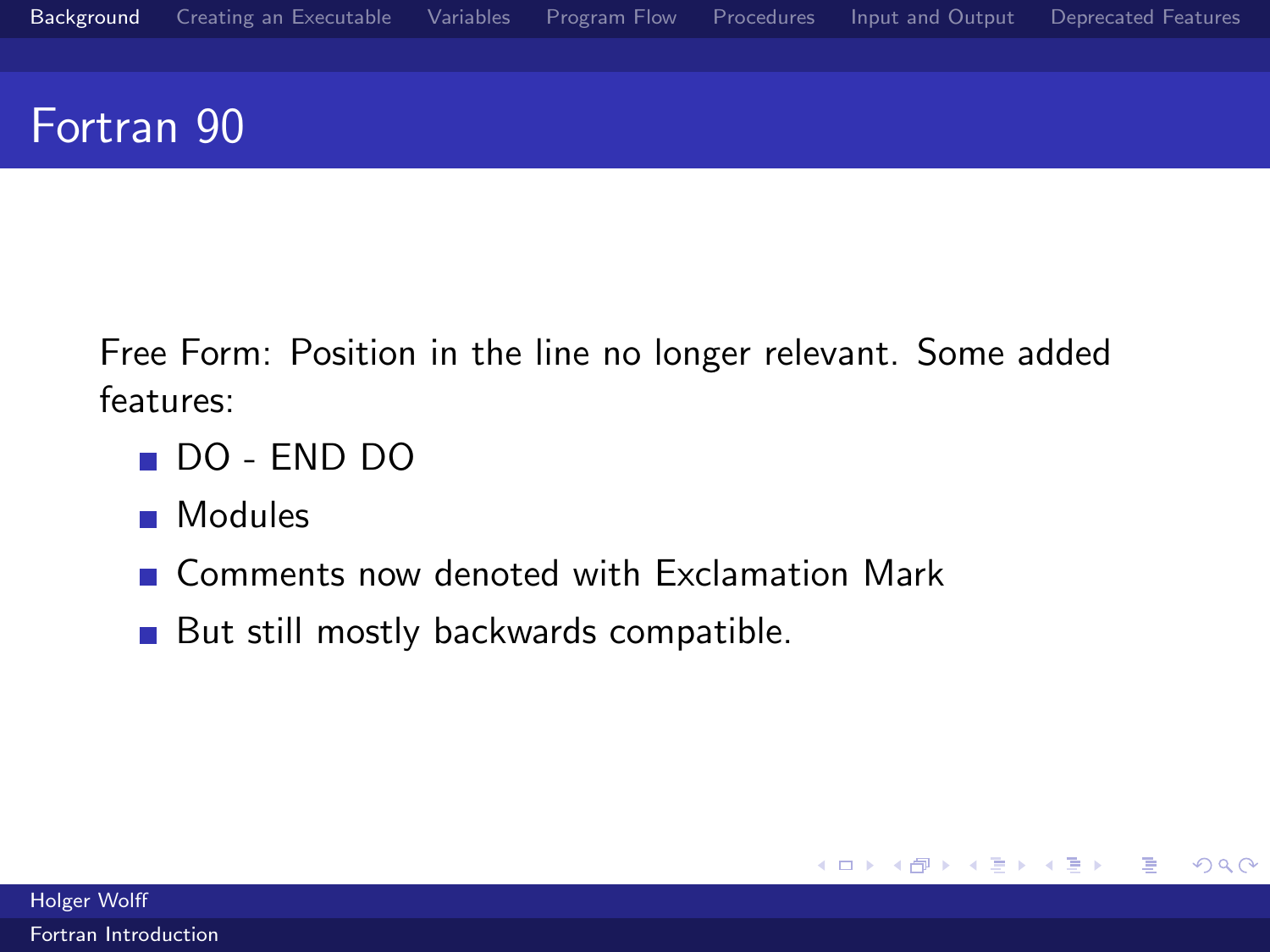# Fortran 90

Free Form: Position in the line no longer relevant. Some added features:

- DO - END DO
- Modules
- Comments now denoted with Exclamation Mark
- But still mostly backwards compatible.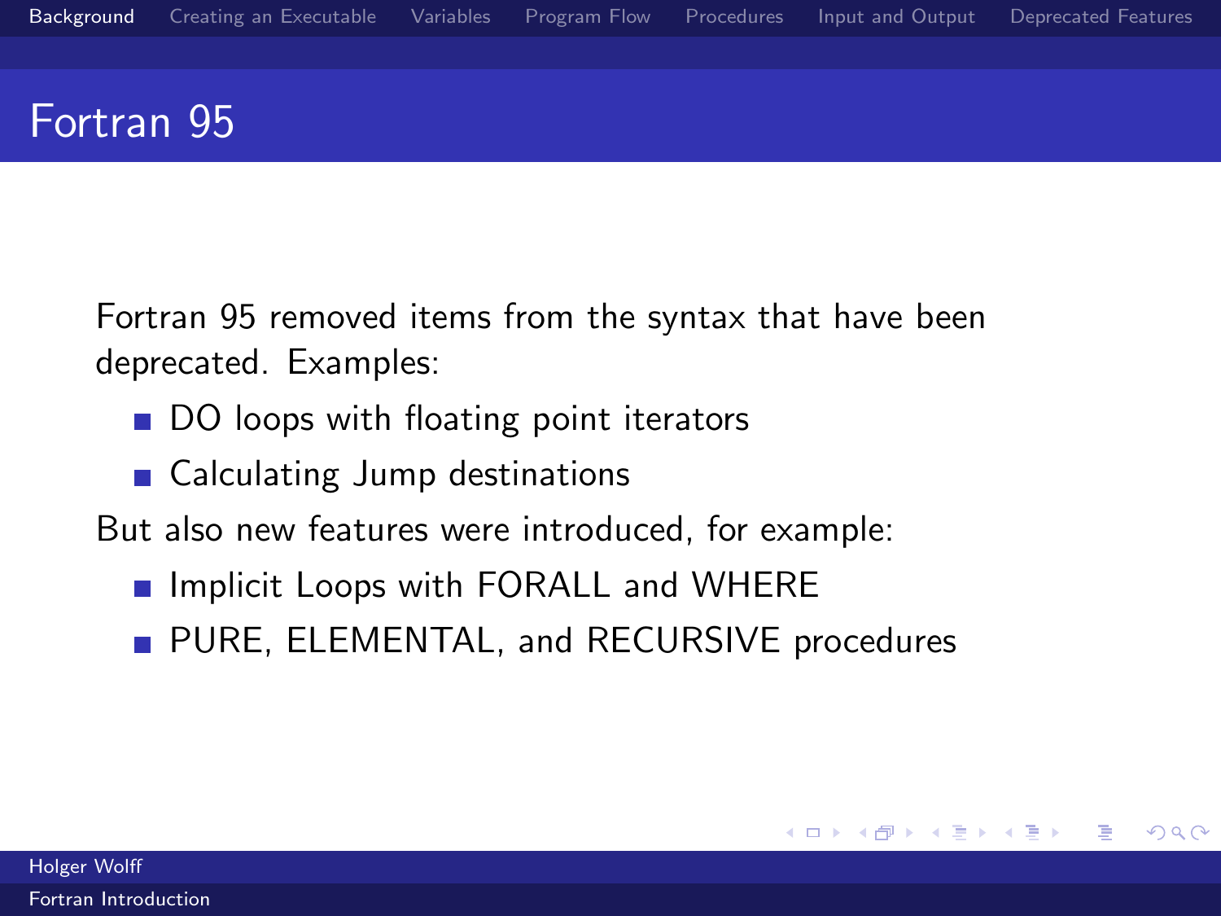# Fortran 95

Fortran 95 removed items from the syntax that have been deprecated. Examples:

- DO loops with floating point iterators
- Calculating Jump destinations

But also new features were introduced, for example:

- Implicit Loops with FORALL and WHERE
- PURE, ELEMENTAL, and RECURSIVE procedures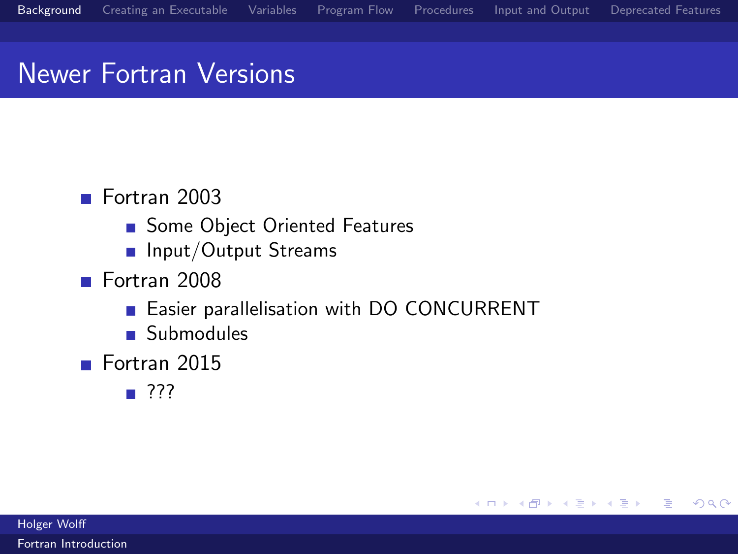# Newer Fortran Versions

- Fortran 2003
  - Some Object Oriented Features
  - Input/Output Streams
- Fortran 2008
  - Easier parallelisation with DO CONCURRENT
  - Submodules
- Fortran 2015
  - ???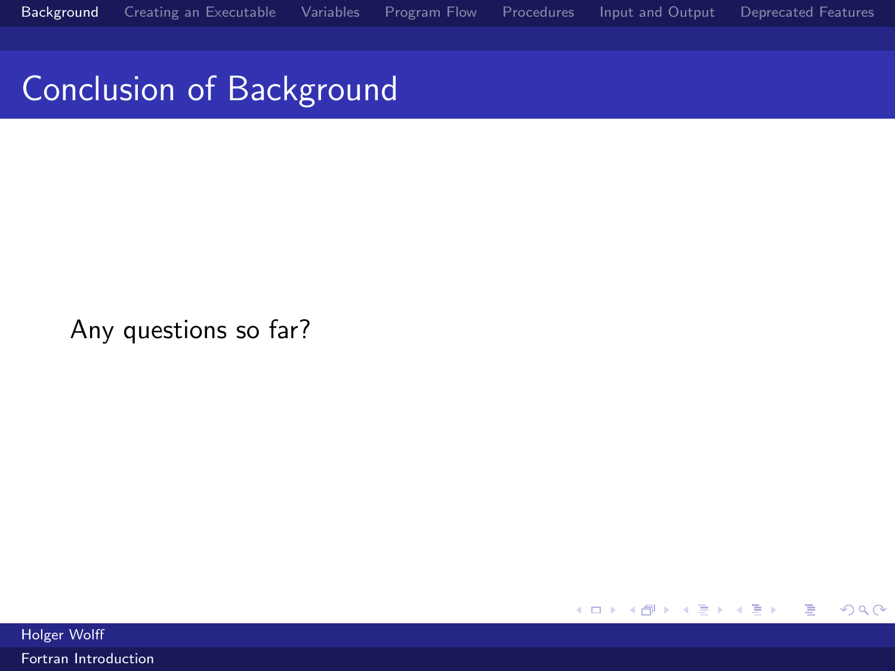# Conclusion of Background

Any questions so far?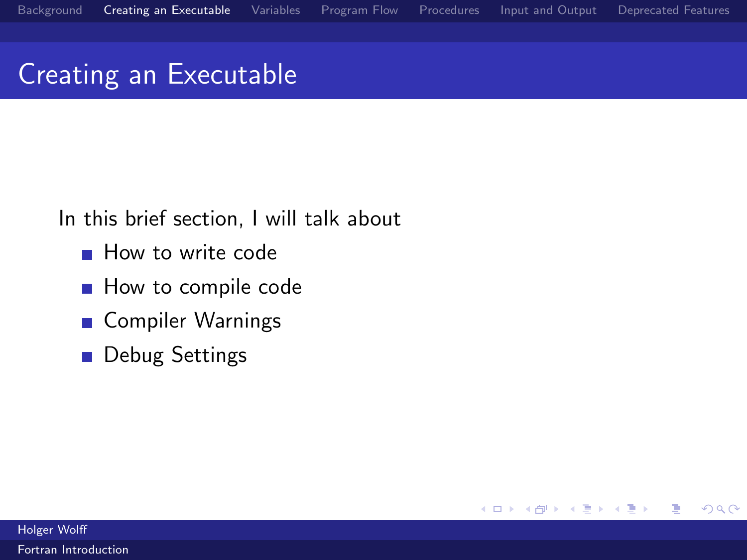# Creating an Executable

In this brief section, I will talk about

- How to write code
- How to compile code
- Compiler Warnings
- Debug Settings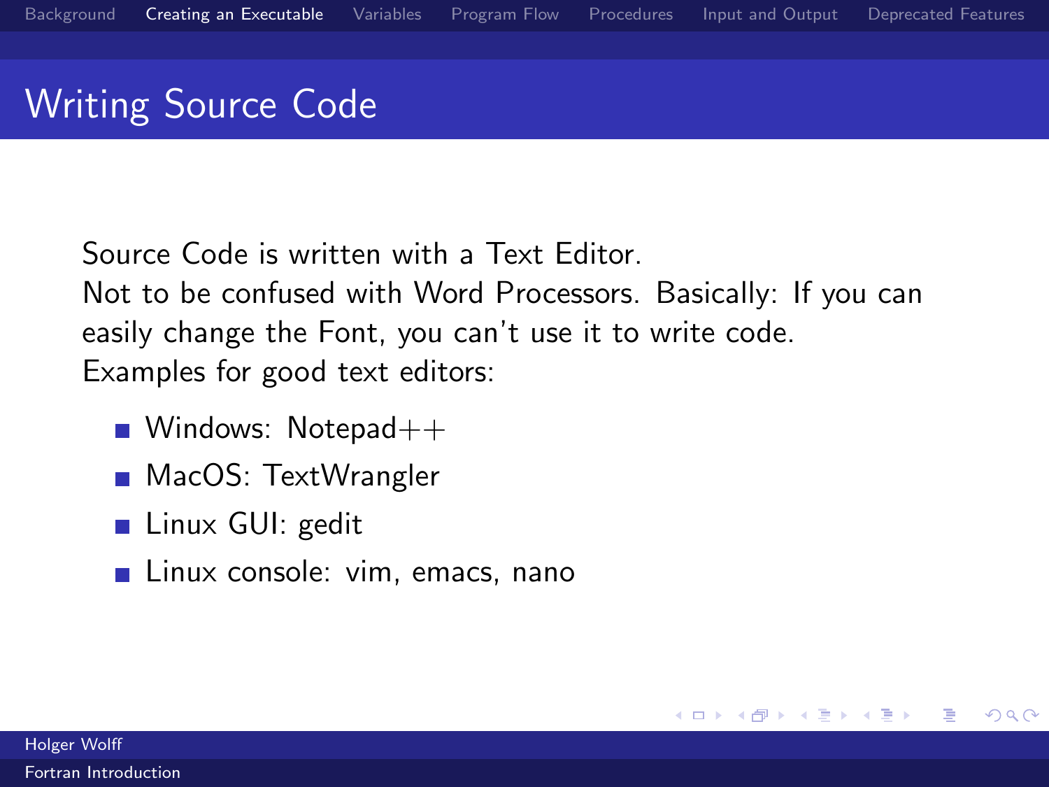# Writing Source Code

Source Code is written with a Text Editor.
Not to be confused with Word Processors. Basically: If you can easily change the Font, you can't use it to write code.
Examples for good text editors:

- Windows: Notepad++
- MacOS: TextWrangler
- Linux GUI: gedit
- Linux console: vim, emacs, nano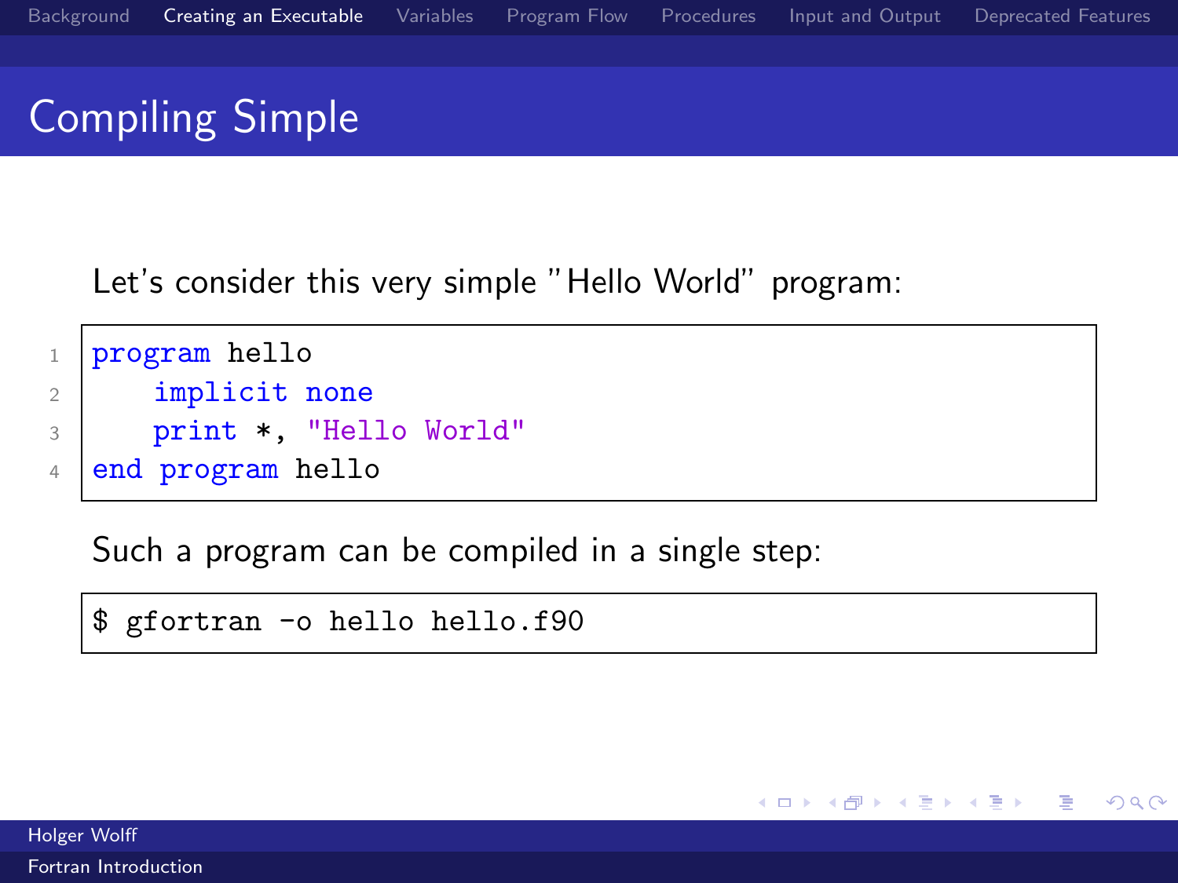# Compiling Simple

Let's consider this very simple "Hello World" program:

```fortran
program hello
    implicit none
    print *, "Hello World"
end program hello
```

Such a program can be compiled in a single step:

```
$ gfortran -o hello hello.f90
```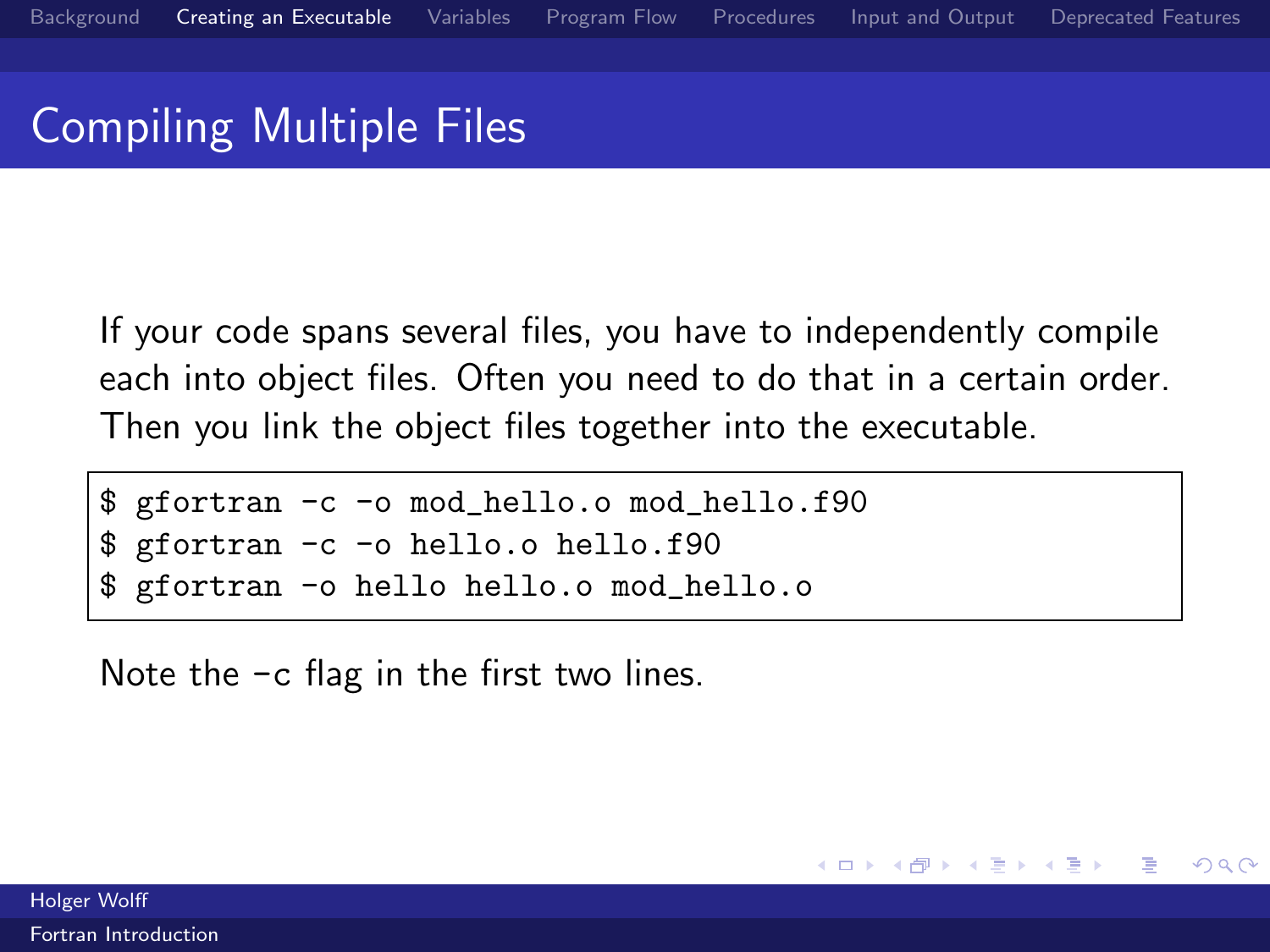# Compiling Multiple Files

If your code spans several files, you have to independently compile each into object files. Often you need to do that in a certain order. Then you link the object files together into the executable.

```
$ gfortran -c -o mod_hello.o mod_hello.f90
$ gfortran -c -o hello.o hello.f90
$ gfortran -o hello hello.o mod_hello.o
```

Note the -c flag in the first two lines.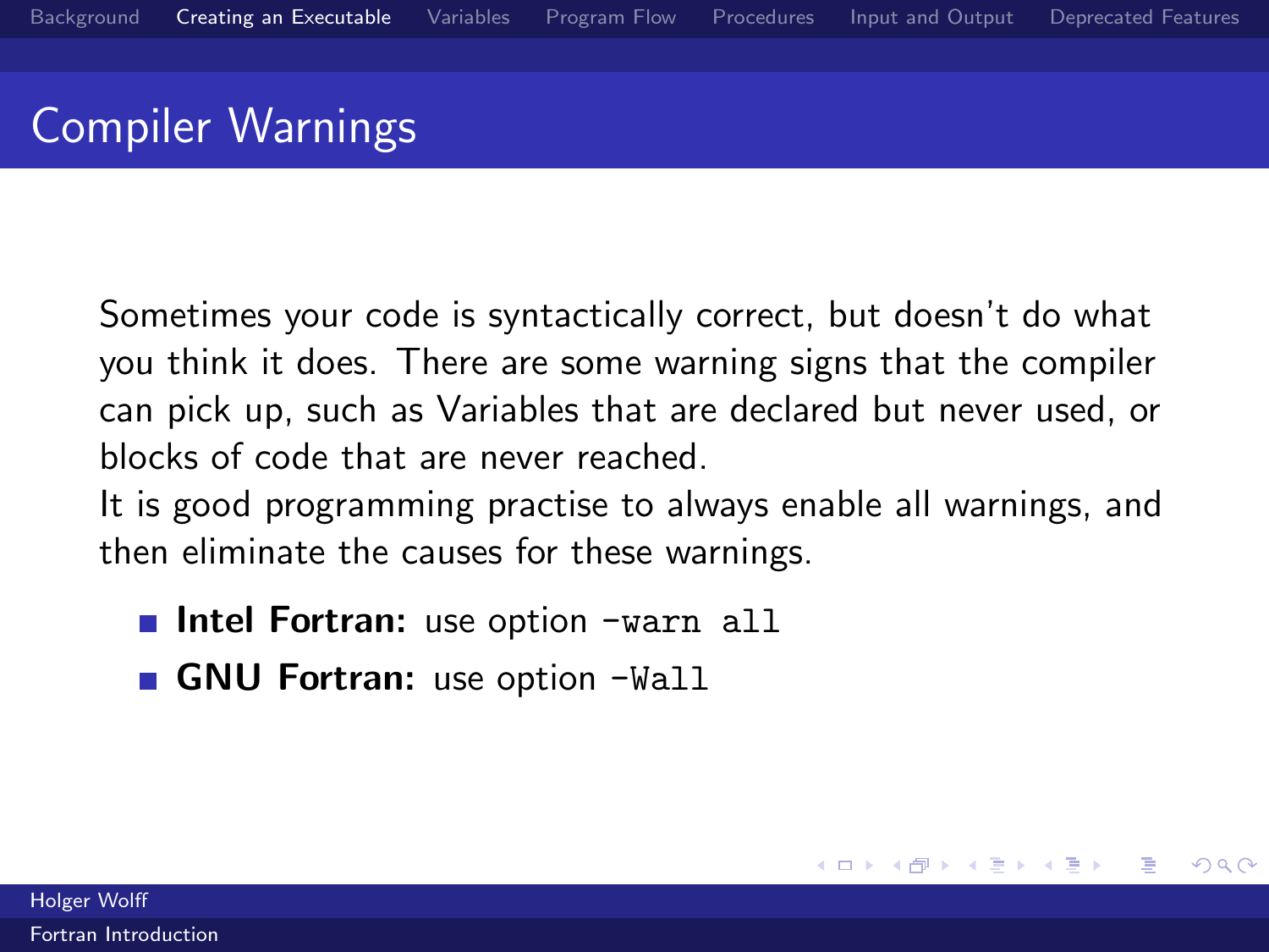# Compiler Warnings

Sometimes your code is syntactically correct, but doesn't do what you think it does. There are some warning signs that the compiler can pick up, such as Variables that are declared but never used, or blocks of code that are never reached.

It is good programming practise to always enable all warnings, and then eliminate the causes for these warnings.

- **Intel Fortran:** use option `-warn all`
- **GNU Fortran:** use option `-Wall`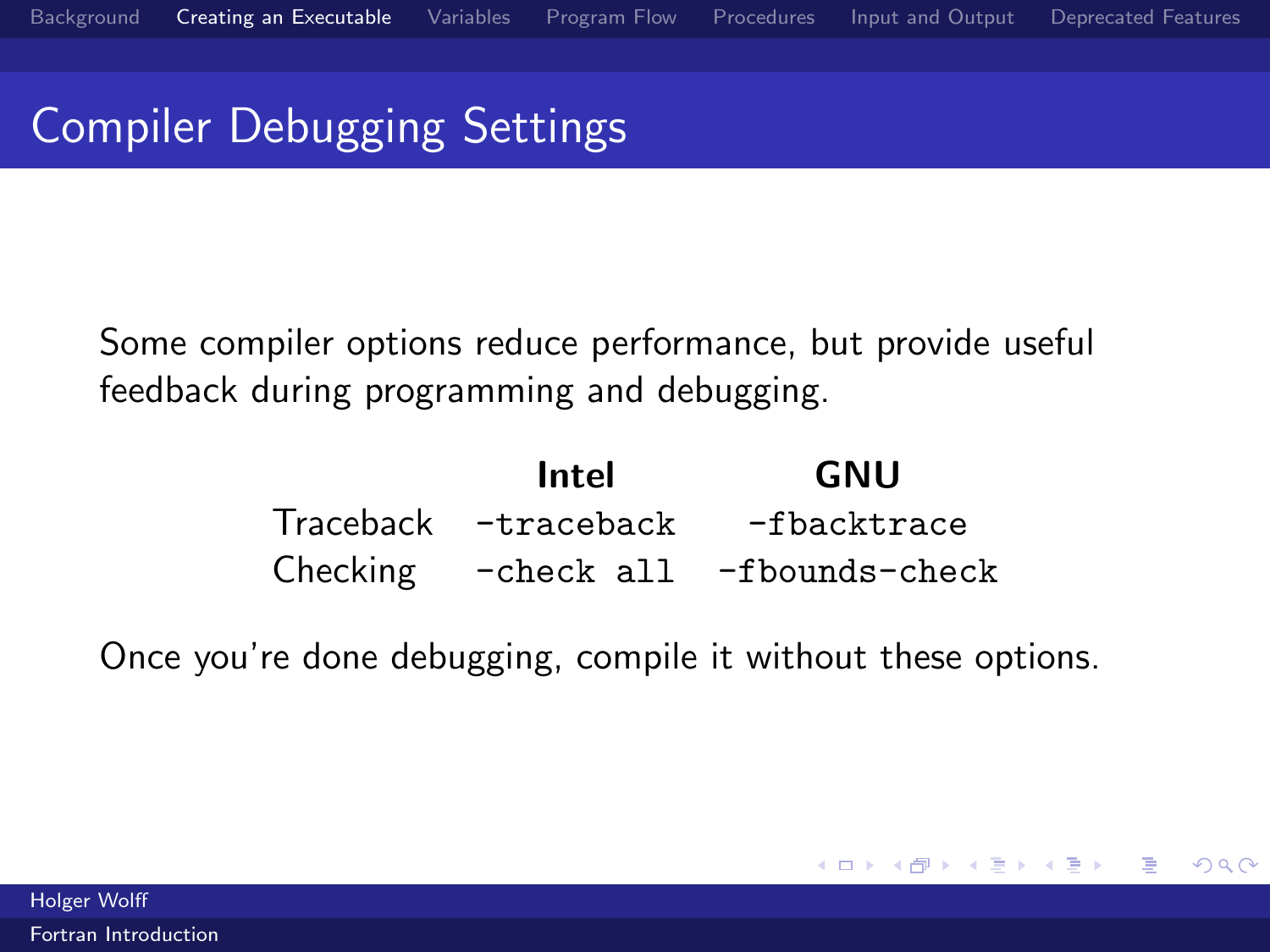# Compiler Debugging Settings

Some compiler options reduce performance, but provide useful feedback during programming and debugging.

| | **Intel** | **GNU** |
| --- | --- | --- |
| Traceback | `-traceback` | `-fbacktrace` |
| Checking | `-check all` | `-fbounds-check` |

Once you're done debugging, compile it without these options.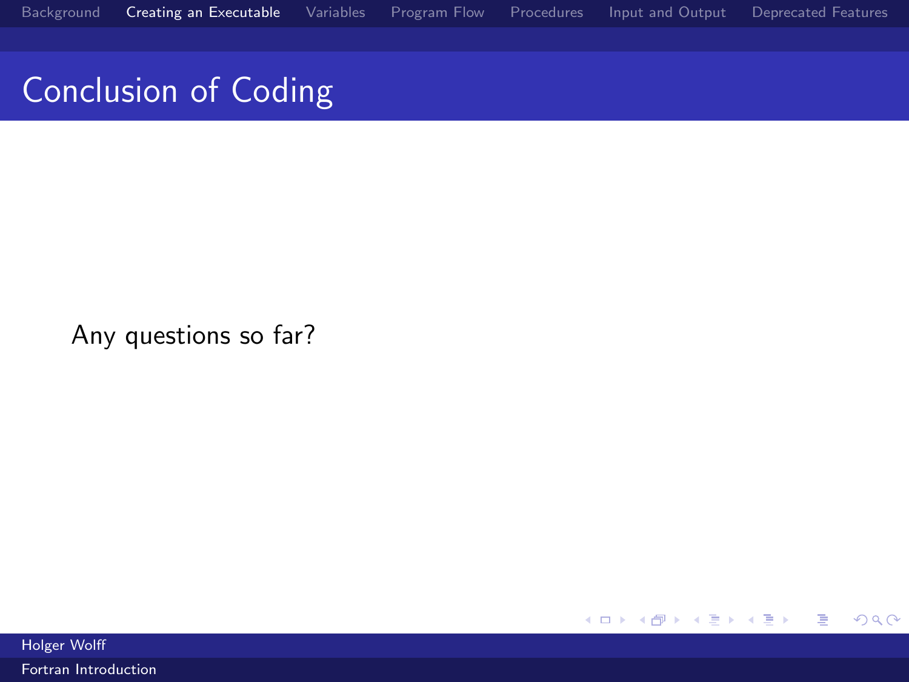# Conclusion of Coding

Any questions so far?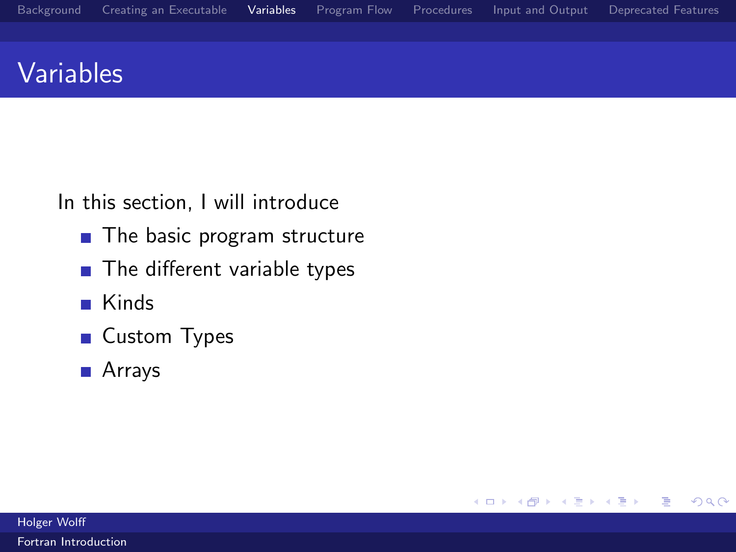# Variables

In this section, I will introduce

- The basic program structure
- The different variable types
- Kinds
- Custom Types
- Arrays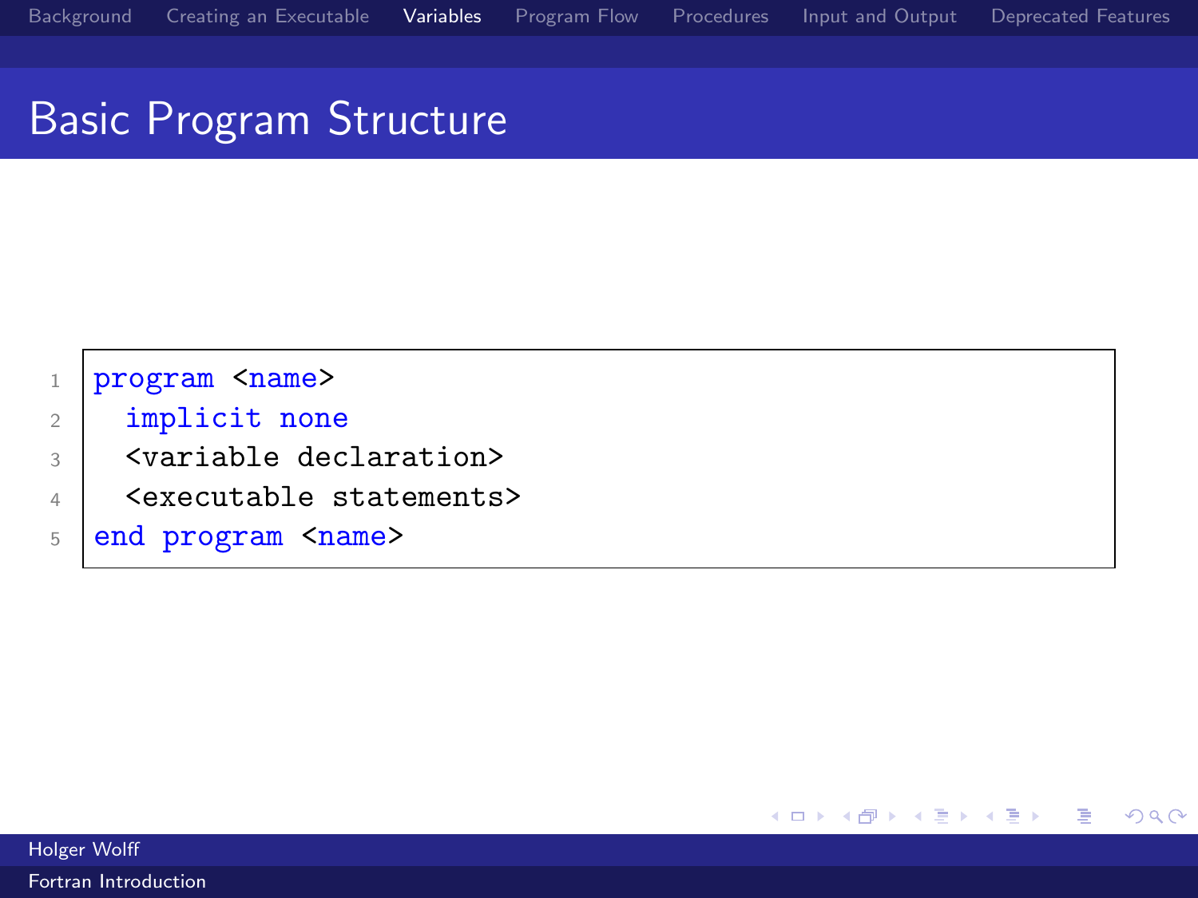# Basic Program Structure

```fortran
program <name>
  implicit none
  <variable declaration>
  <executable statements>
end program <name>
```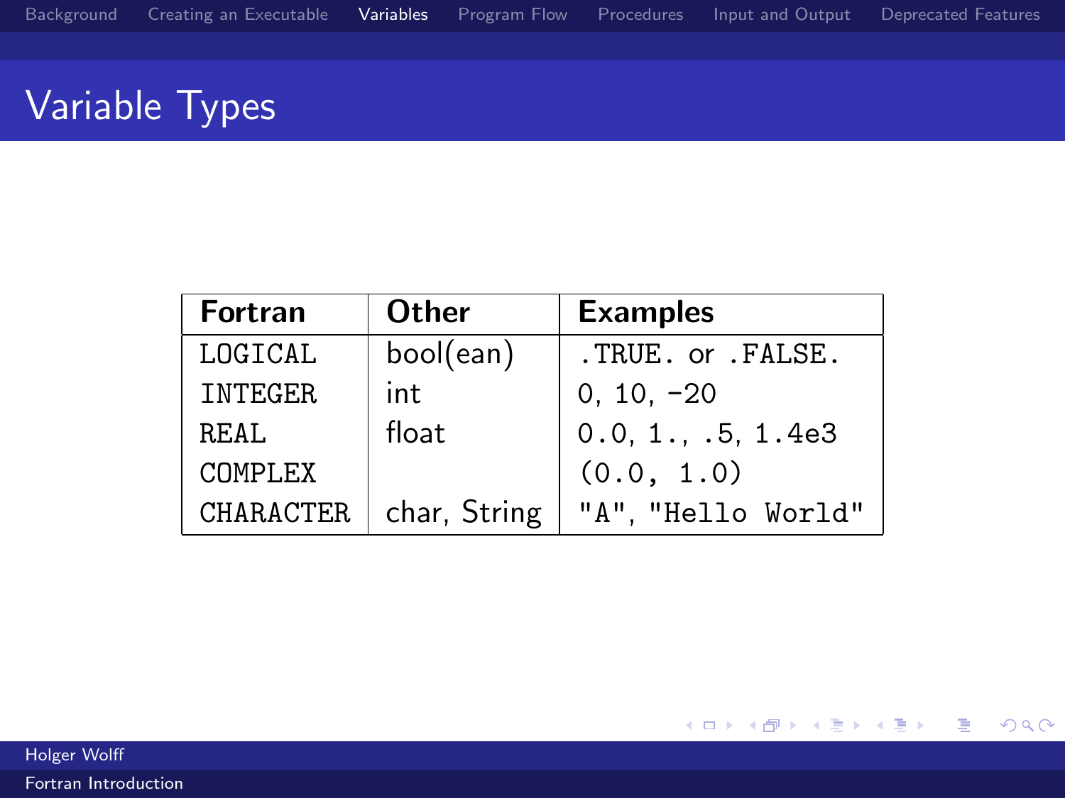## Variable Types

| Fortran | Other | Examples |
|---|---|---|
| LOGICAL | bool(ean) | .TRUE. or .FALSE. |
| INTEGER | int | 0, 10, -20 |
| REAL | float | 0.0, 1., .5, 1.4e3 |
| COMPLEX | | (0.0, 1.0) |
| CHARACTER | char, String | "A", "Hello World" |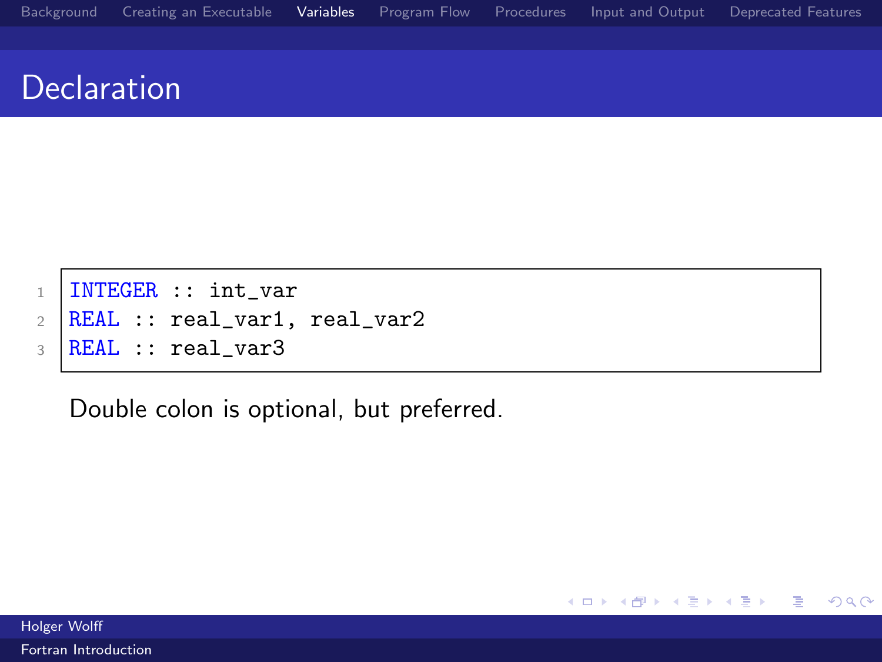# Declaration

```fortran
INTEGER :: int_var
REAL :: real_var1, real_var2
REAL :: real_var3
```

Double colon is optional, but preferred.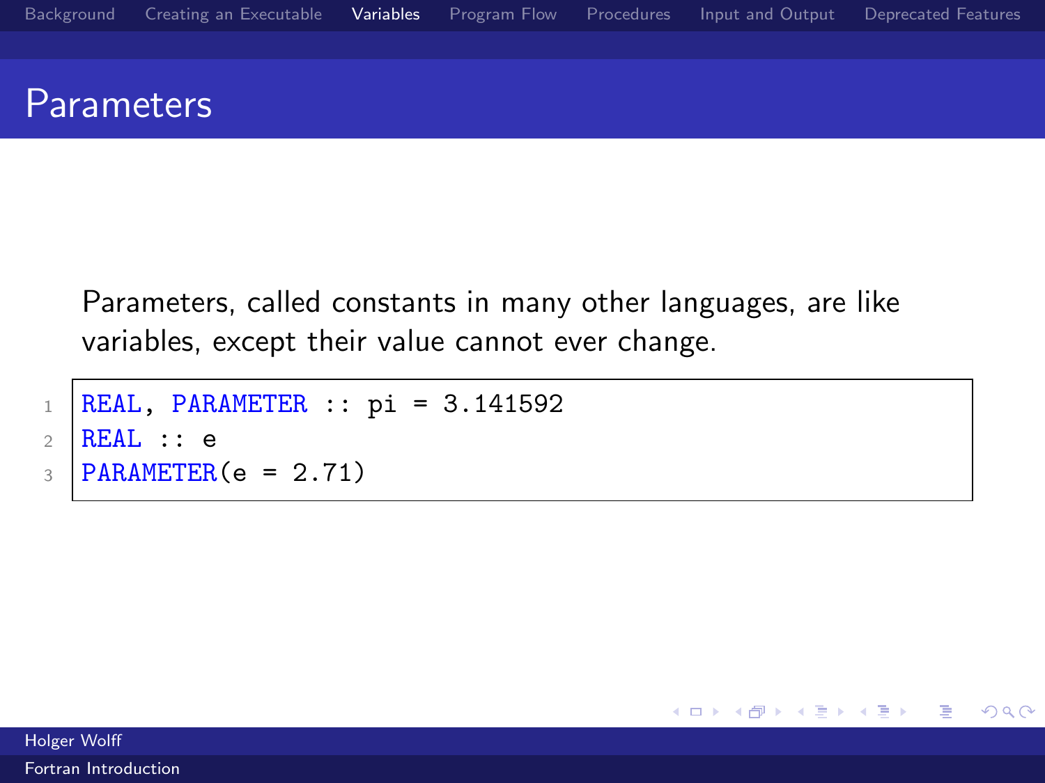# Parameters

Parameters, called constants in many other languages, are like variables, except their value cannot ever change.

```
REAL, PARAMETER :: pi = 3.141592
REAL :: e
PARAMETER(e = 2.71)
```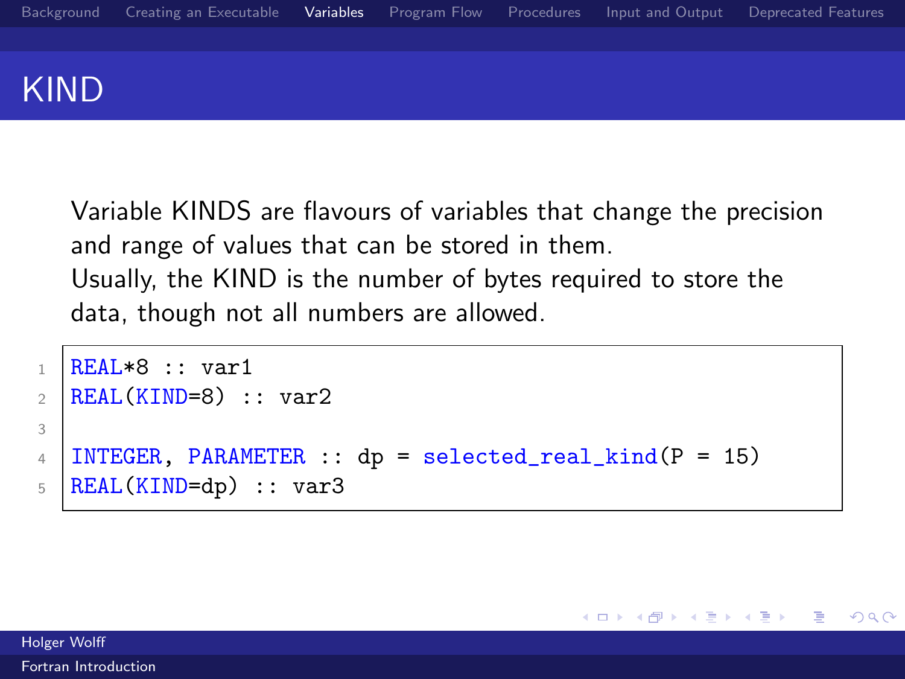# KIND

Variable KINDS are flavours of variables that change the precision and range of values that can be stored in them.
Usually, the KIND is the number of bytes required to store the data, though not all numbers are allowed.

```
REAL*8 :: var1
REAL(KIND=8) :: var2

INTEGER, PARAMETER :: dp = selected_real_kind(P = 15)
REAL(KIND=dp) :: var3
```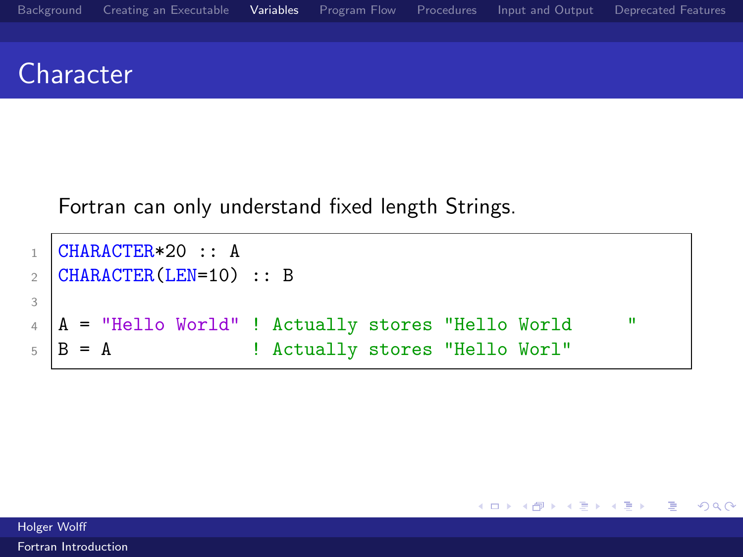# Character

Fortran can only understand fixed length Strings.

```
CHARACTER*20 :: A
CHARACTER(LEN=10) :: B

A = "Hello World" ! Actually stores "Hello World         "
B = A             ! Actually stores "Hello Worl"
```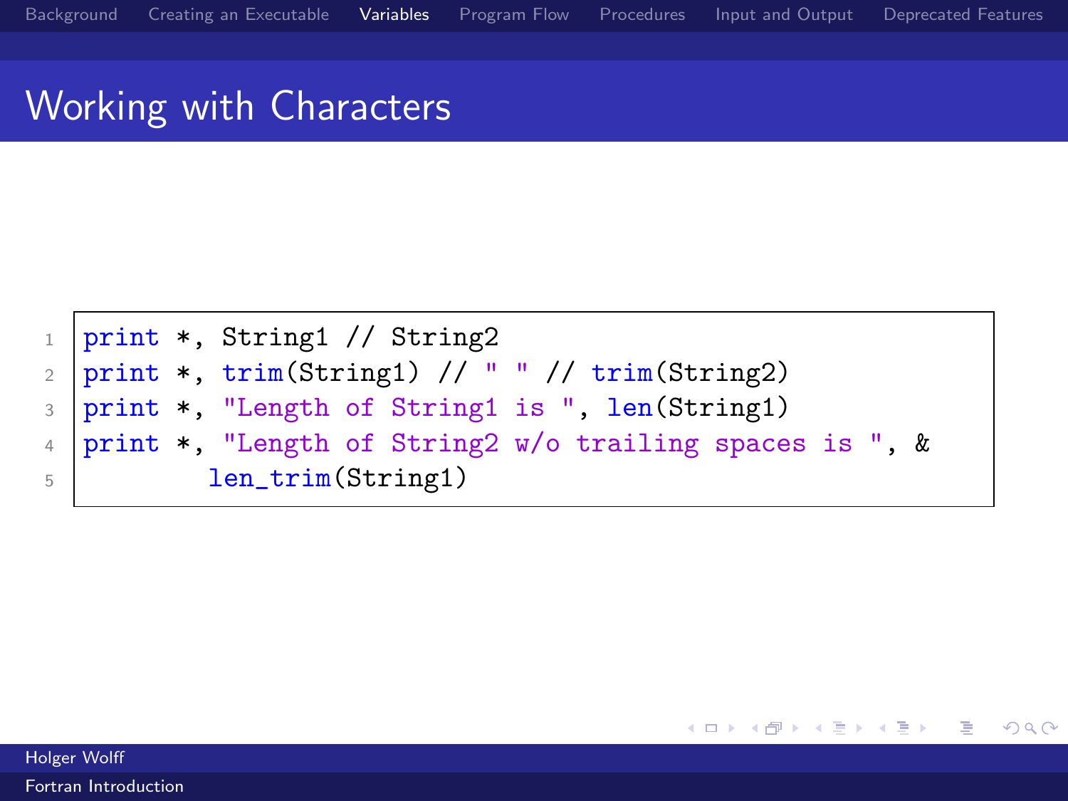# Working with Characters

```fortran
print *, String1 // String2
print *, trim(String1) // " " // trim(String2)
print *, "Length of String1 is ", len(String1)
print *, "Length of String2 w/o trailing spaces is ", &
        len_trim(String1)
```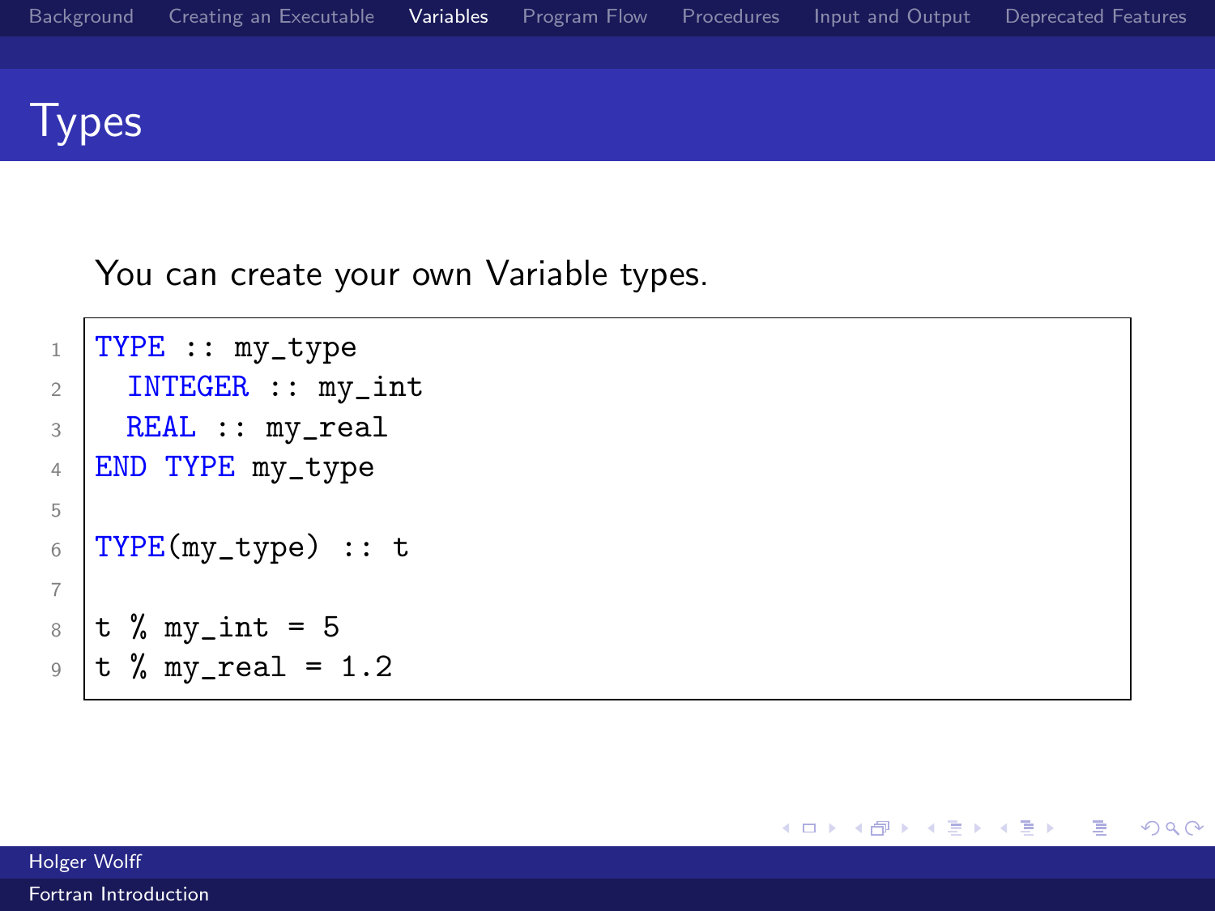# Types

You can create your own Variable types.

```
TYPE :: my_type
  INTEGER :: my_int
  REAL :: my_real
END TYPE my_type

TYPE(my_type) :: t

t % my_int = 5
t % my_real = 1.2
```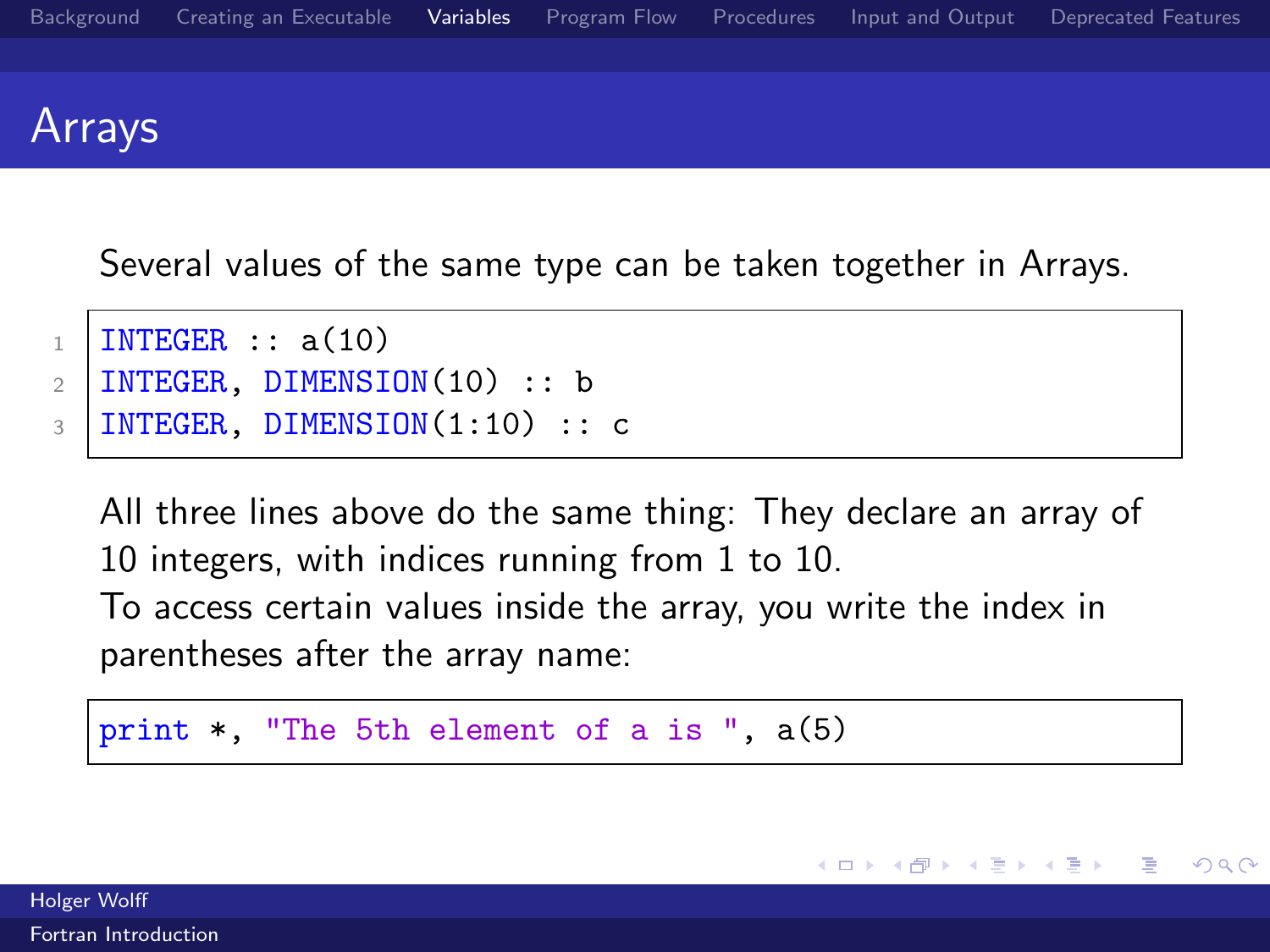# Arrays

Several values of the same type can be taken together in Arrays.

```
INTEGER :: a(10)
INTEGER, DIMENSION(10) :: b
INTEGER, DIMENSION(1:10) :: c
```

All three lines above do the same thing: They declare an array of 10 integers, with indices running from 1 to 10.
To access certain values inside the array, you write the index in parentheses after the array name:

```
print *, "The 5th element of a is ", a(5)
```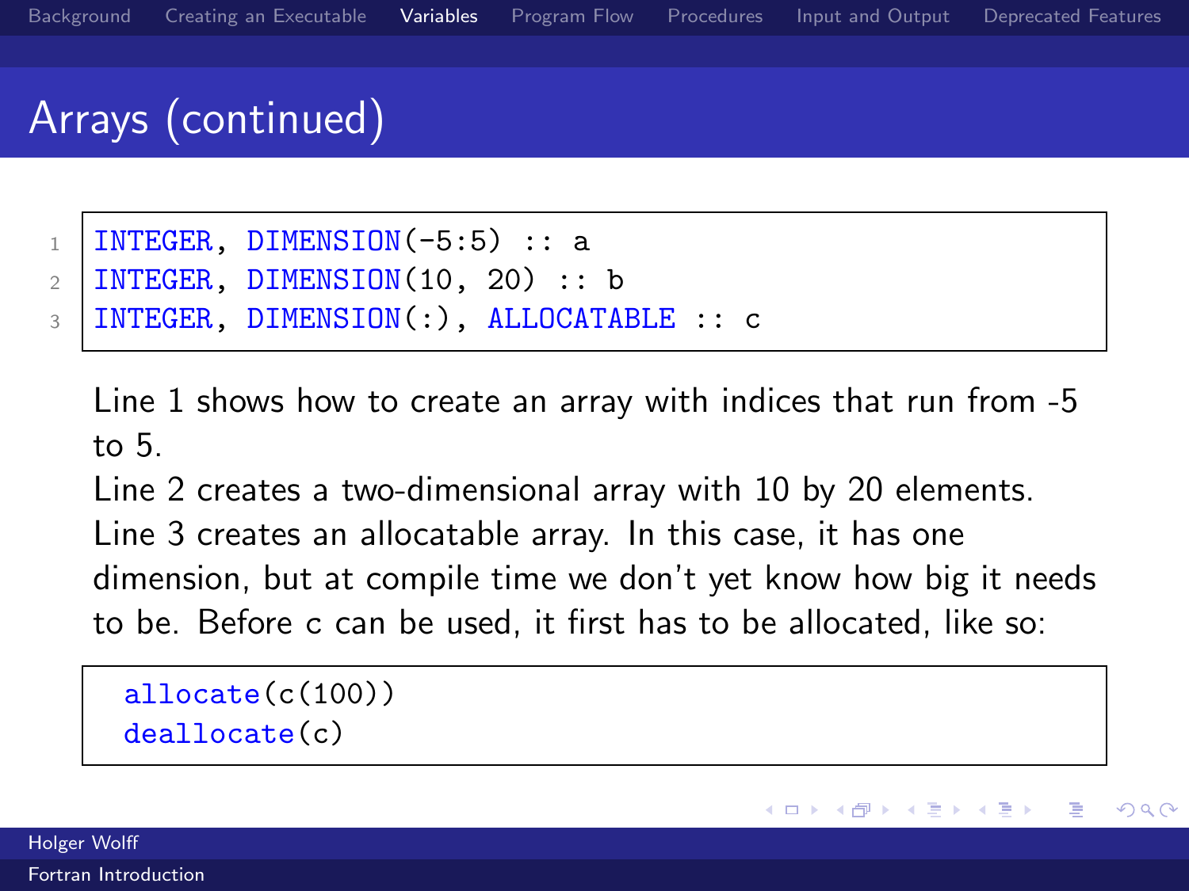# Arrays (continued)

```fortran
INTEGER, DIMENSION(-5:5) :: a
INTEGER, DIMENSION(10, 20) :: b
INTEGER, DIMENSION(:), ALLOCATABLE :: c
```

Line 1 shows how to create an array with indices that run from -5 to 5.
Line 2 creates a two-dimensional array with 10 by 20 elements.
Line 3 creates an allocatable array. In this case, it has one dimension, but at compile time we don't yet know how big it needs to be. Before c can be used, it first has to be allocated, like so:

```fortran
allocate(c(100))
deallocate(c)
```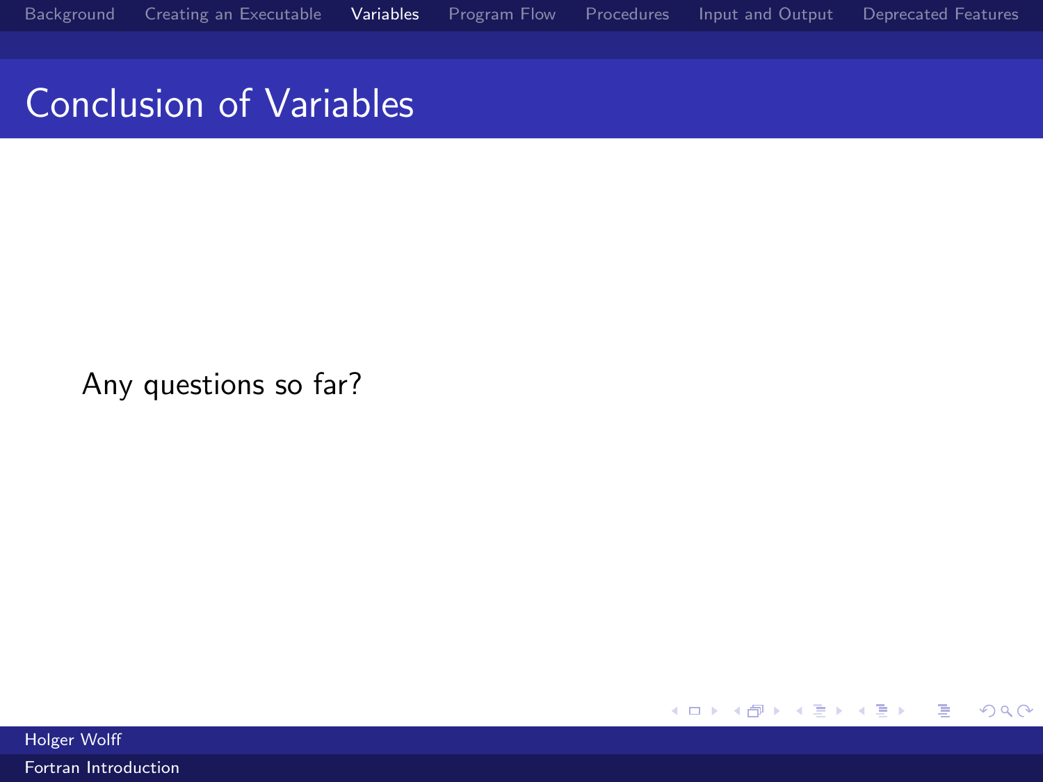# Conclusion of Variables

Any questions so far?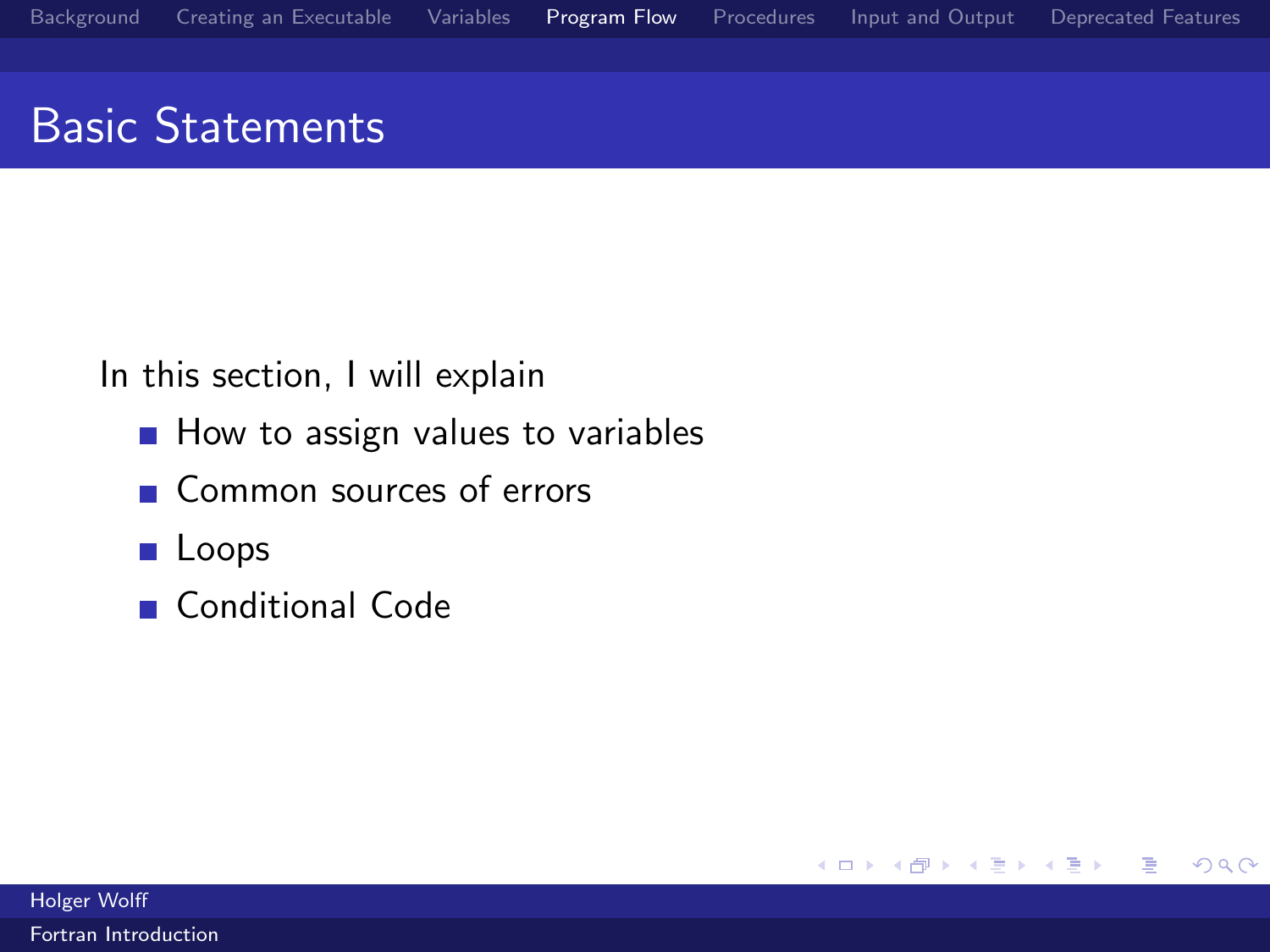# Basic Statements

In this section, I will explain

- How to assign values to variables
- Common sources of errors
- Loops
- Conditional Code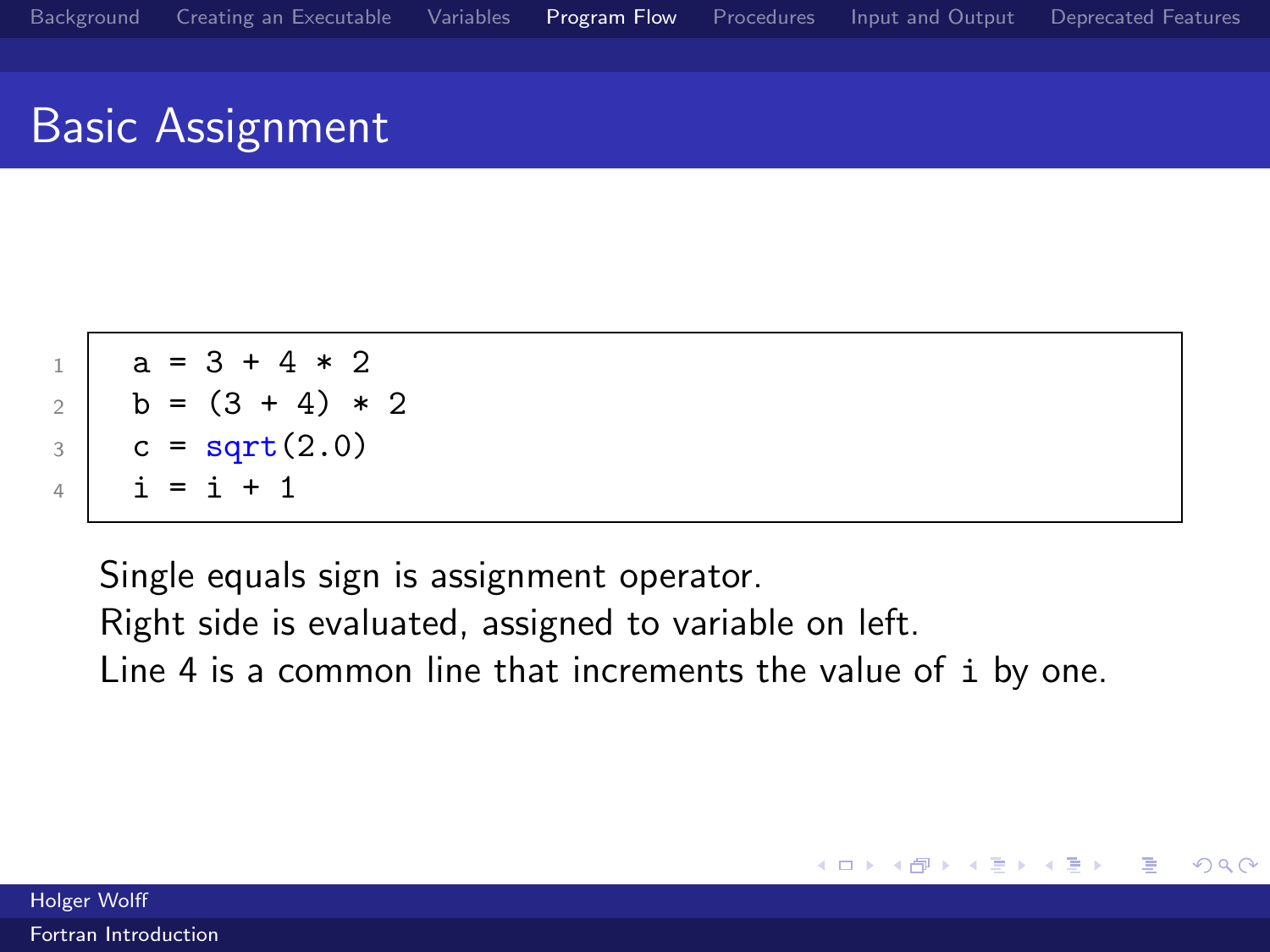# Basic Assignment

```
a = 3 + 4 * 2
b = (3 + 4) * 2
c = sqrt(2.0)
i = i + 1
```

Single equals sign is assignment operator.
Right side is evaluated, assigned to variable on left.
Line 4 is a common line that increments the value of `i` by one.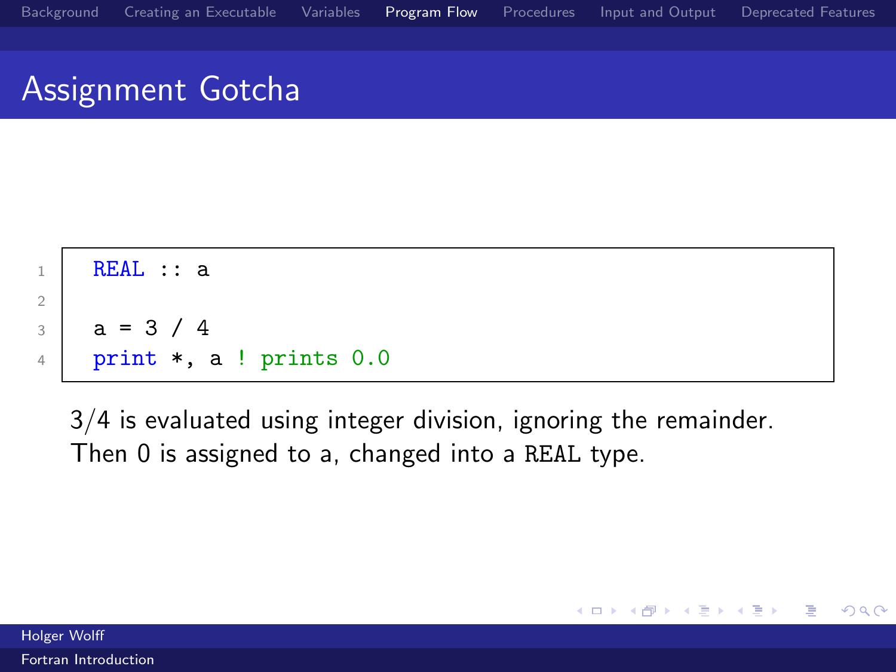# Assignment Gotcha

```
REAL :: a

a = 3 / 4
print *, a ! prints 0.0
```

3/4 is evaluated using integer division, ignoring the remainder. Then 0 is assigned to a, changed into a REAL type.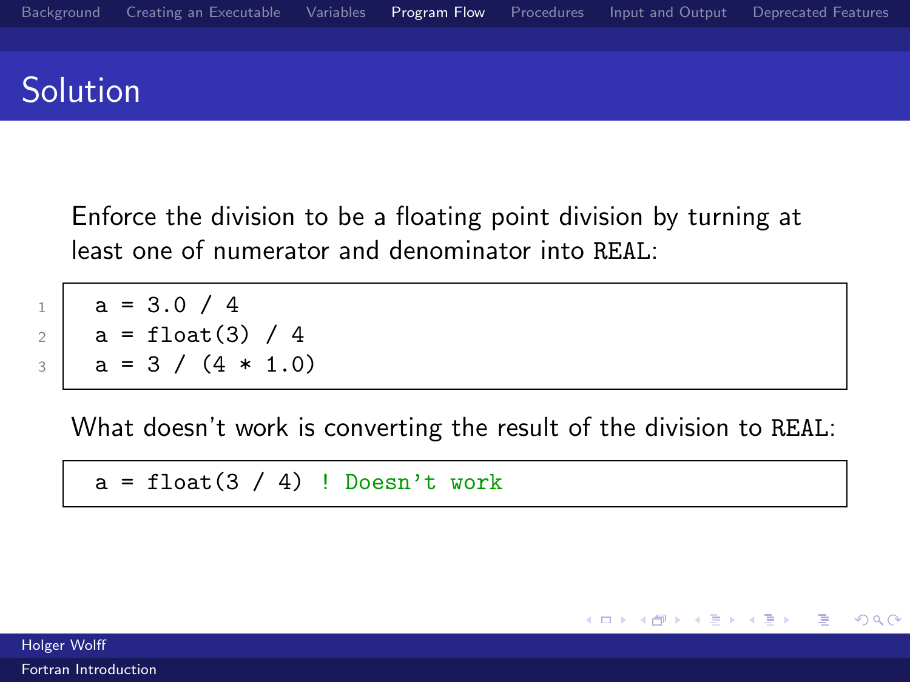# Solution

Enforce the division to be a floating point division by turning at least one of numerator and denominator into REAL:

```
a = 3.0 / 4
a = float(3) / 4
a = 3 / (4 * 1.0)
```

What doesn't work is converting the result of the division to REAL:

```
a = float(3 / 4) ! Doesn't work
```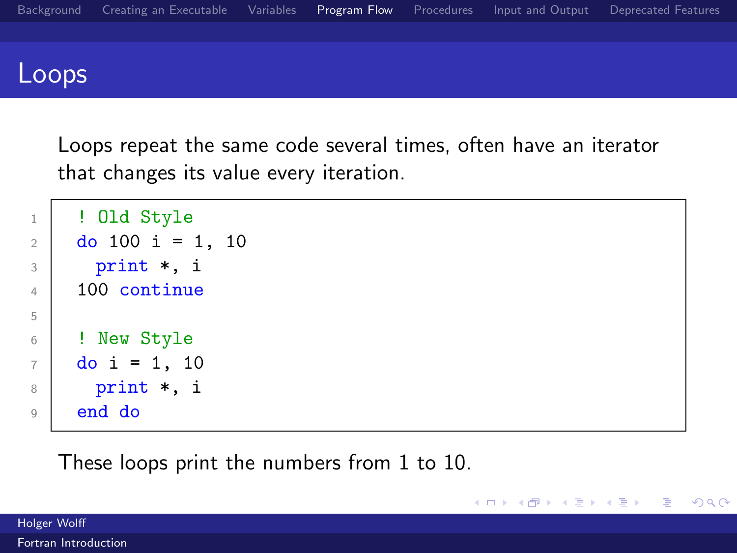# Loops

Loops repeat the same code several times, often have an iterator that changes its value every iteration.

```fortran
! Old Style
do 100 i = 1, 10
  print *, i
100 continue

! New Style
do i = 1, 10
  print *, i
end do
```

These loops print the numbers from 1 to 10.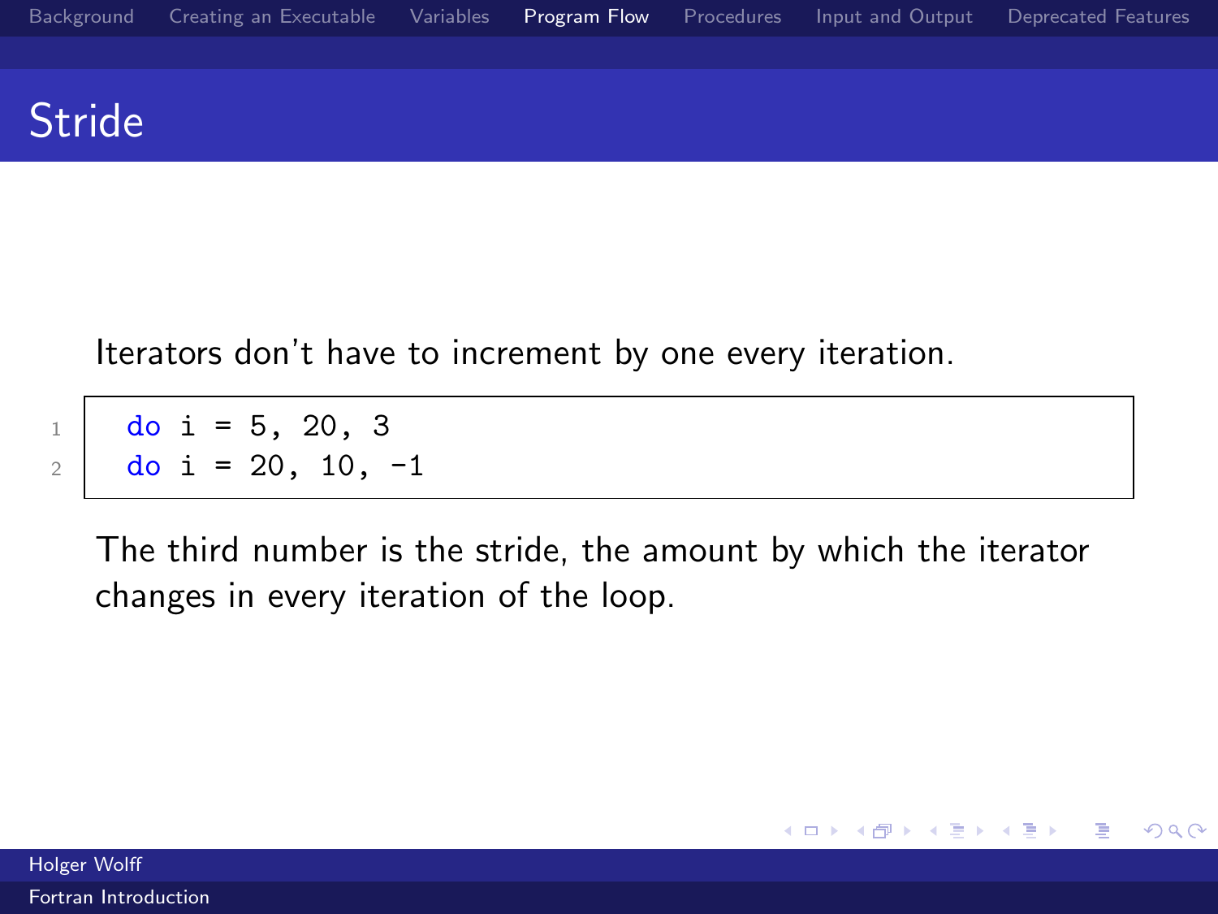# Stride

Iterators don't have to increment by one every iteration.

```fortran
do i = 5, 20, 3
do i = 20, 10, -1
```

The third number is the stride, the amount by which the iterator changes in every iteration of the loop.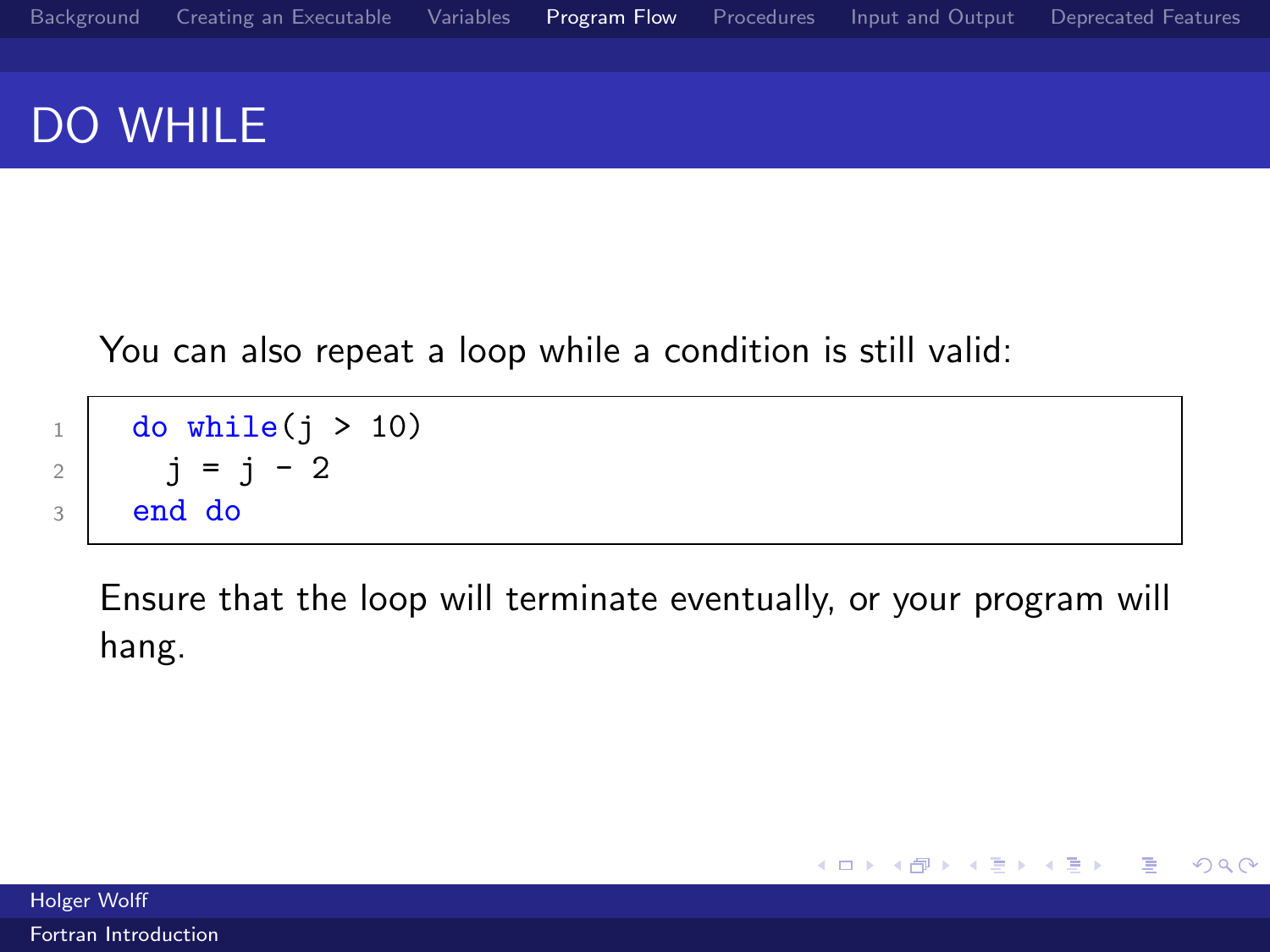# DO WHILE

You can also repeat a loop while a condition is still valid:

```
do while(j > 10)
  j = j - 2
end do
```

Ensure that the loop will terminate eventually, or your program will hang.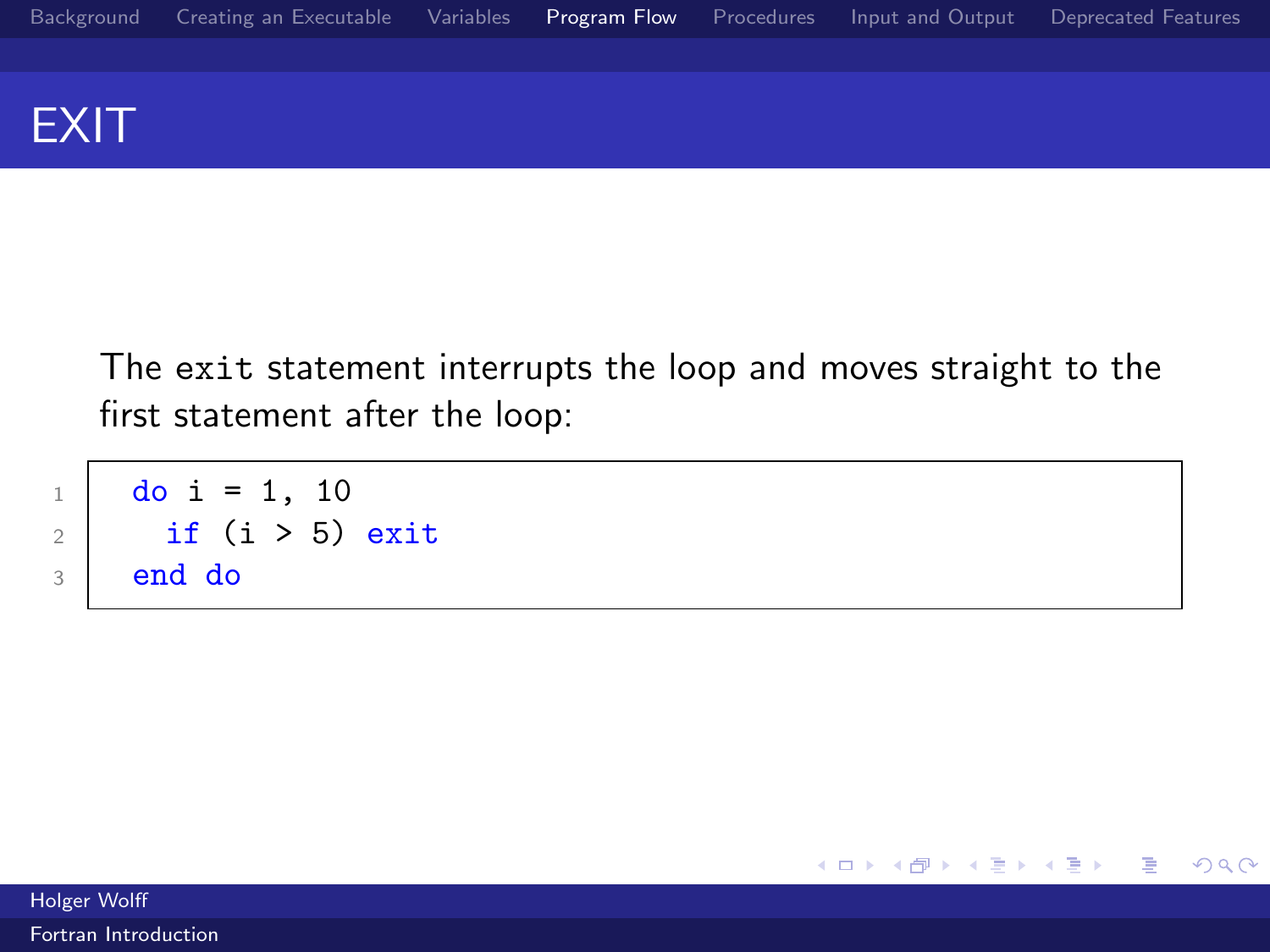# EXIT

The `exit` statement interrupts the loop and moves straight to the first statement after the loop:

```
do i = 1, 10
  if (i > 5) exit
end do
```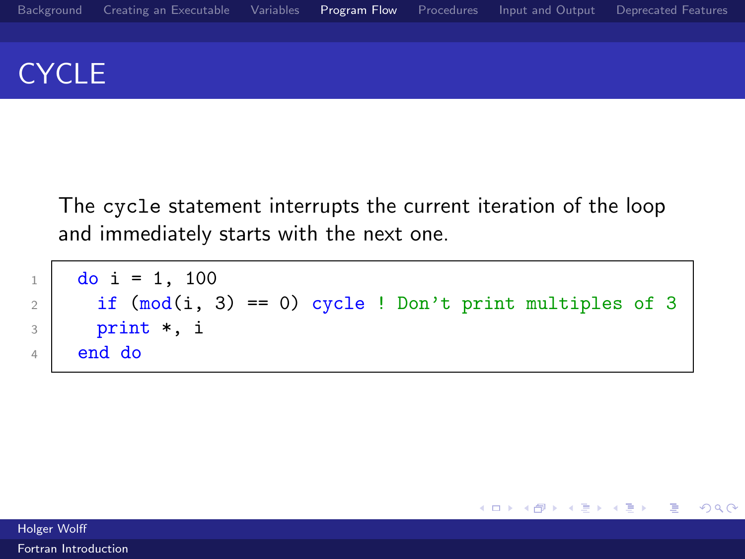# CYCLE

The `cycle` statement interrupts the current iteration of the loop and immediately starts with the next one.

```
do i = 1, 100
  if (mod(i, 3) == 0) cycle ! Don't print multiples of 3
  print *, i
end do
```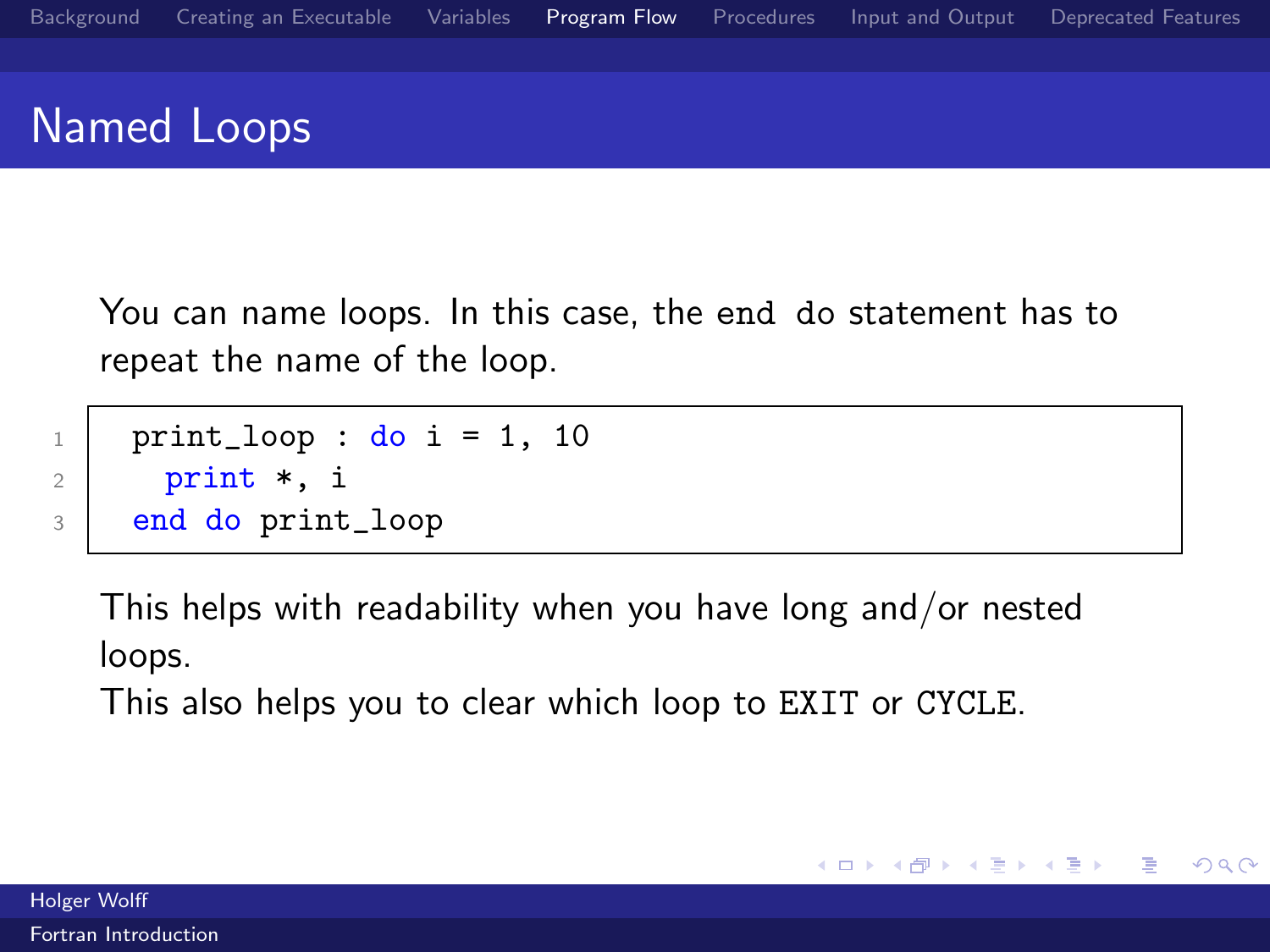# Named Loops

You can name loops. In this case, the `end do` statement has to repeat the name of the loop.

```
print_loop : do i = 1, 10
  print *, i
end do print_loop
```

This helps with readability when you have long and/or nested loops.
This also helps you to clear which loop to `EXIT` or `CYCLE`.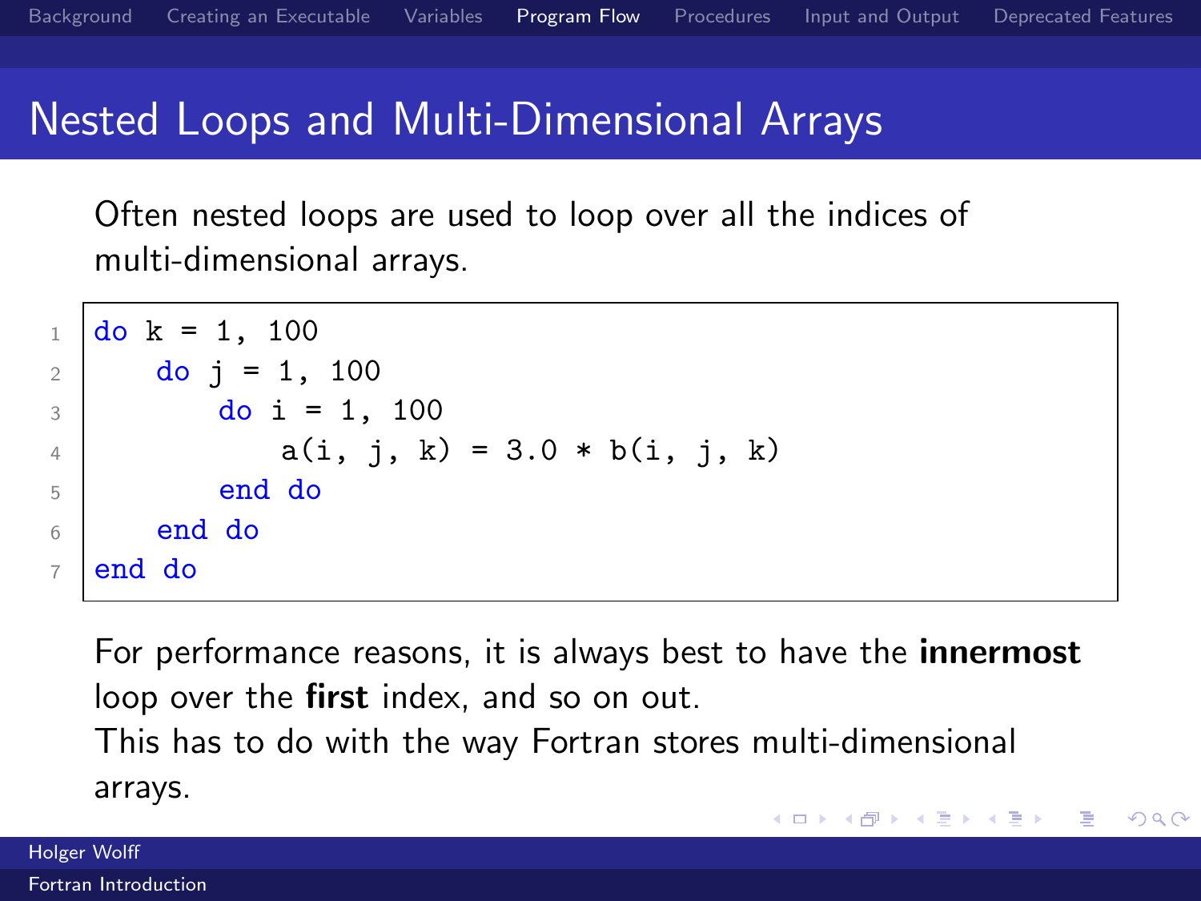# Nested Loops and Multi-Dimensional Arrays

Often nested loops are used to loop over all the indices of multi-dimensional arrays.

```fortran
do k = 1, 100
    do j = 1, 100
        do i = 1, 100
            a(i, j, k) = 3.0 * b(i, j, k)
        end do
    end do
end do
```

For performance reasons, it is always best to have the **innermost** loop over the **first** index, and so on out.
This has to do with the way Fortran stores multi-dimensional arrays.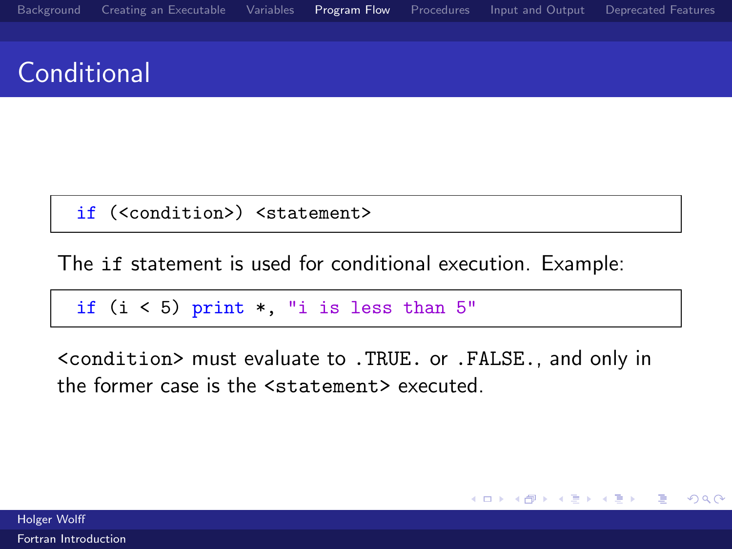# Conditional

```
if (<condition>) <statement>
```

The `if` statement is used for conditional execution. Example:

```
if (i < 5) print *, "i is less than 5"
```

`<condition>` must evaluate to `.TRUE.` or `.FALSE.`, and only in the former case is the `<statement>` executed.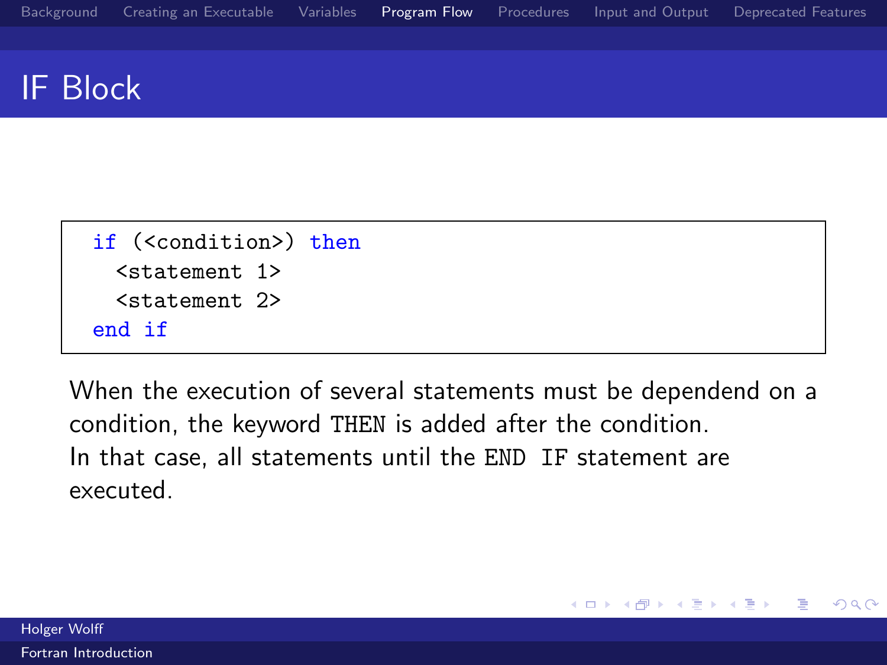# IF Block

```
if (<condition>) then
  <statement 1>
  <statement 2>
end if
```

When the execution of several statements must be dependend on a condition, the keyword THEN is added after the condition.
In that case, all statements until the END IF statement are executed.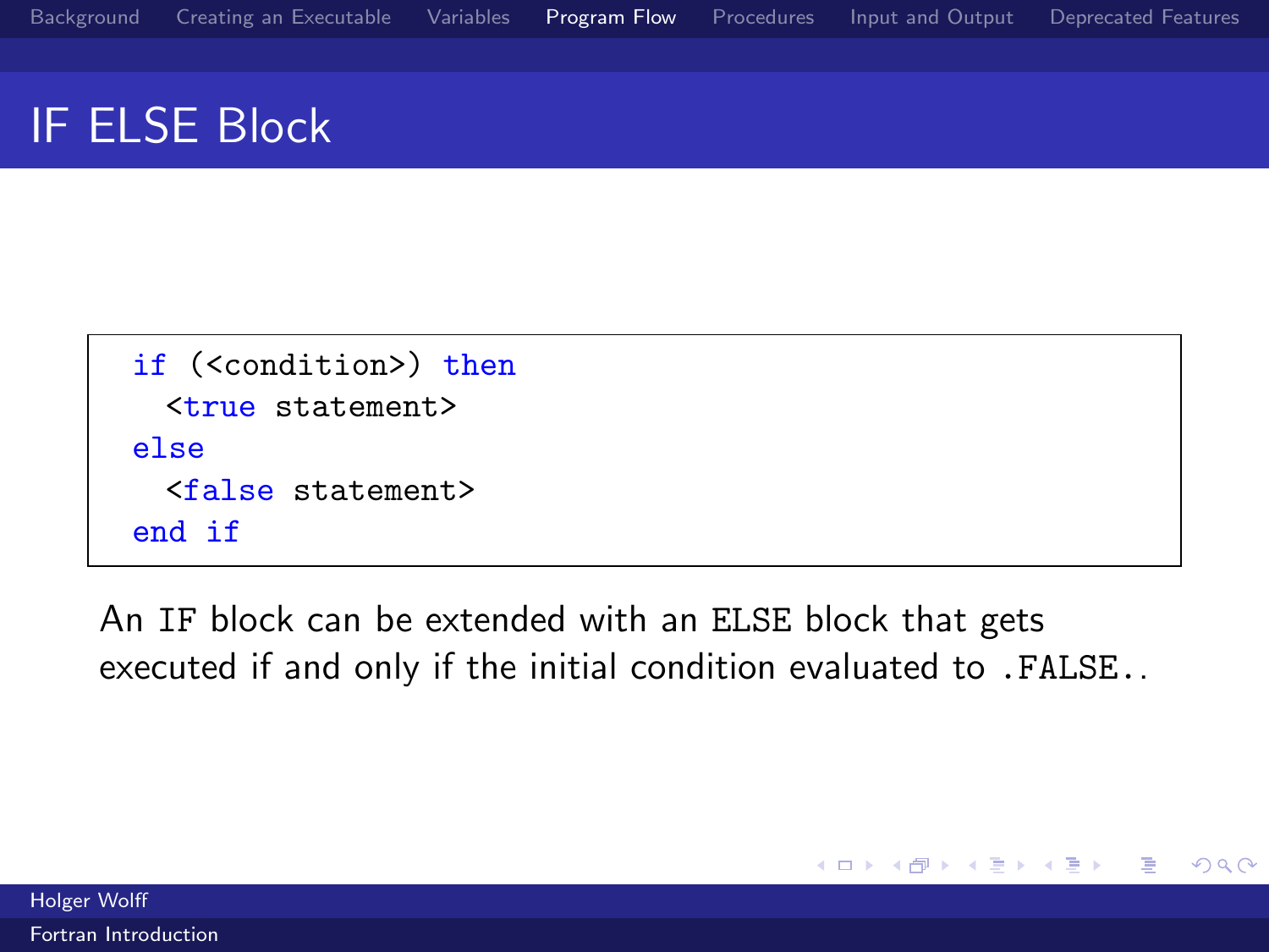# IF ELSE Block

```
if (<condition>) then
  <true statement>
else
  <false statement>
end if
```

An `IF` block can be extended with an `ELSE` block that gets executed if and only if the initial condition evaluated to `.FALSE.`.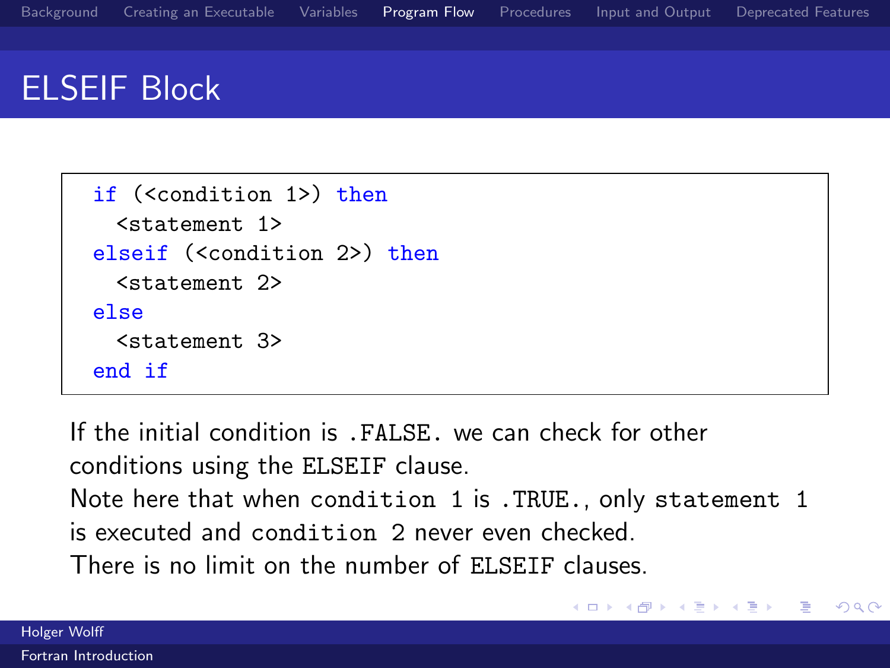# ELSEIF Block

```
if (<condition 1>) then
  <statement 1>
elseif (<condition 2>) then
  <statement 2>
else
  <statement 3>
end if
```

If the initial condition is `.FALSE.` we can check for other conditions using the `ELSEIF` clause.
Note here that when `condition 1` is `.TRUE.`, only `statement 1` is executed and `condition 2` never even checked.
There is no limit on the number of `ELSEIF` clauses.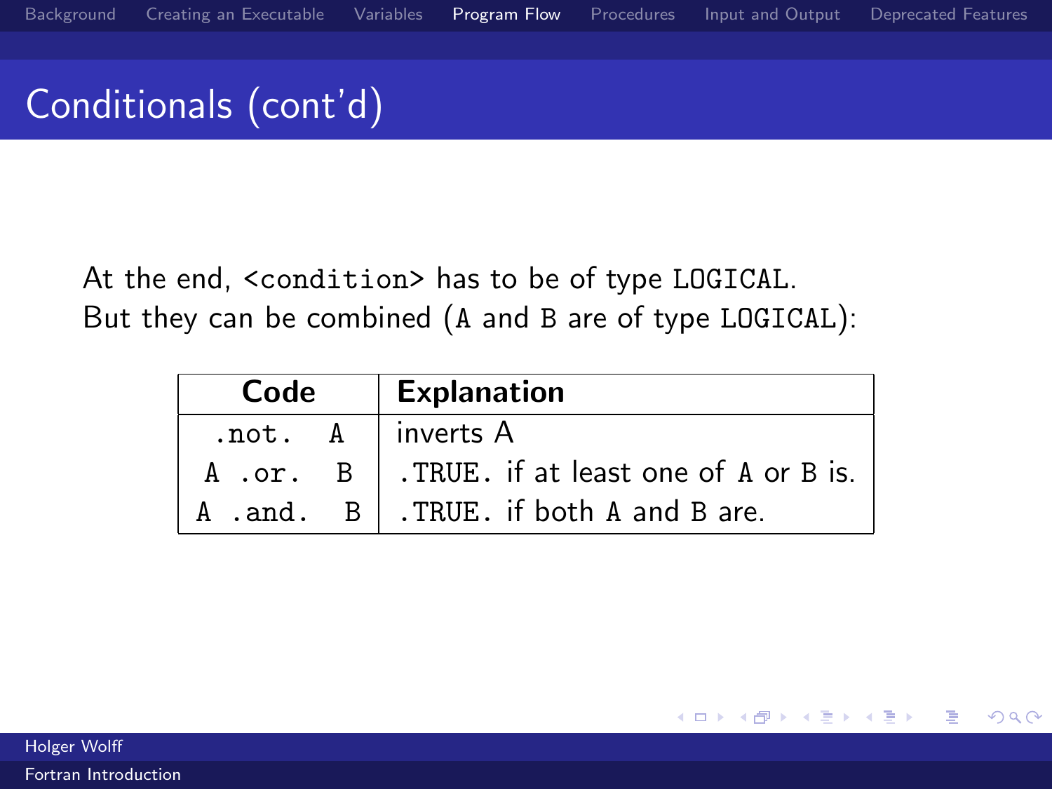# Conditionals (cont'd)

At the end, `<condition>` has to be of type `LOGICAL`.
But they can be combined (`A` and `B` are of type `LOGICAL`):

| Code | Explanation |
|---|---|
| `.not. A` | inverts A |
| `A .or. B` | `.TRUE.` if at least one of `A` or `B` is. |
| `A .and. B` | `.TRUE.` if both `A` and `B` are. |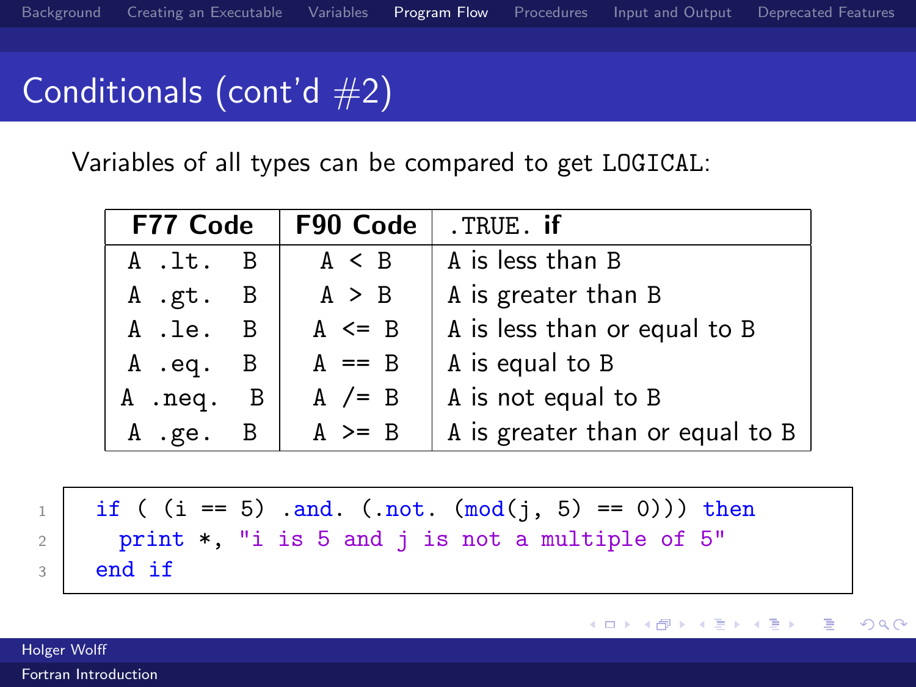# Conditionals (cont'd #2)

Variables of all types can be compared to get `LOGICAL`:

| F77 Code | F90 Code | `.TRUE.` if |
|---|---|---|
| `A .lt. B` | `A < B` | A is less than B |
| `A .gt. B` | `A > B` | A is greater than B |
| `A .le. B` | `A <= B` | A is less than or equal to B |
| `A .eq. B` | `A == B` | A is equal to B |
| `A .neq. B` | `A /= B` | A is not equal to B |
| `A .ge. B` | `A >= B` | A is greater than or equal to B |

```fortran
if ( (i == 5) .and. (.not. (mod(j, 5) == 0))) then
  print *, "i is 5 and j is not a multiple of 5"
end if
```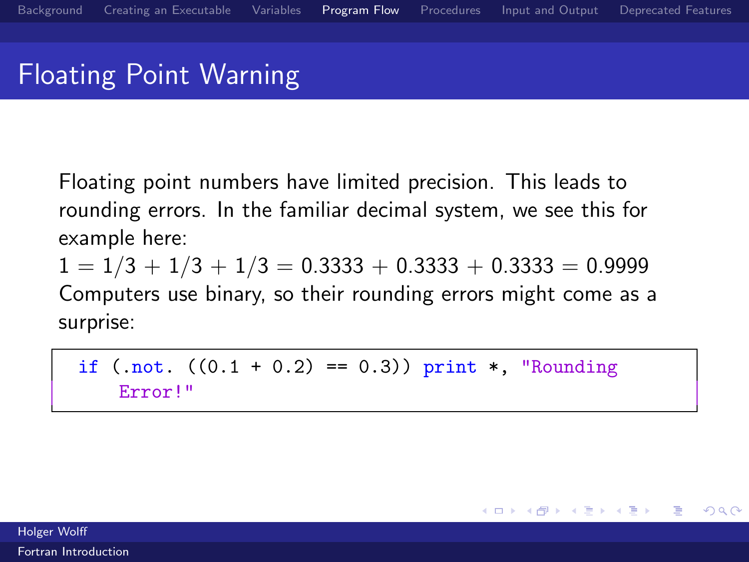# Floating Point Warning

Floating point numbers have limited precision. This leads to rounding errors. In the familiar decimal system, we see this for example here:

$1 = 1/3 + 1/3 + 1/3 = 0.3333 + 0.3333 + 0.3333 = 0.9999$

Computers use binary, so their rounding errors might come as a surprise:

```
if (.not. ((0.1 + 0.2) == 0.3)) print *, "Rounding
    Error!"
```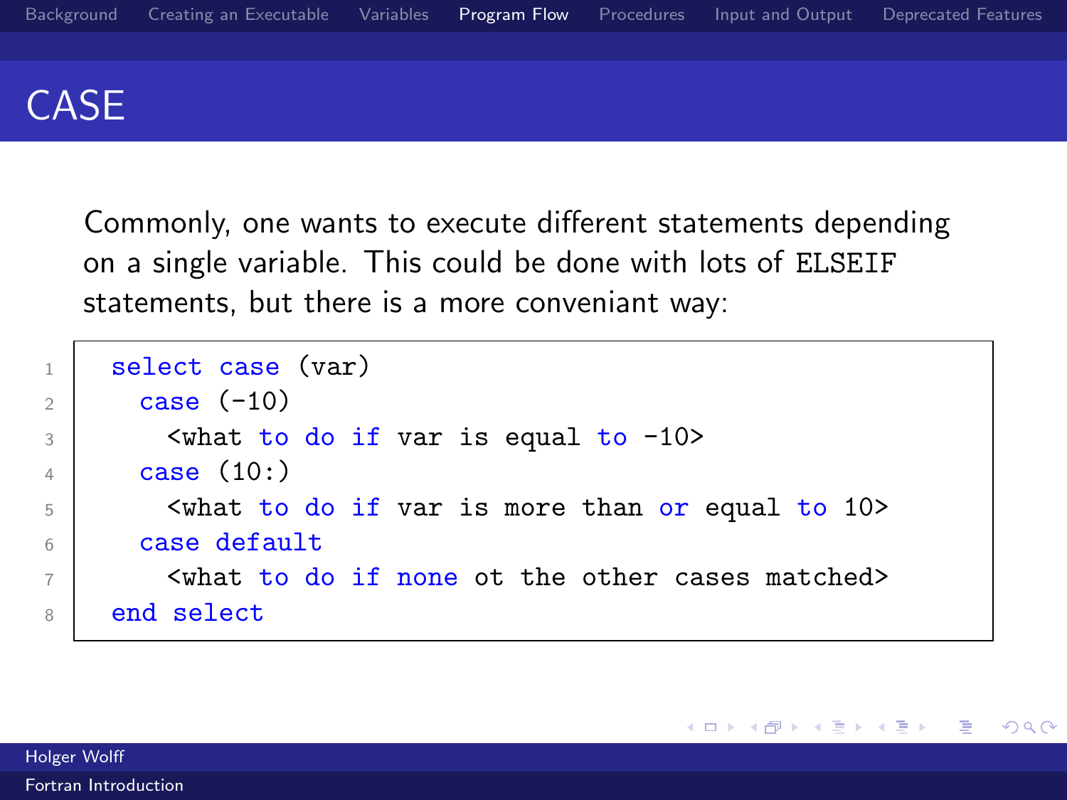# CASE

Commonly, one wants to execute different statements depending on a single variable. This could be done with lots of ELSEIF statements, but there is a more convenant way:

```
select case (var)
  case (-10)
    <what to do if var is equal to -10>
  case (10:)
    <what to do if var is more than or equal to 10>
  case default
    <what to do if none ot the other cases matched>
end select
```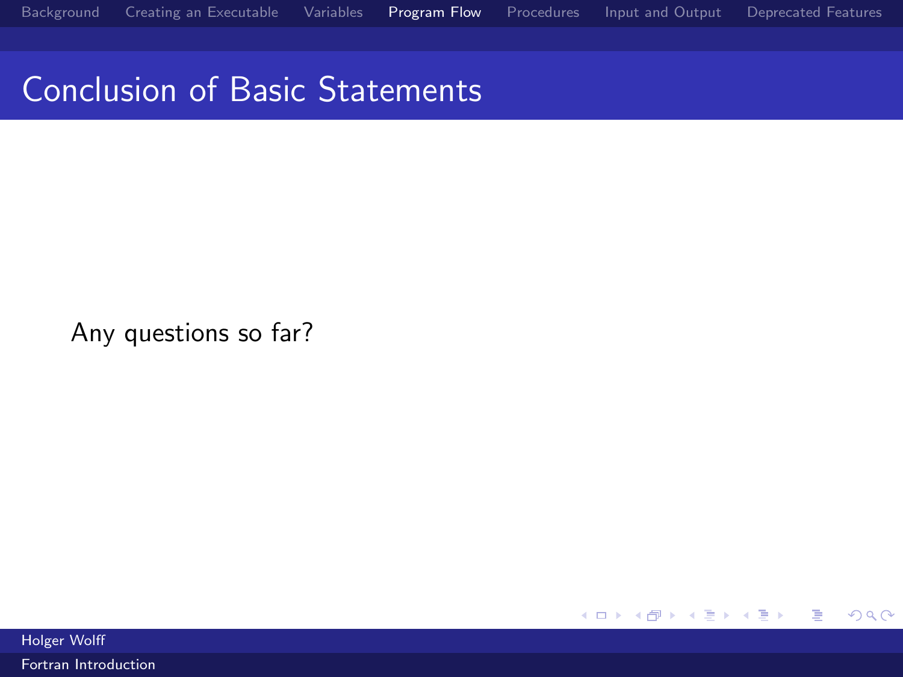# Conclusion of Basic Statements

Any questions so far?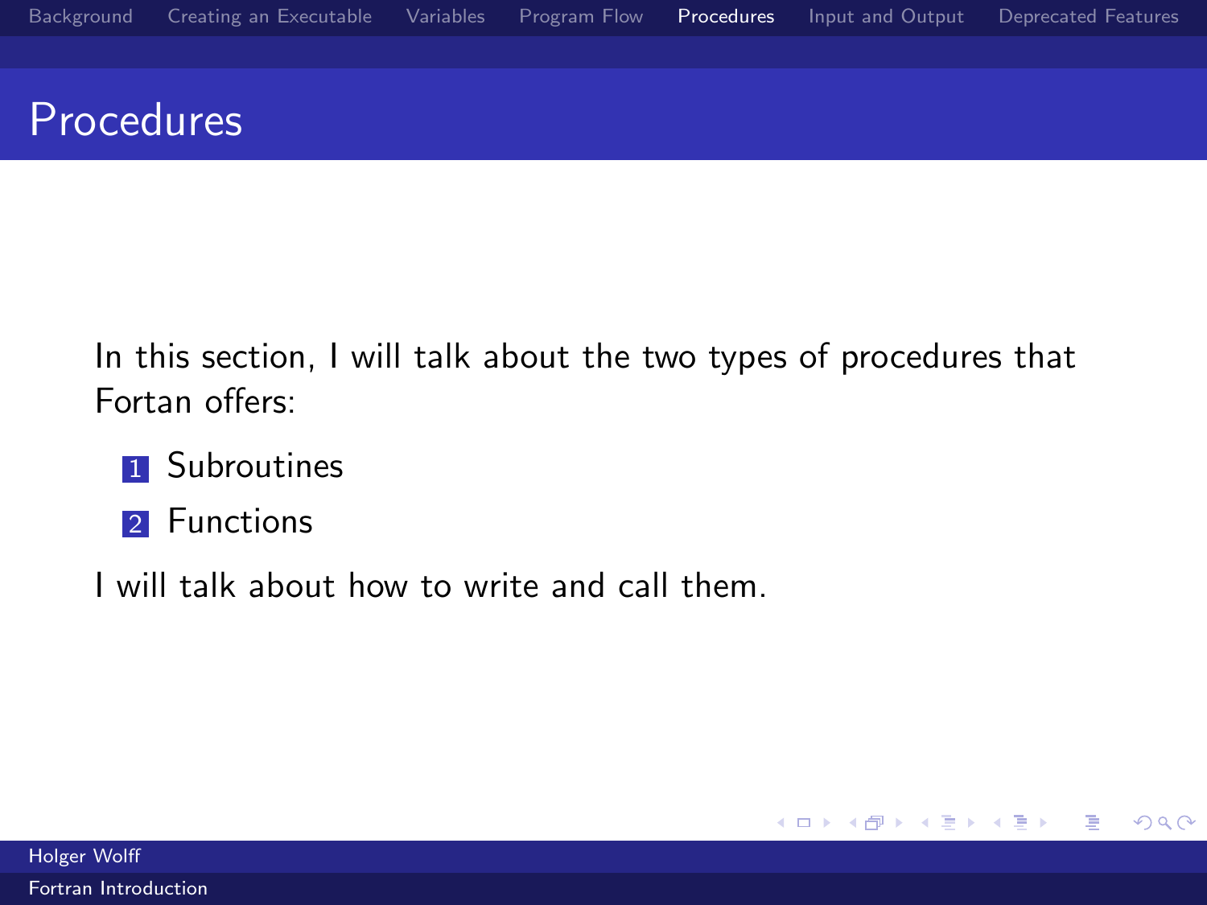# Procedures

In this section, I will talk about the two types of procedures that Fortan offers:

1. Subroutines
2. Functions

I will talk about how to write and call them.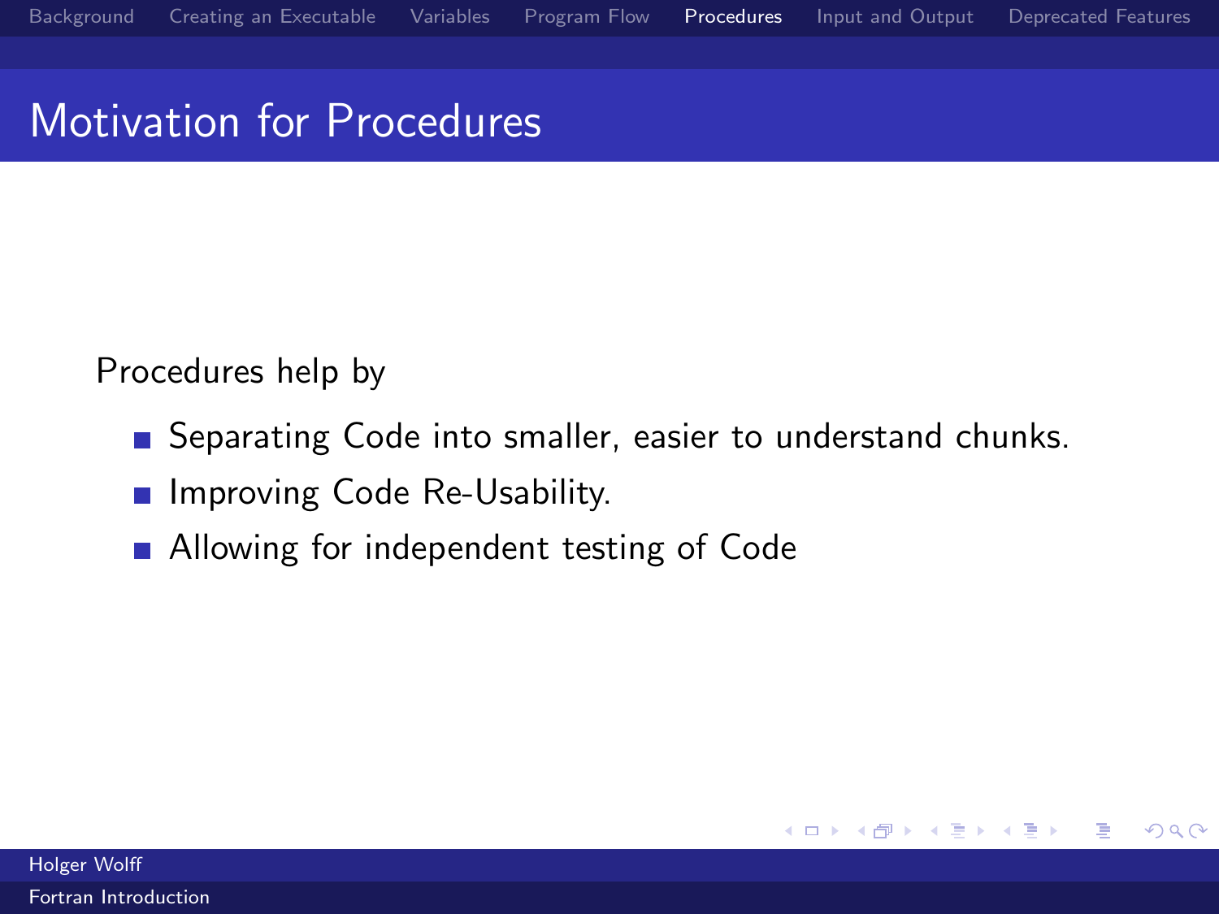# Motivation for Procedures

Procedures help by

- Separating Code into smaller, easier to understand chunks.
- Improving Code Re-Usability.
- Allowing for independent testing of Code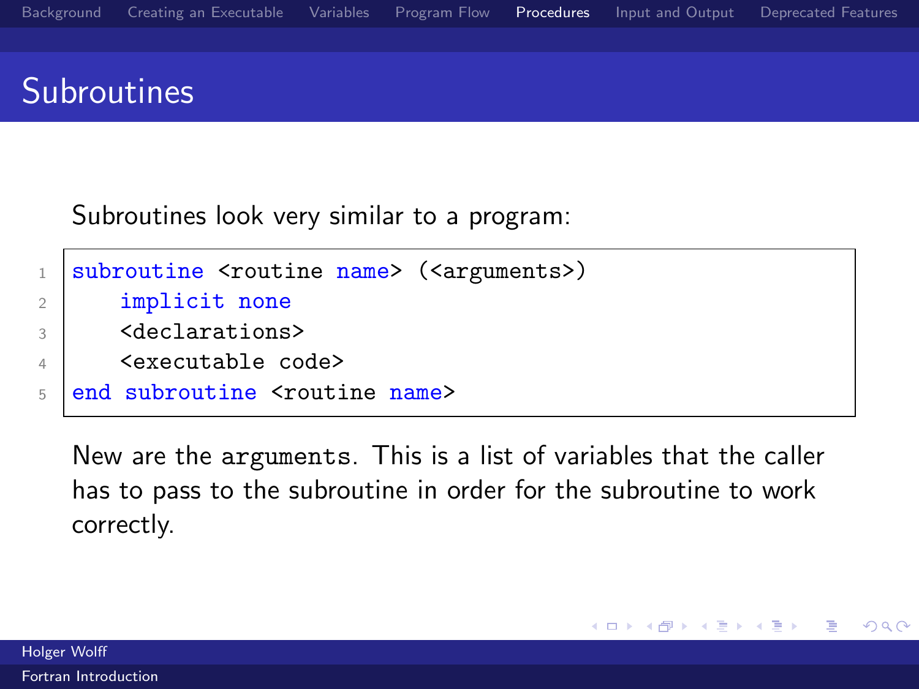# Subroutines

Subroutines look very similar to a program:

```
subroutine <routine name> (<arguments>)
    implicit none
    <declarations>
    <executable code>
end subroutine <routine name>
```

New are the `arguments`. This is a list of variables that the caller has to pass to the subroutine in order for the subroutine to work correctly.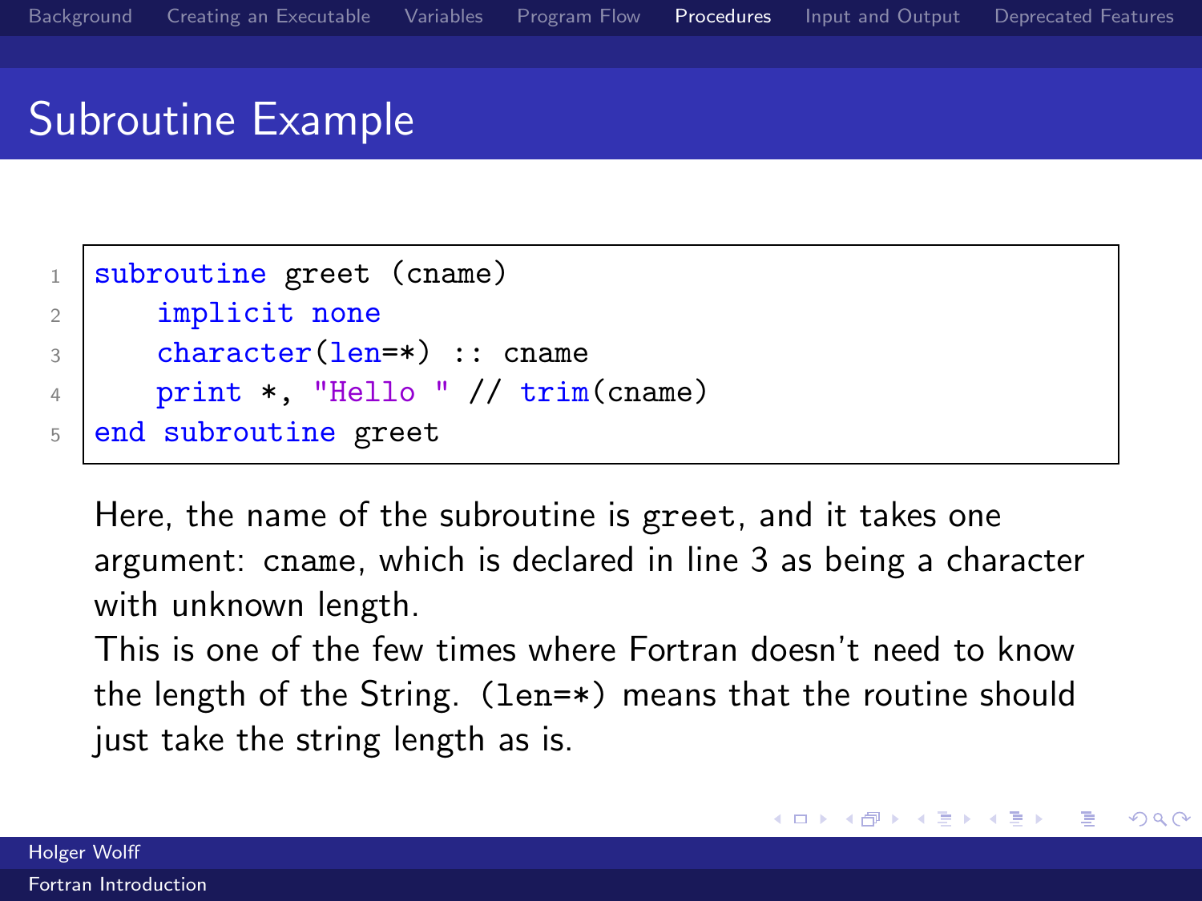## Subroutine Example

```fortran
subroutine greet (cname)
    implicit none
    character(len=*) :: cname
    print *, "Hello " // trim(cname)
end subroutine greet
```

Here, the name of the subroutine is `greet`, and it takes one argument: `cname`, which is declared in line 3 as being a character with unknown length.

This is one of the few times where Fortran doesn't need to know the length of the String. `(len=*)` means that the routine should just take the string length as is.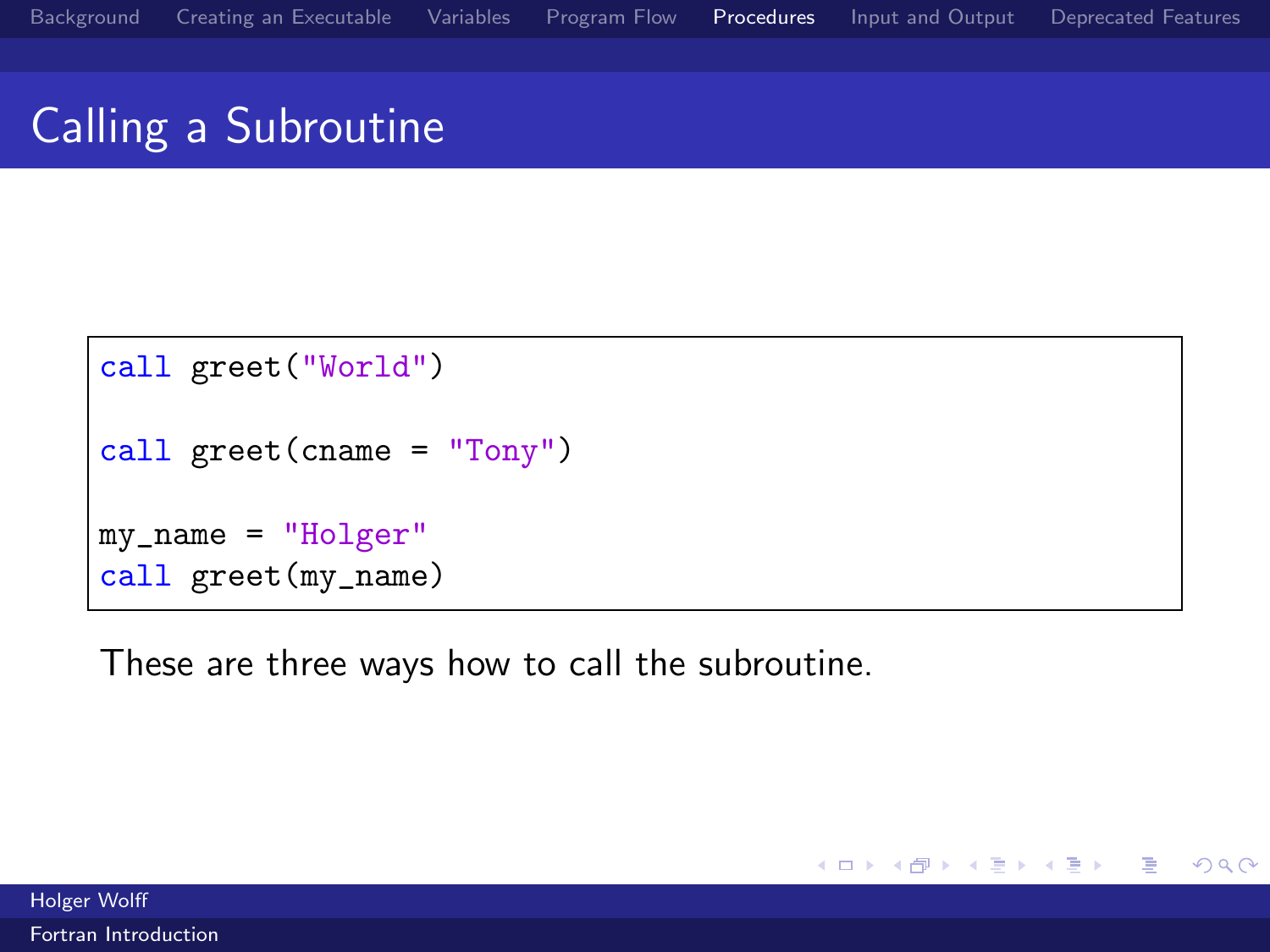# Calling a Subroutine

```fortran
call greet("World")

call greet(cname = "Tony")

my_name = "Holger"
call greet(my_name)
```

These are three ways how to call the subroutine.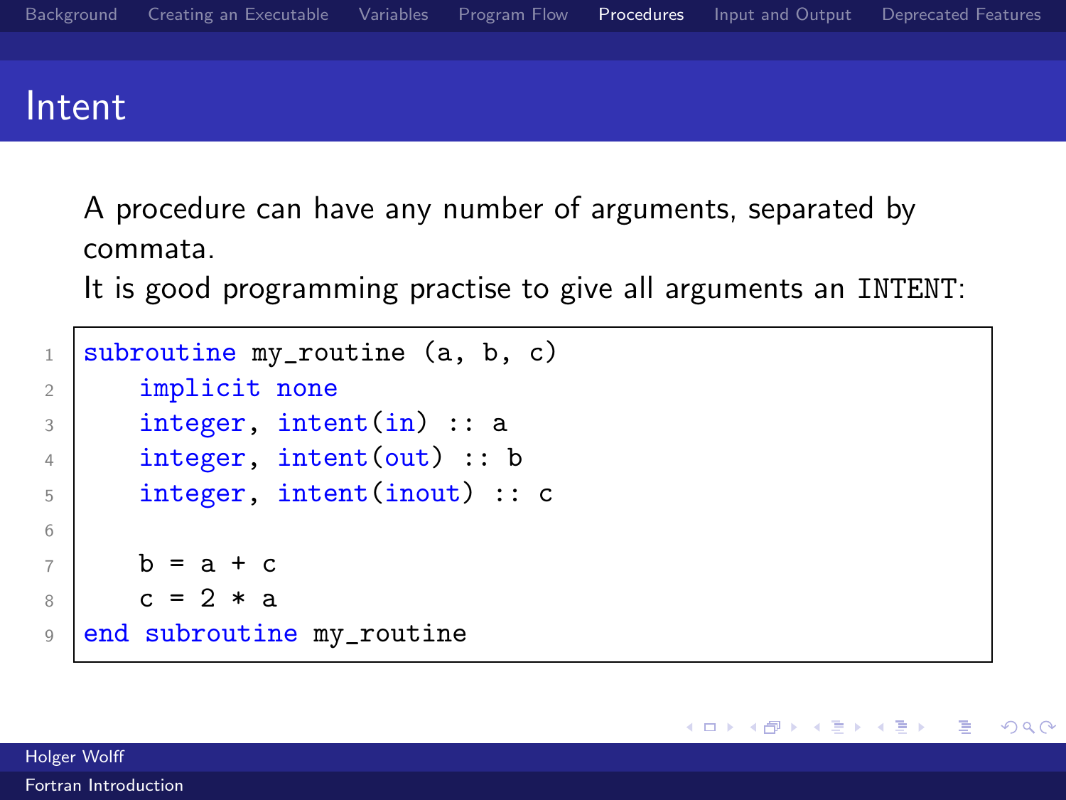# Intent

A procedure can have any number of arguments, separated by commata.

It is good programming practise to give all arguments an `INTENT`:

```fortran
subroutine my_routine (a, b, c)
    implicit none
    integer, intent(in) :: a
    integer, intent(out) :: b
    integer, intent(inout) :: c

    b = a + c
    c = 2 * a
end subroutine my_routine
```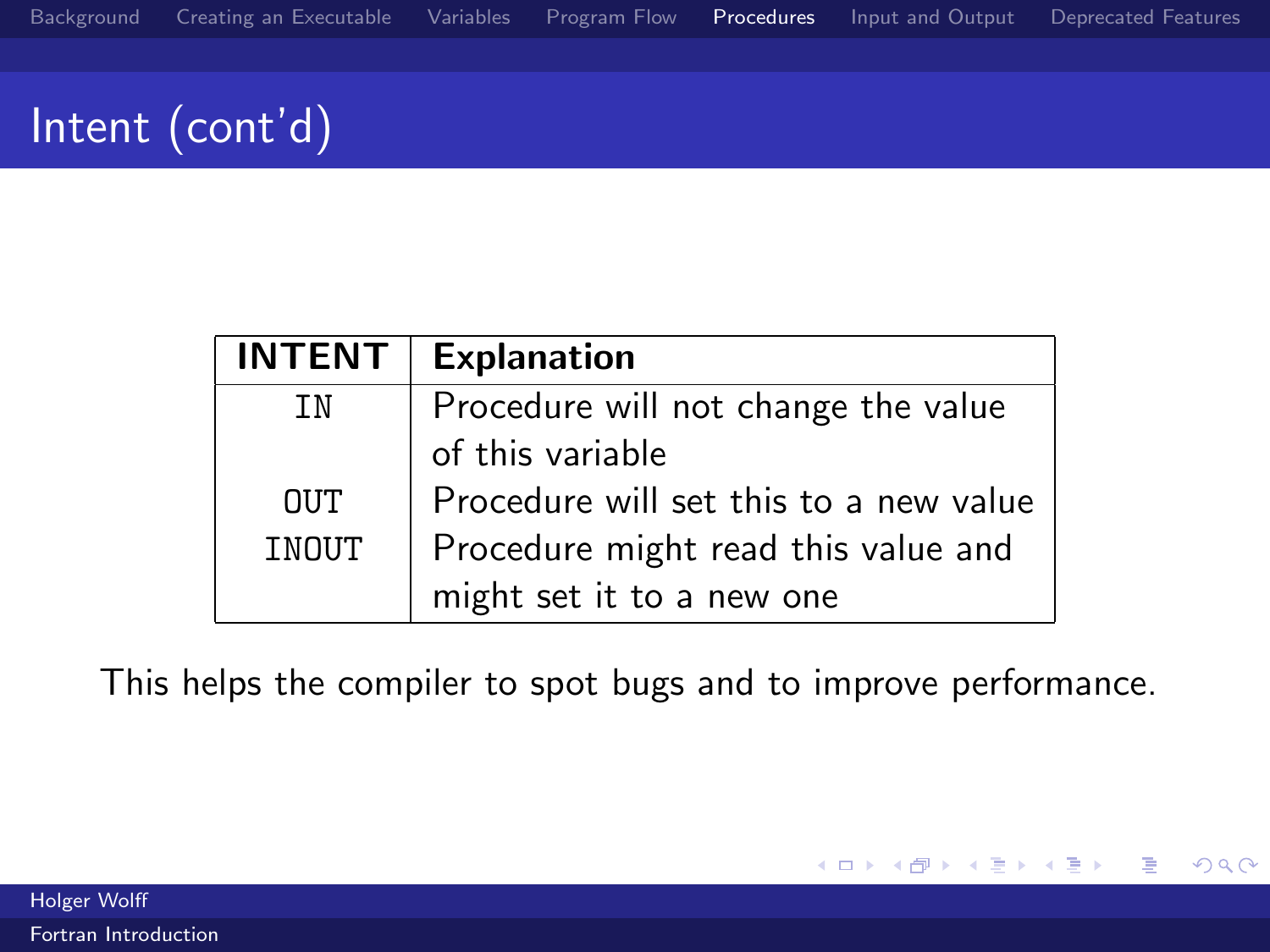# Intent (cont'd)

| INTENT | Explanation |
| --- | --- |
| `IN` | Procedure will not change the value of this variable |
| `OUT` | Procedure will set this to a new value |
| `INOUT` | Procedure might read this value and might set it to a new one |

This helps the compiler to spot bugs and to improve performance.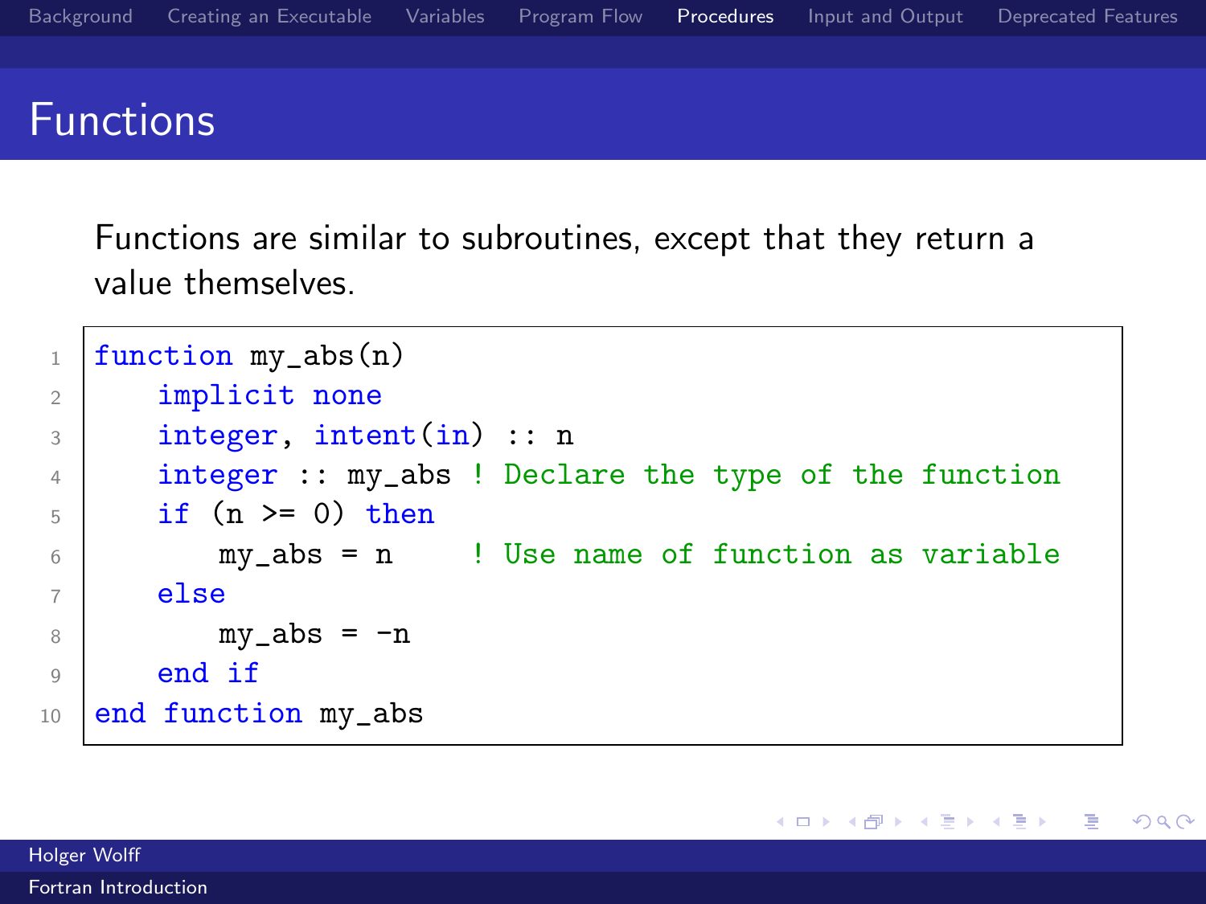# Functions

Functions are similar to subroutines, except that they return a value themselves.

```
function my_abs(n)
    implicit none
    integer, intent(in) :: n
    integer :: my_abs ! Declare the type of the function
    if (n >= 0) then
        my_abs = n     ! Use name of function as variable
    else
        my_abs = -n
    end if
end function my_abs
```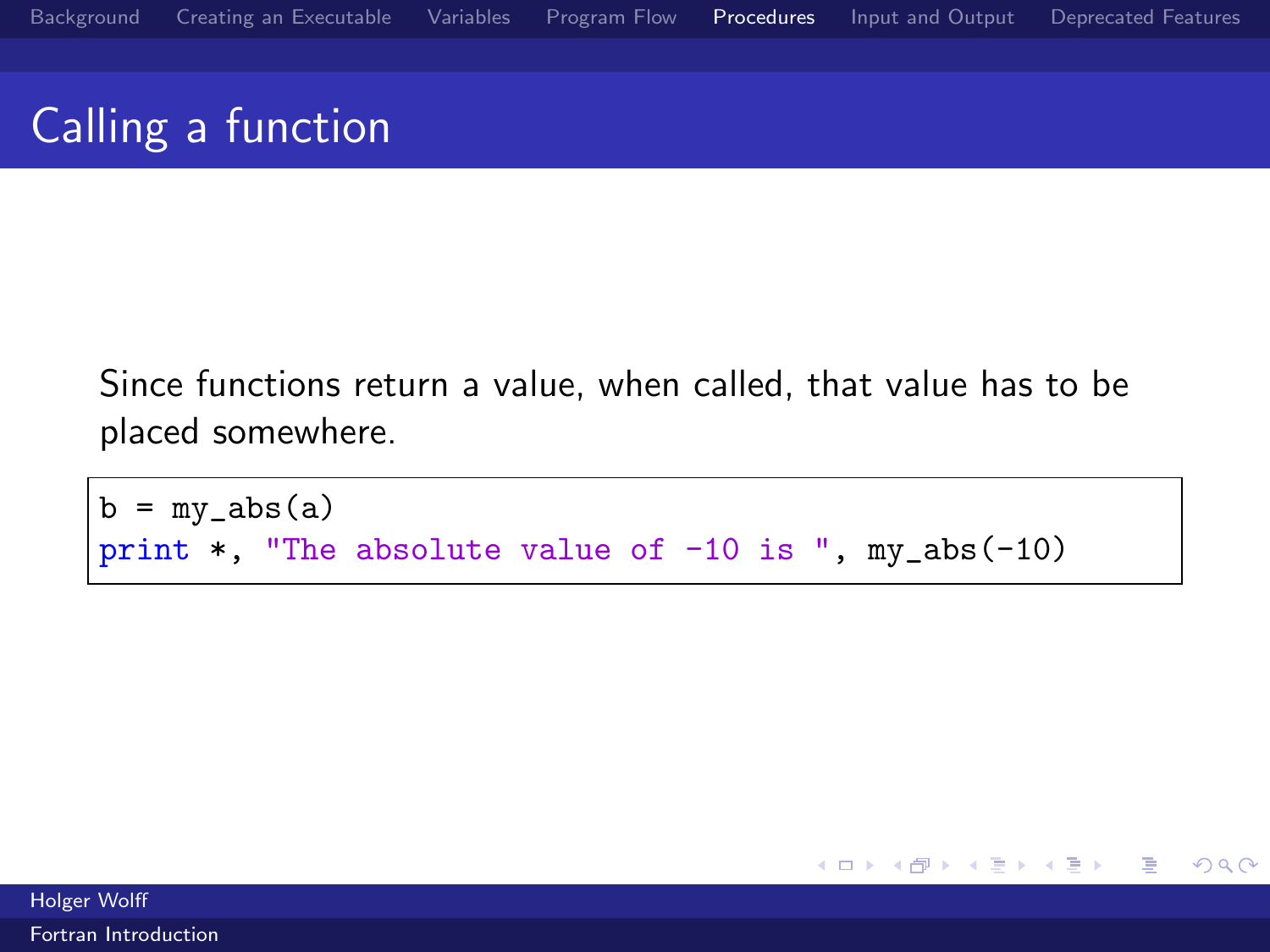# Calling a function

Since functions return a value, when called, that value has to be placed somewhere.

```
b = my_abs(a)
print *, "The absolute value of -10 is ", my_abs(-10)
```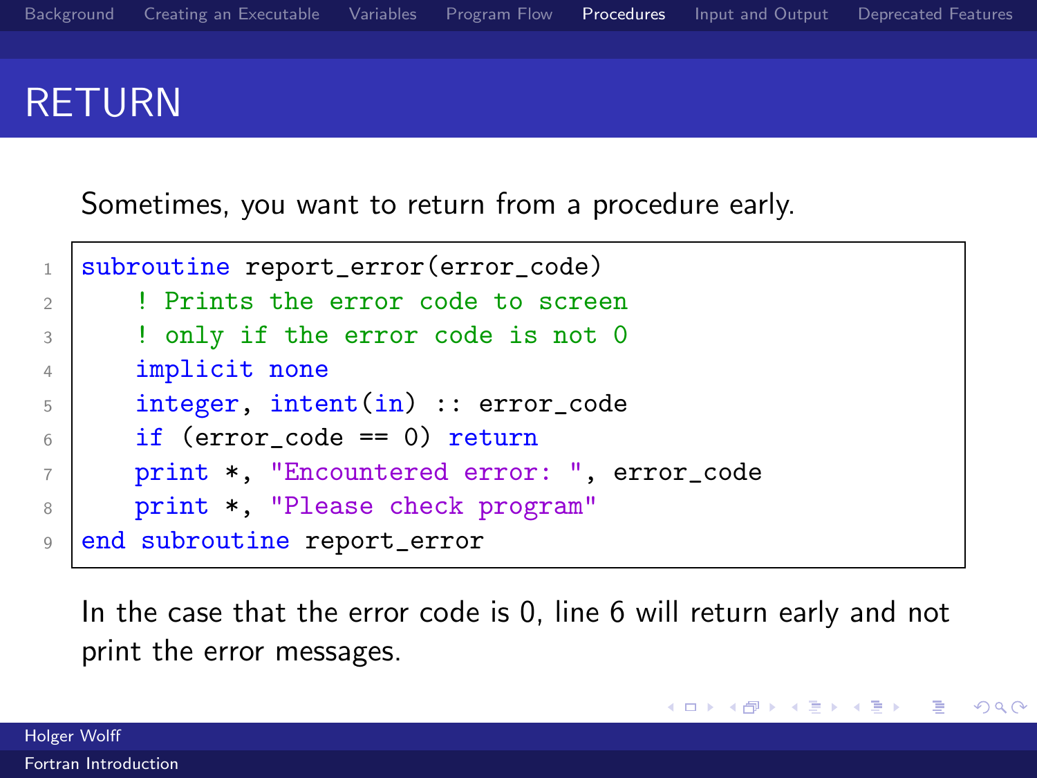# RETURN

Sometimes, you want to return from a procedure early.

```fortran
subroutine report_error(error_code)
    ! Prints the error code to screen
    ! only if the error code is not 0
    implicit none
    integer, intent(in) :: error_code
    if (error_code == 0) return
    print *, "Encountered error: ", error_code
    print *, "Please check program"
end subroutine report_error
```

In the case that the error code is 0, line 6 will return early and not print the error messages.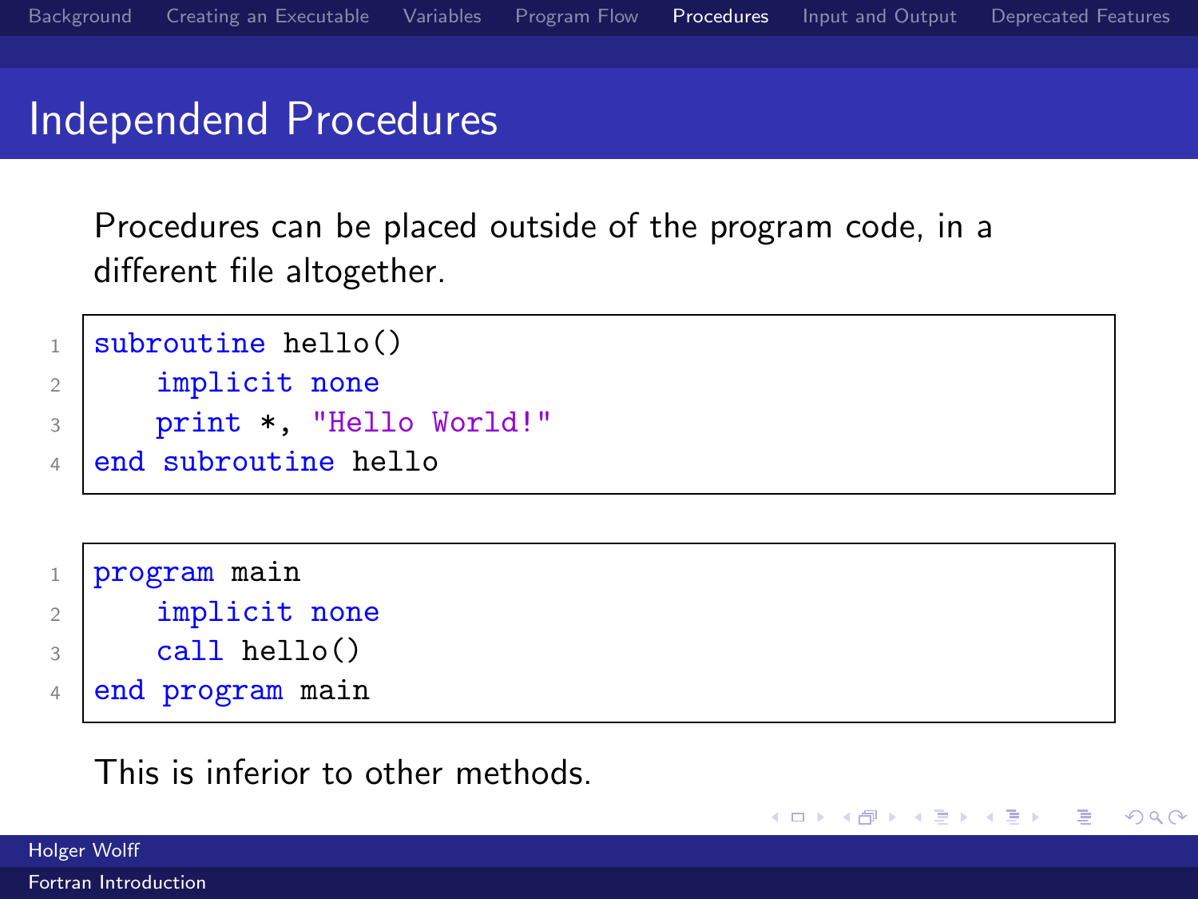# Independend Procedures

Procedures can be placed outside of the program code, in a different file altogether.

```fortran
subroutine hello()
    implicit none
    print *, "Hello World!"
end subroutine hello
```

```fortran
program main
    implicit none
    call hello()
end program main
```

This is inferior to other methods.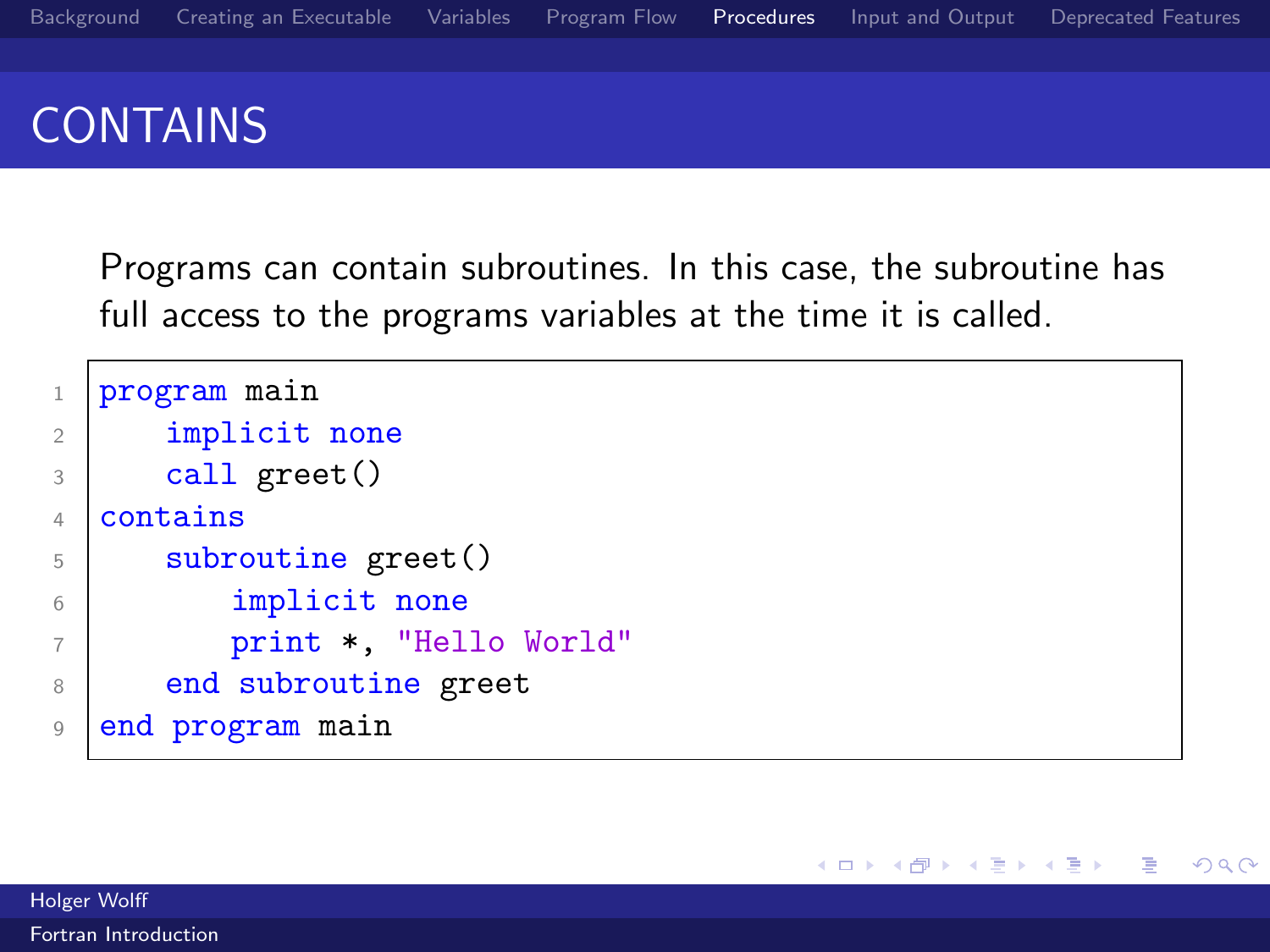# CONTAINS

Programs can contain subroutines. In this case, the subroutine has full access to the programs variables at the time it is called.

```fortran
program main
    implicit none
    call greet()
contains
    subroutine greet()
        implicit none
        print *, "Hello World"
    end subroutine greet
end program main
```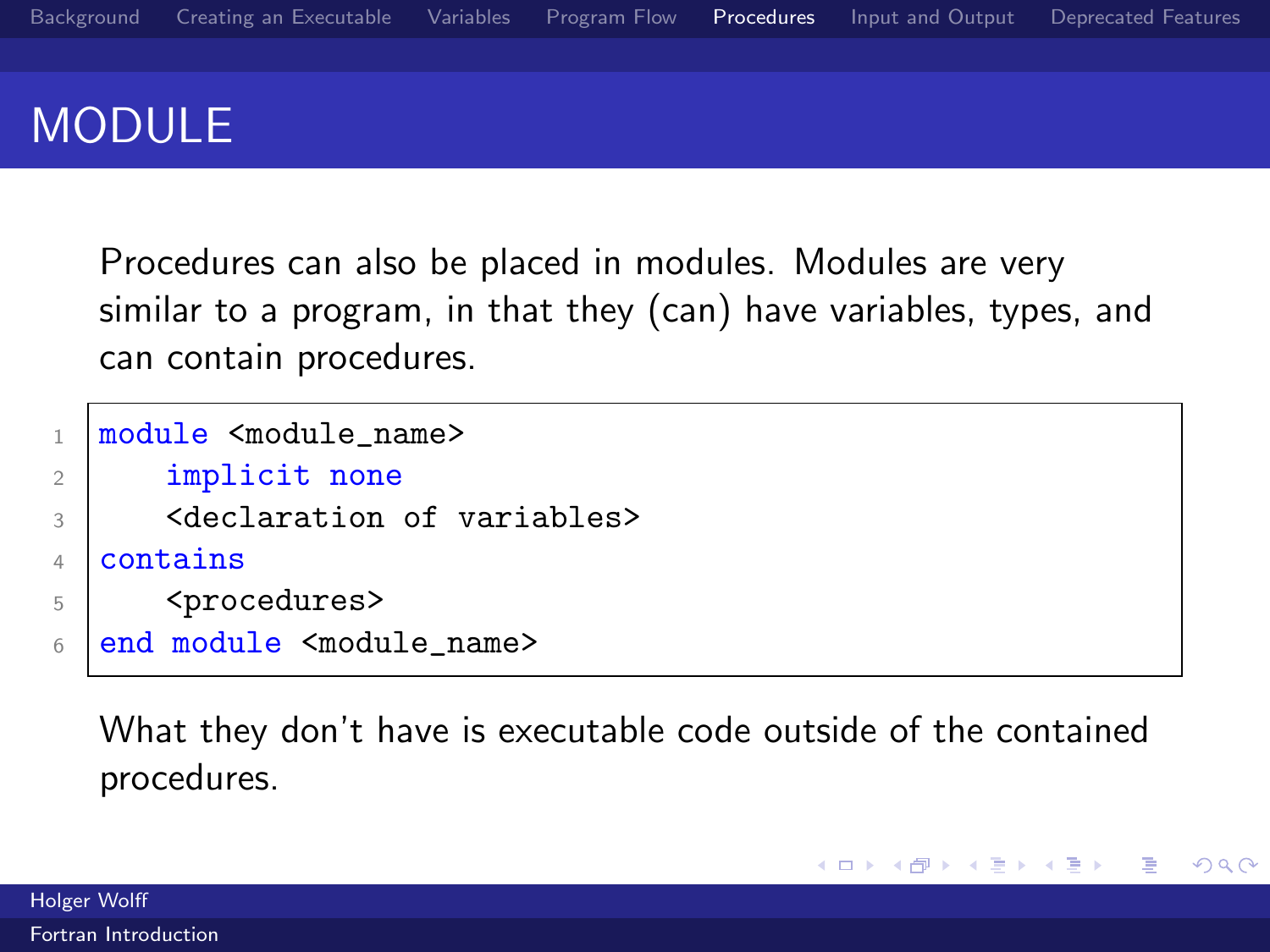# MODULE

Procedures can also be placed in modules. Modules are very similar to a program, in that they (can) have variables, types, and can contain procedures.

```
module <module_name>
    implicit none
    <declaration of variables>
contains
    <procedures>
end module <module_name>
```

What they don't have is executable code outside of the contained procedures.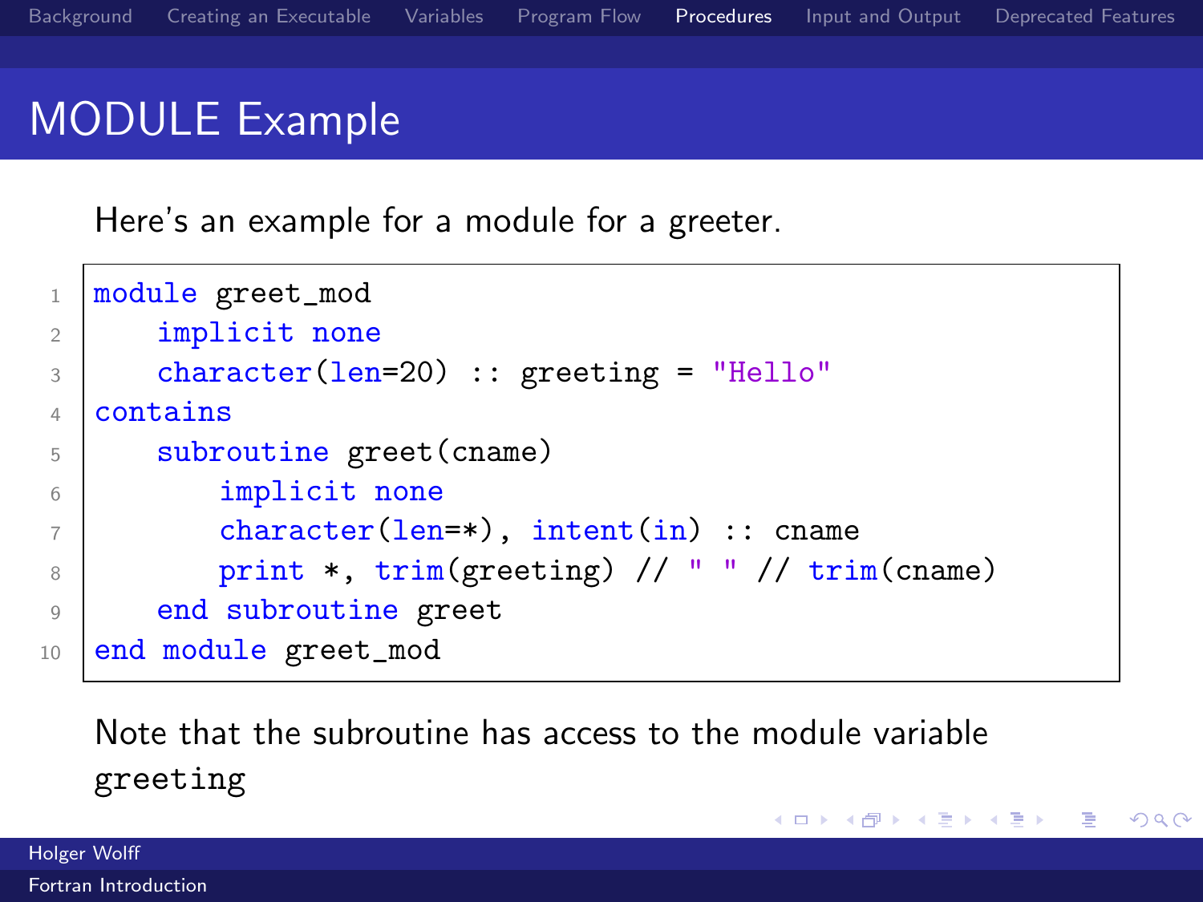# MODULE Example

Here's an example for a module for a greeter.

```
module greet_mod
    implicit none
    character(len=20) :: greeting = "Hello"
contains
    subroutine greet(cname)
        implicit none
        character(len=*), intent(in) :: cname
        print *, trim(greeting) // " " // trim(cname)
    end subroutine greet
end module greet_mod
```

Note that the subroutine has access to the module variable `greeting`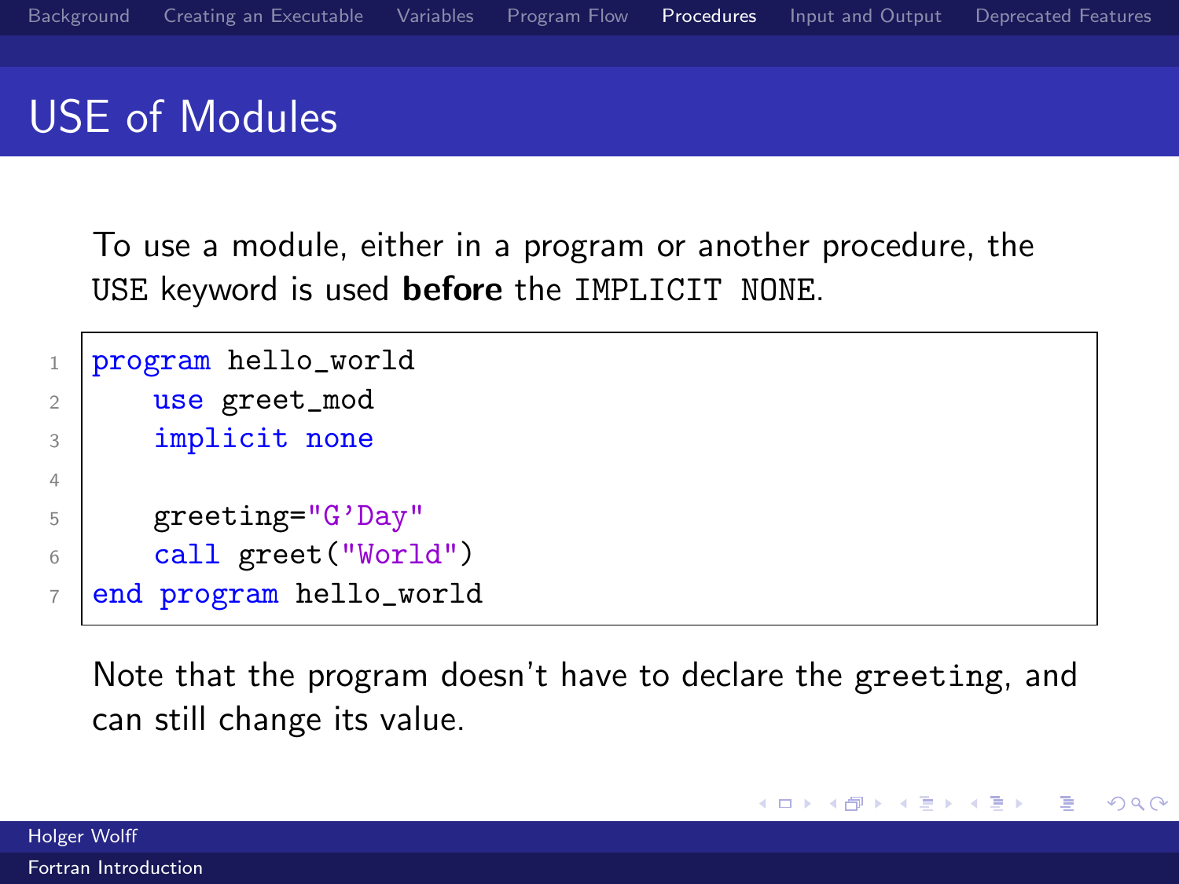# USE of Modules

To use a module, either in a program or another procedure, the `USE` keyword is used **before** the `IMPLICIT NONE`.

```fortran
program hello_world
    use greet_mod
    implicit none

    greeting="G'Day"
    call greet("World")
end program hello_world
```

Note that the program doesn't have to declare the `greeting`, and can still change its value.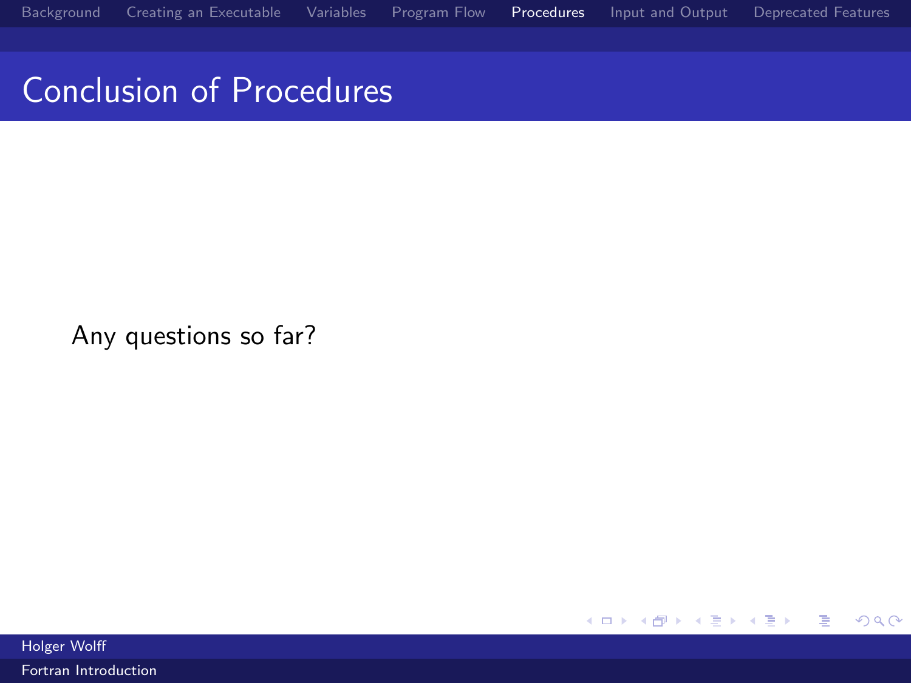# Conclusion of Procedures

Any questions so far?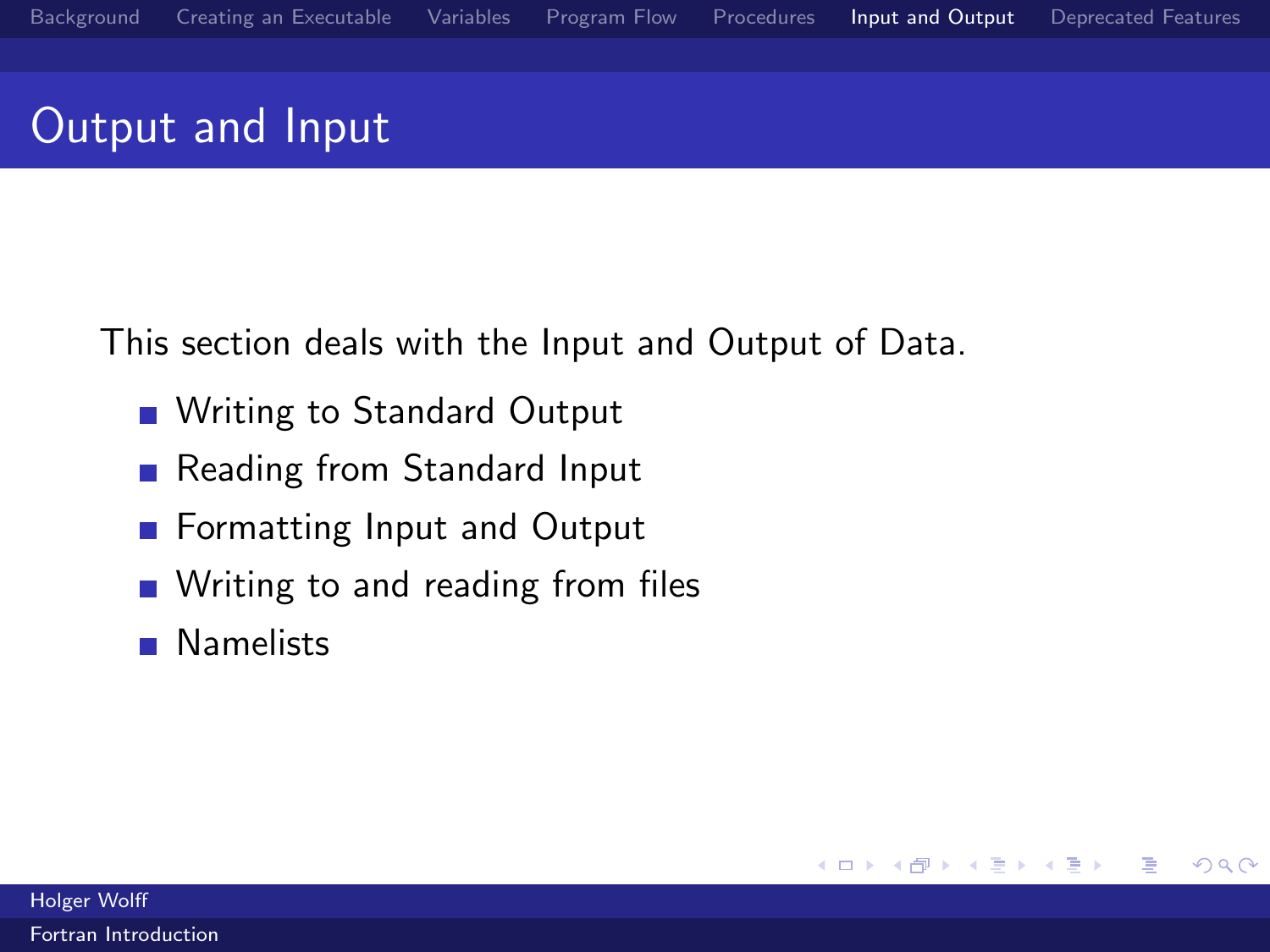# Output and Input

This section deals with the Input and Output of Data.

- Writing to Standard Output
- Reading from Standard Input
- Formatting Input and Output
- Writing to and reading from files
- Namelists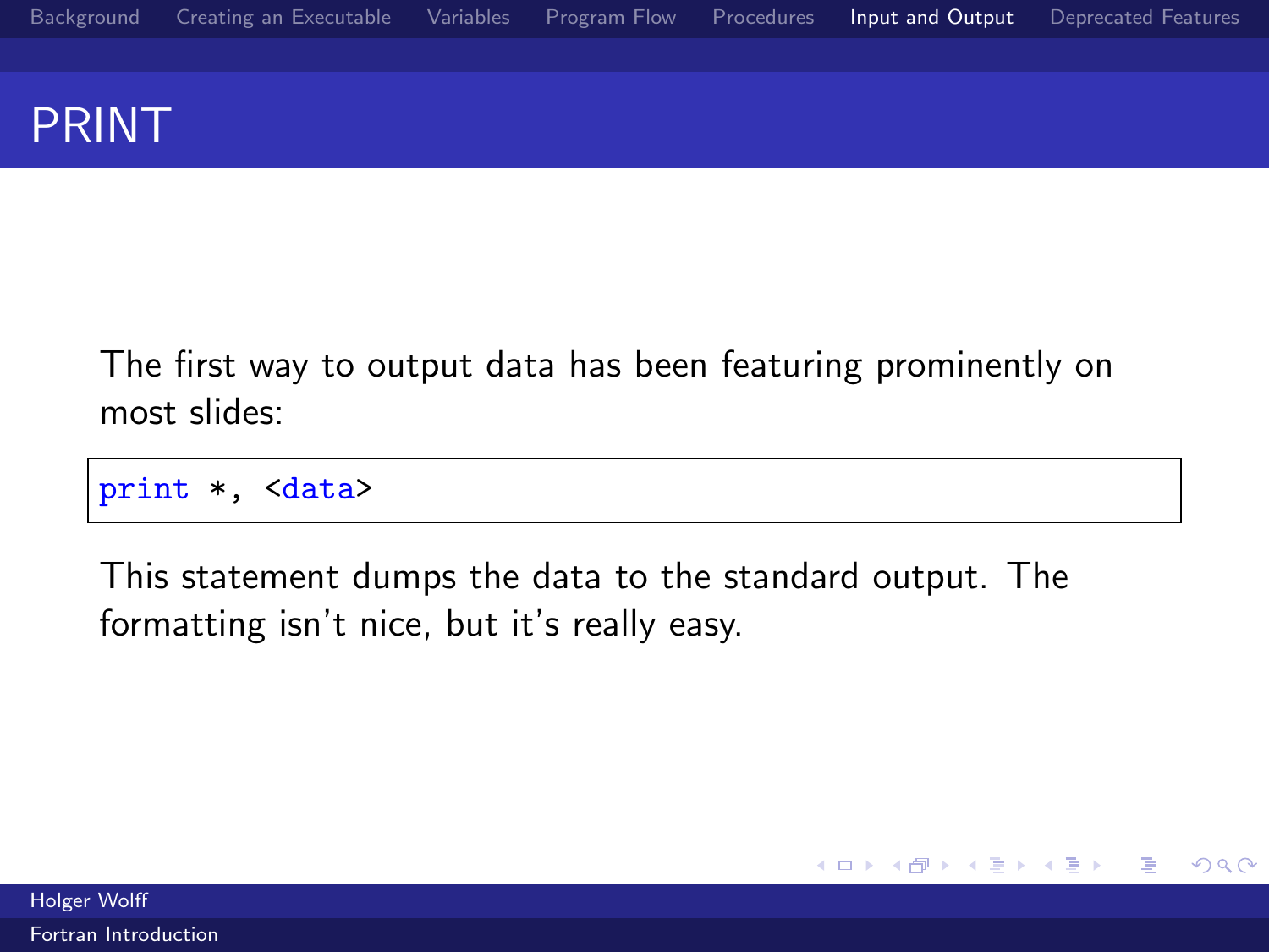# PRINT

The first way to output data has been featuring prominently on most slides:

```
print *, <data>
```

This statement dumps the data to the standard output. The formatting isn't nice, but it's really easy.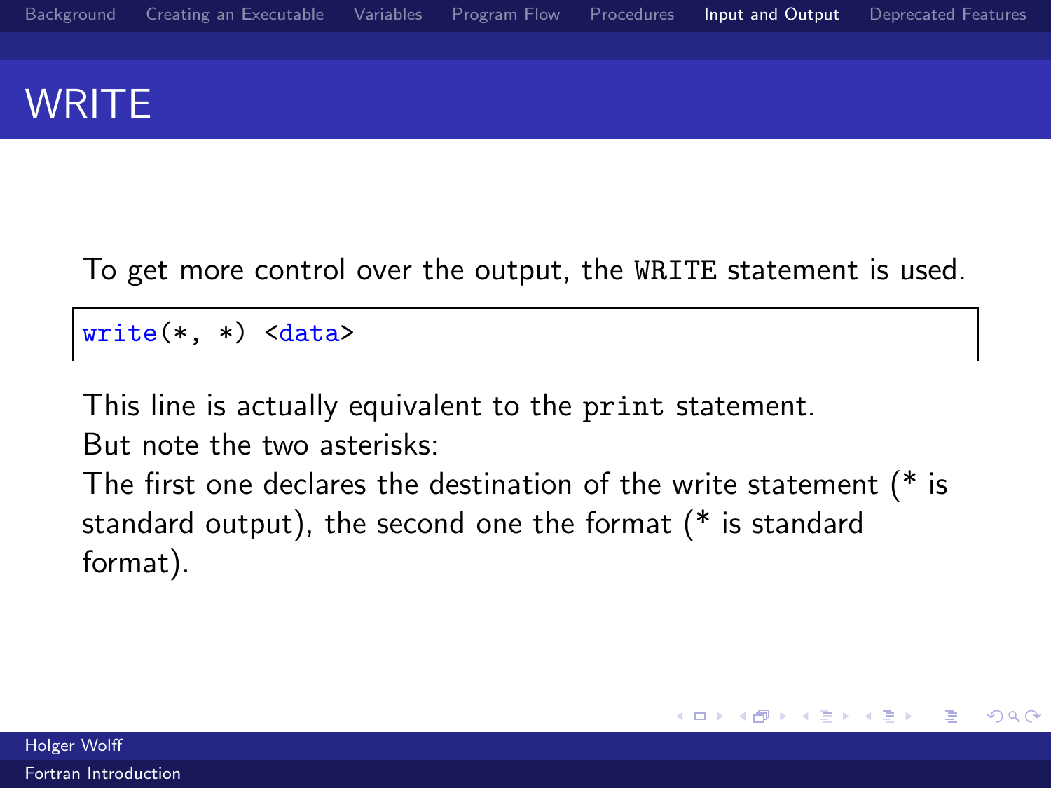# WRITE

To get more control over the output, the WRITE statement is used.

```
write(*, *) <data>
```

This line is actually equivalent to the print statement.
But note the two asterisks:
The first one declares the destination of the write statement (* is standard output), the second one the format (* is standard format).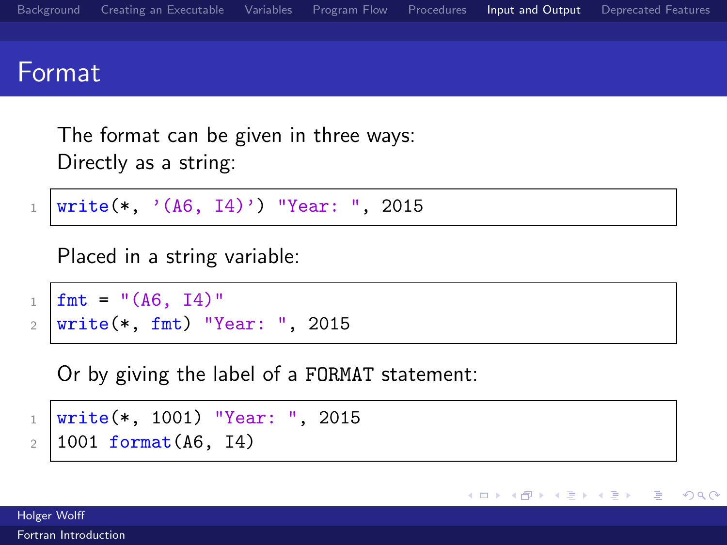# Format

The format can be given in three ways:
Directly as a string:

```
write(*, '(A6, I4)') "Year: ", 2015
```

Placed in a string variable:

```
fmt = "(A6, I4)"
write(*, fmt) "Year: ", 2015
```

Or by giving the label of a `FORMAT` statement:

```
write(*, 1001) "Year: ", 2015
1001 format(A6, I4)
```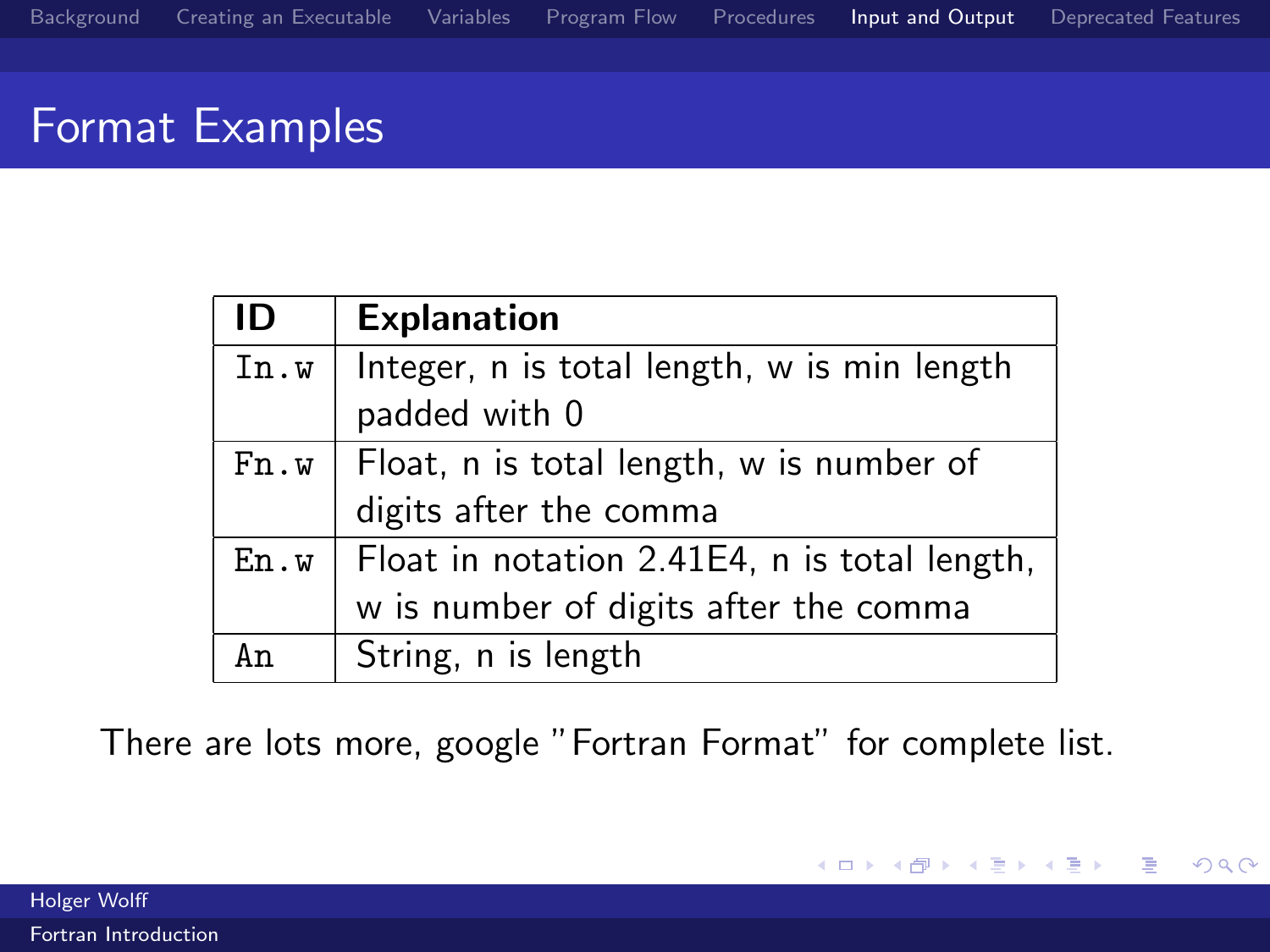# Format Examples

| ID | Explanation |
| --- | --- |
| `In.w` | Integer, n is total length, w is min length padded with 0 |
| `Fn.w` | Float, n is total length, w is number of digits after the comma |
| `En.w` | Float in notation 2.41E4, n is total length, w is number of digits after the comma |
| `An` | String, n is length |

There are lots more, google "Fortran Format" for complete list.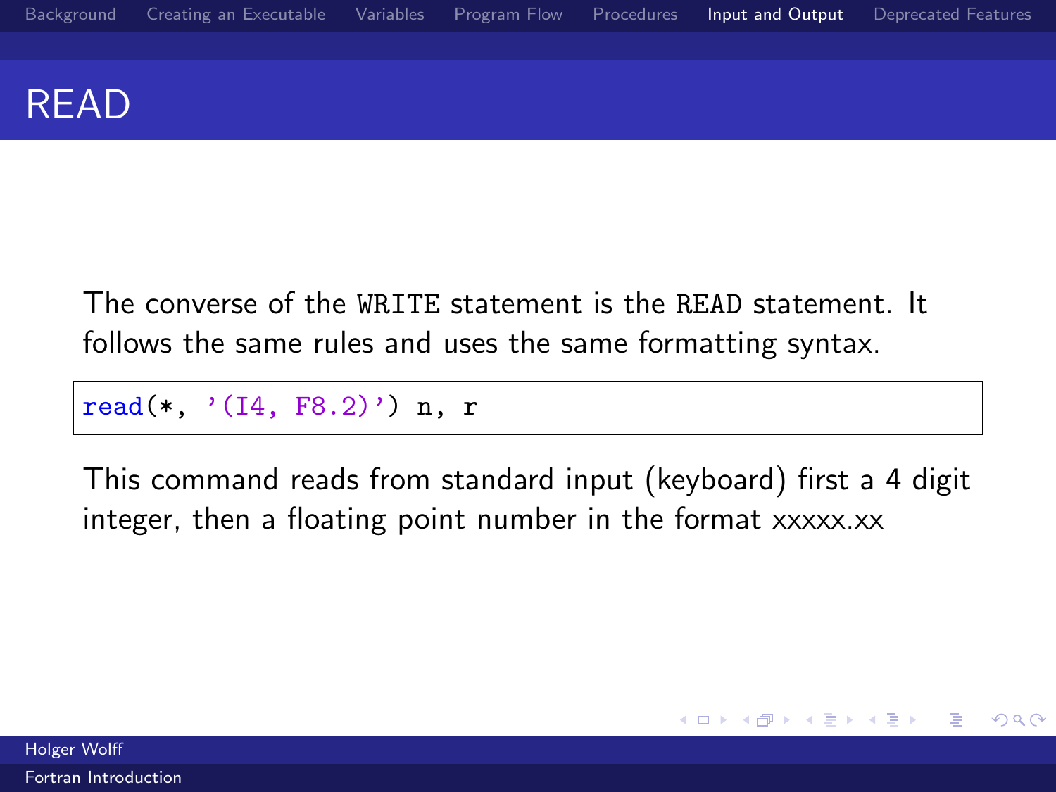# READ

The converse of the WRITE statement is the READ statement. It follows the same rules and uses the same formatting syntax.

```
read(*, '(I4, F8.2)') n, r
```

This command reads from standard input (keyboard) first a 4 digit integer, then a floating point number in the format xxxxx.xx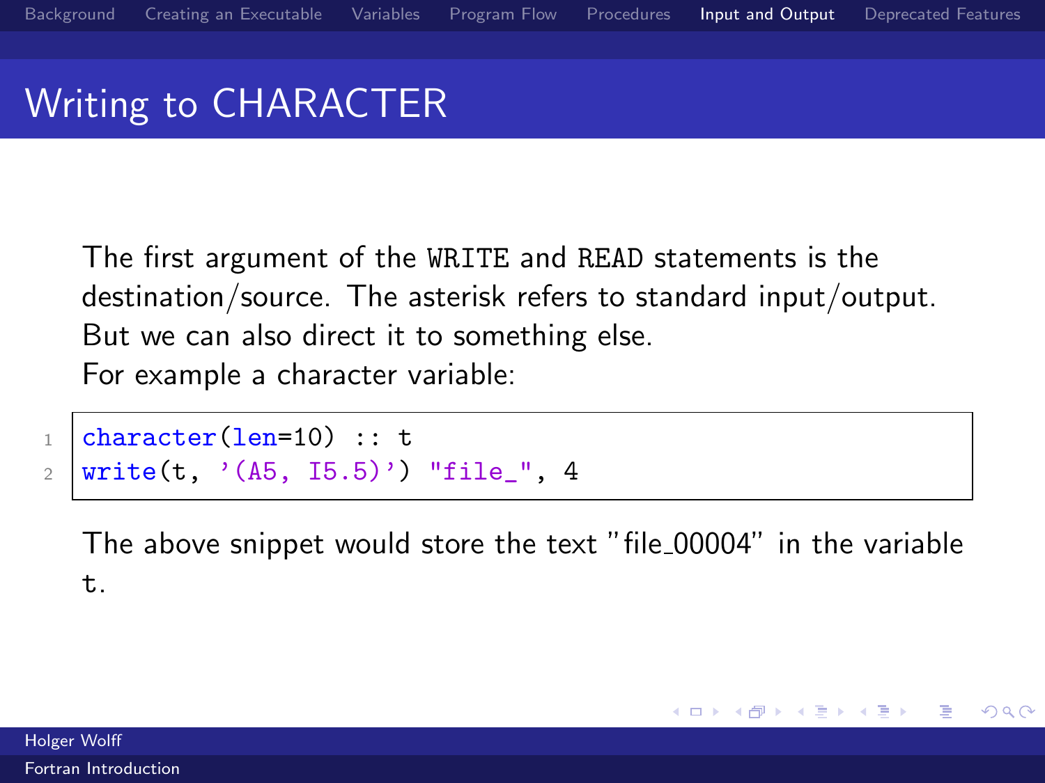# Writing to CHARACTER

The first argument of the `WRITE` and `READ` statements is the destination/source. The asterisk refers to standard input/output. But we can also direct it to something else.
For example a character variable:

```
character(len=10) :: t
write(t, '(A5, I5.5)') "file_", 4
```

The above snippet would store the text "file_00004" in the variable `t`.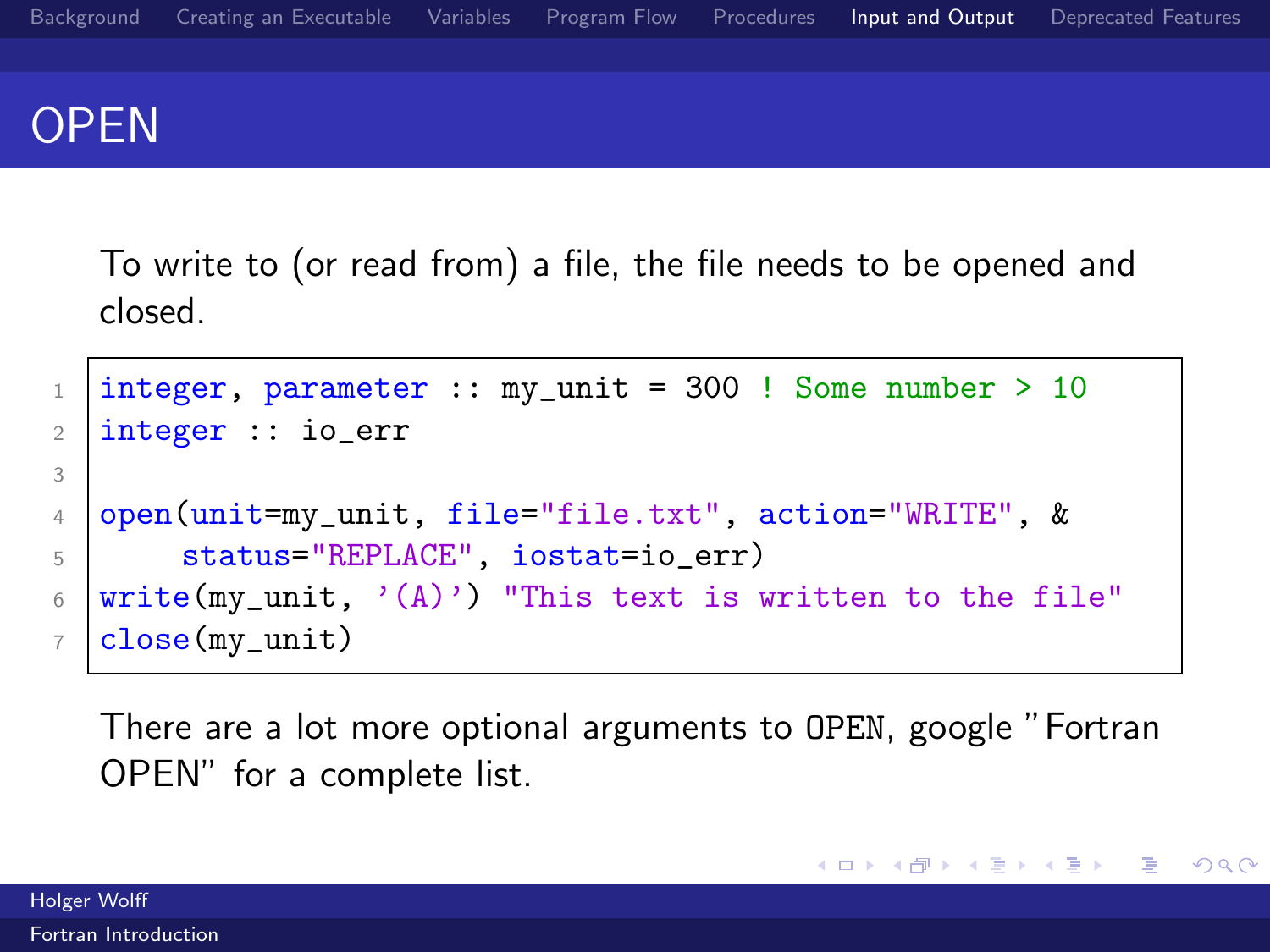# OPEN

To write to (or read from) a file, the file needs to be opened and closed.

```fortran
integer, parameter :: my_unit = 300 ! Some number > 10
integer :: io_err

open(unit=my_unit, file="file.txt", action="WRITE", &
     status="REPLACE", iostat=io_err)
write(my_unit, '(A)') "This text is written to the file"
close(my_unit)
```

There are a lot more optional arguments to `OPEN`, google "Fortran OPEN" for a complete list.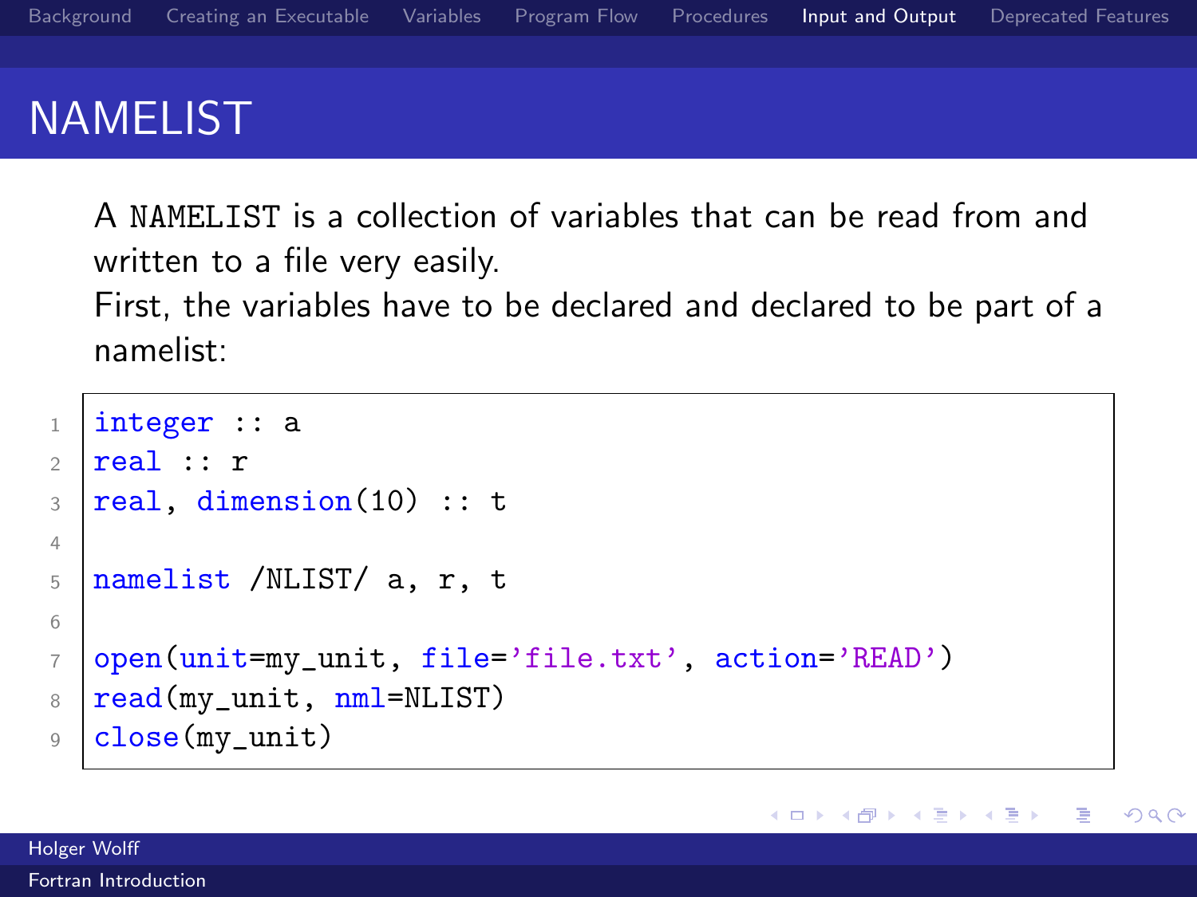# NAMELIST

A `NAMELIST` is a collection of variables that can be read from and written to a file very easily.
First, the variables have to be declared and declared to be part of a namelist:

```fortran
integer :: a
real :: r
real, dimension(10) :: t

namelist /NLIST/ a, r, t

open(unit=my_unit, file='file.txt', action='READ')
read(my_unit, nml=NLIST)
close(my_unit)
```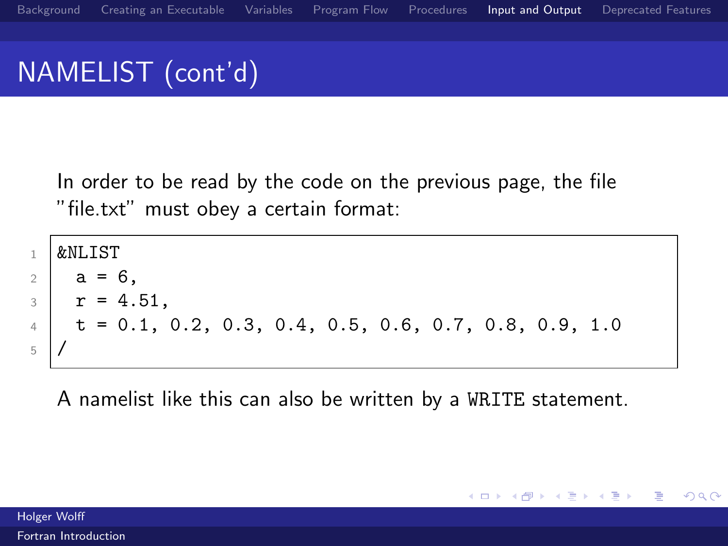# NAMELIST (cont'd)

In order to be read by the code on the previous page, the file "file.txt" must obey a certain format:

```
&NLIST
  a = 6,
  r = 4.51,
  t = 0.1, 0.2, 0.3, 0.4, 0.5, 0.6, 0.7, 0.8, 0.9, 1.0
/
```

A namelist like this can also be written by a `WRITE` statement.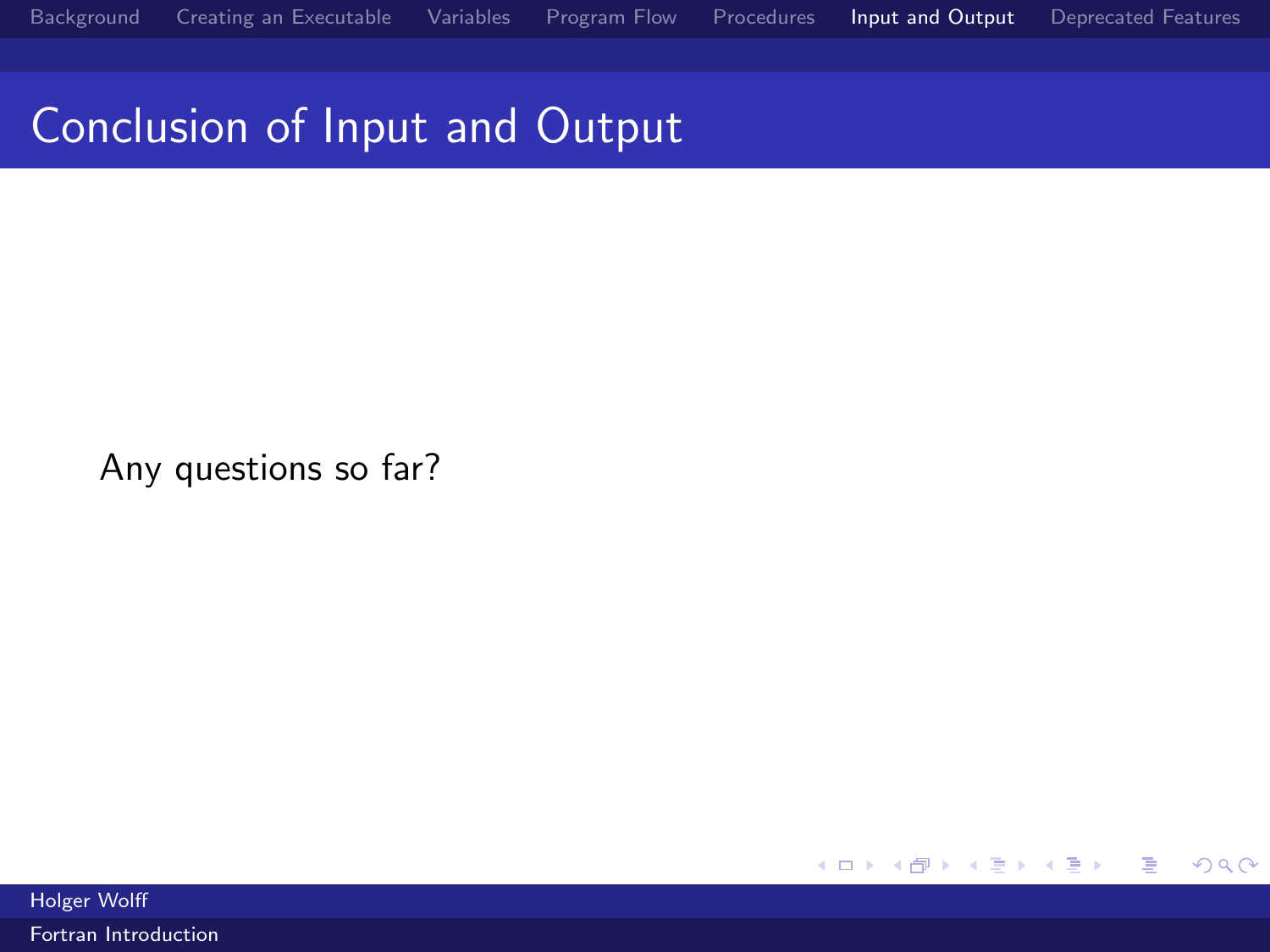# Conclusion of Input and Output

Any questions so far?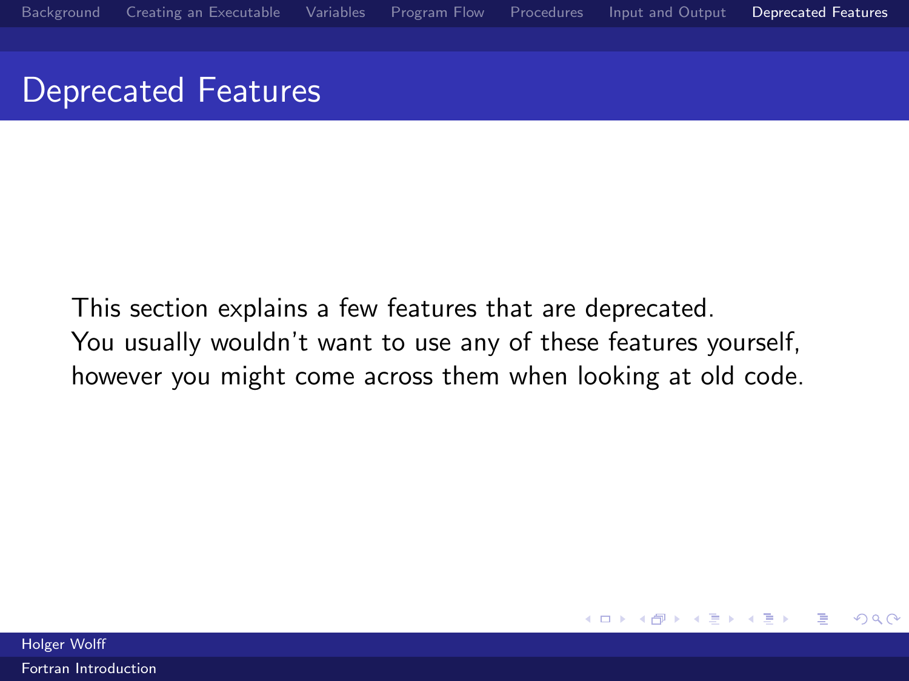# Deprecated Features

This section explains a few features that are deprecated.
You usually wouldn't want to use any of these features yourself,
however you might come across them when looking at old code.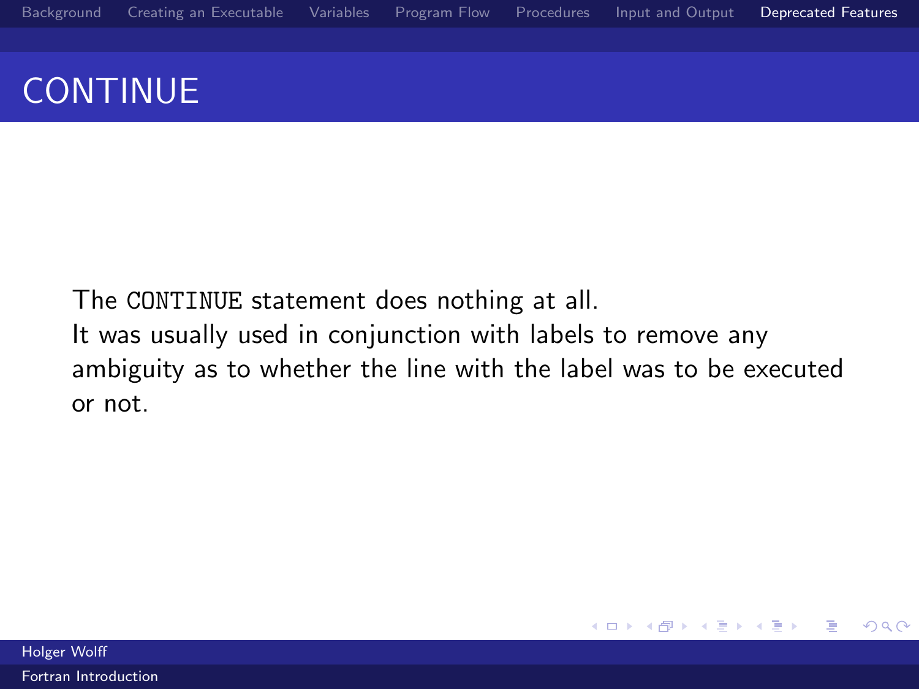# CONTINUE

The `CONTINUE` statement does nothing at all.
It was usually used in conjunction with labels to remove any ambiguity as to whether the line with the label was to be executed or not.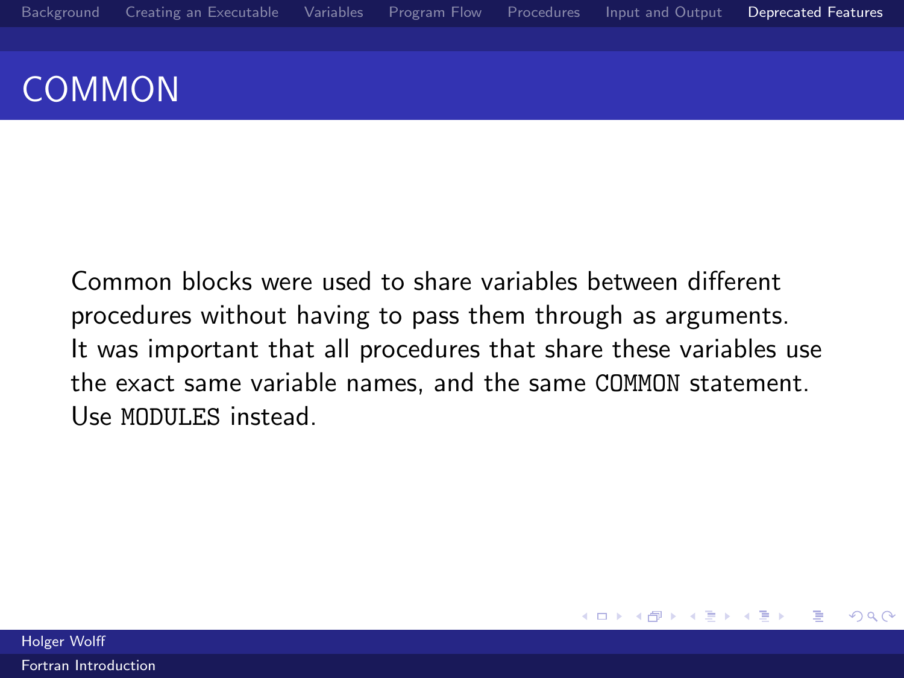# COMMON

Common blocks were used to share variables between different procedures without having to pass them through as arguments. It was important that all procedures that share these variables use the exact same variable names, and the same `COMMON` statement. Use `MODULES` instead.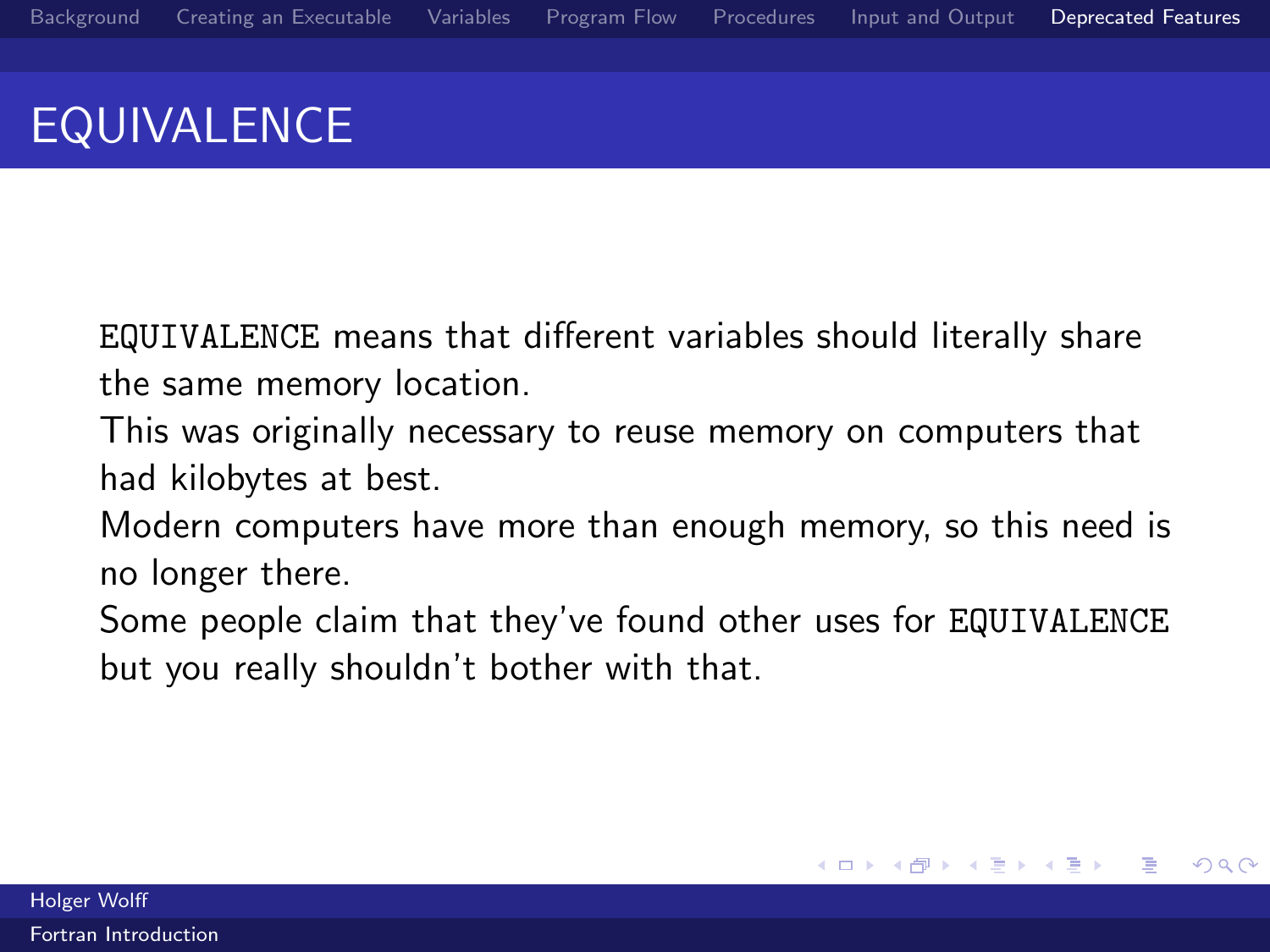# EQUIVALENCE

`EQUIVALENCE` means that different variables should literally share the same memory location.

This was originally necessary to reuse memory on computers that had kilobytes at best.

Modern computers have more than enough memory, so this need is no longer there.

Some people claim that they've found other uses for `EQUIVALENCE` but you really shouldn't bother with that.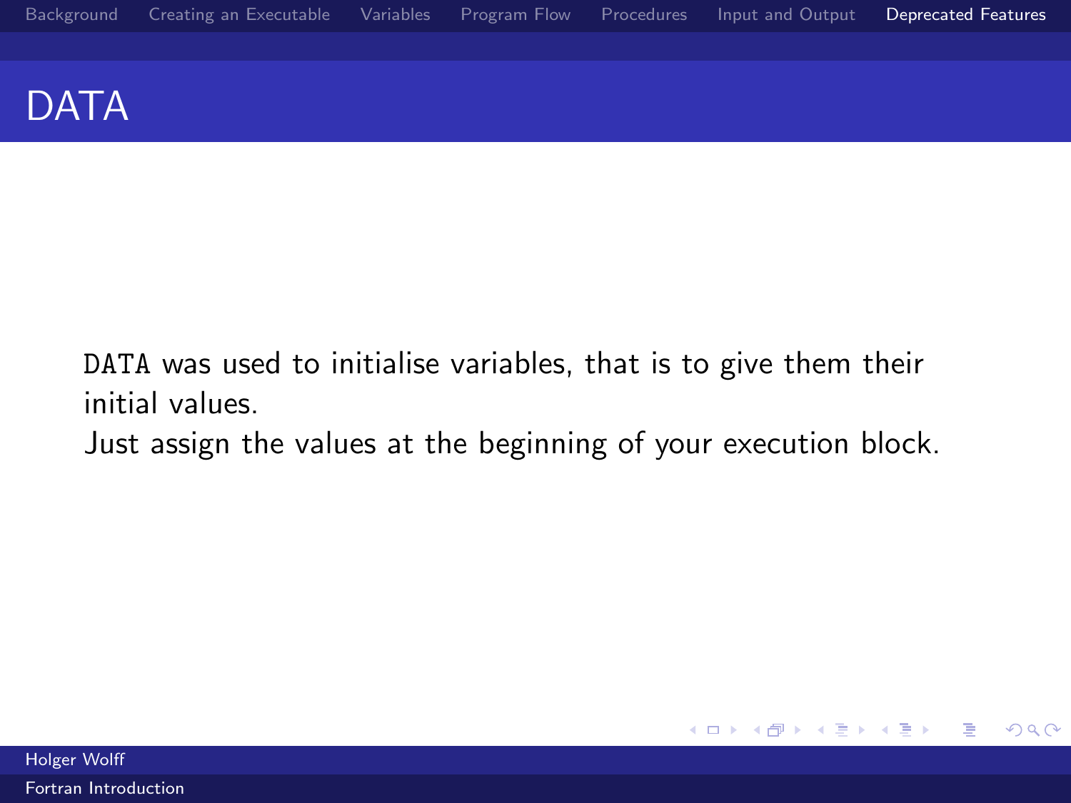# DATA

`DATA` was used to initialise variables, that is to give them their initial values.
Just assign the values at the beginning of your execution block.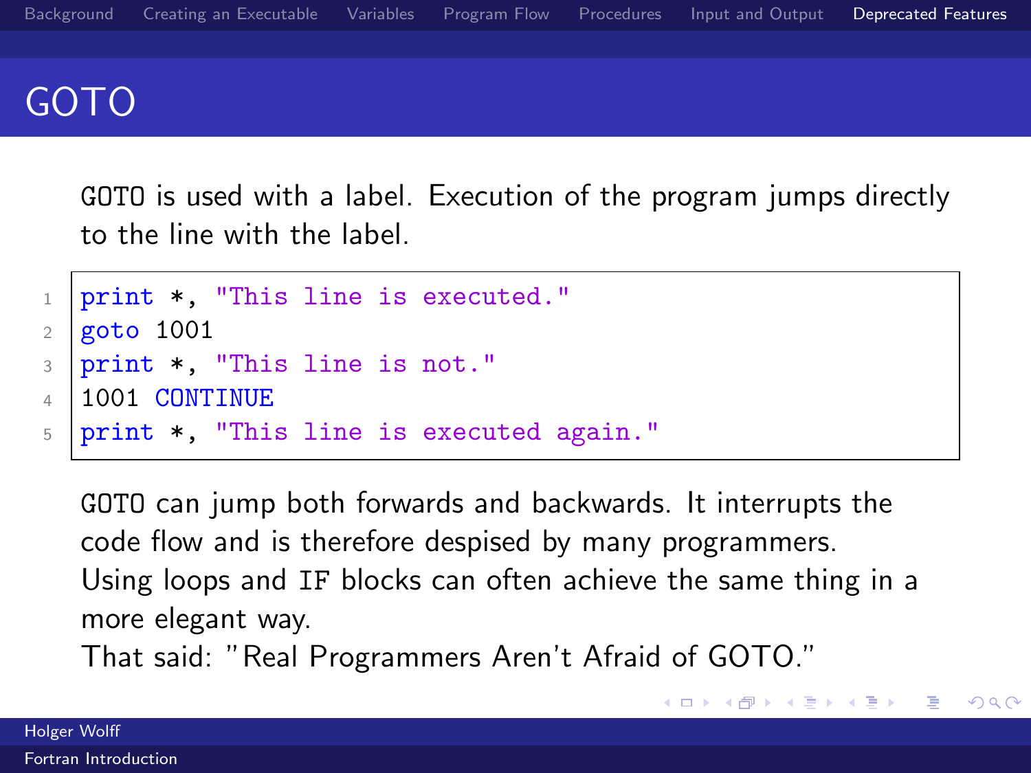# GOTO

`GOTO` is used with a label. Execution of the program jumps directly to the line with the label.

```
print *, "This line is executed."
goto 1001
print *, "This line is not."
1001 CONTINUE
print *, "This line is executed again."
```

`GOTO` can jump both forwards and backwards. It interrupts the code flow and is therefore despised by many programmers.
Using loops and `IF` blocks can often achieve the same thing in a more elegant way.
That said: "Real Programmers Aren't Afraid of GOTO."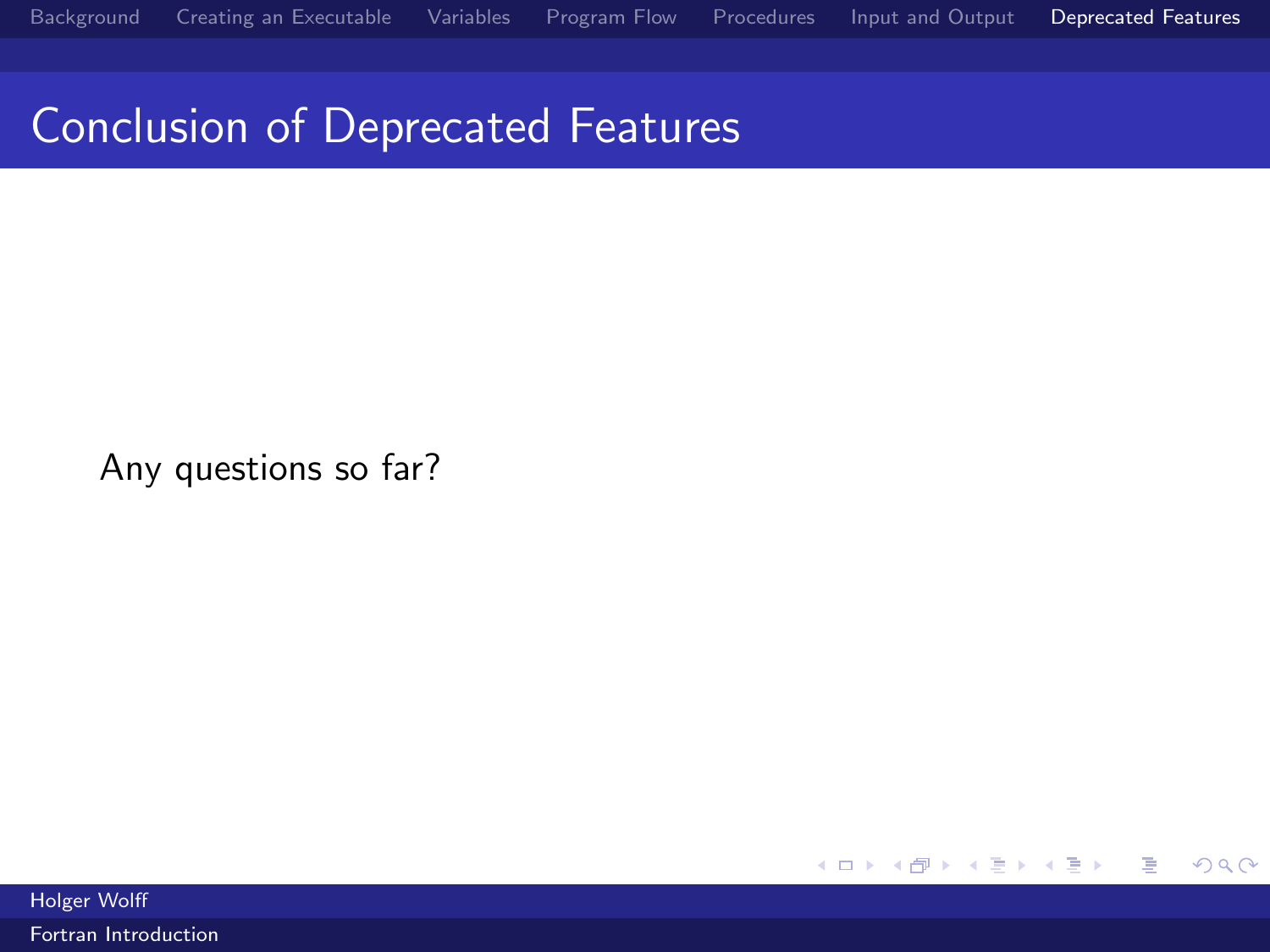# Conclusion of Deprecated Features

Any questions so far?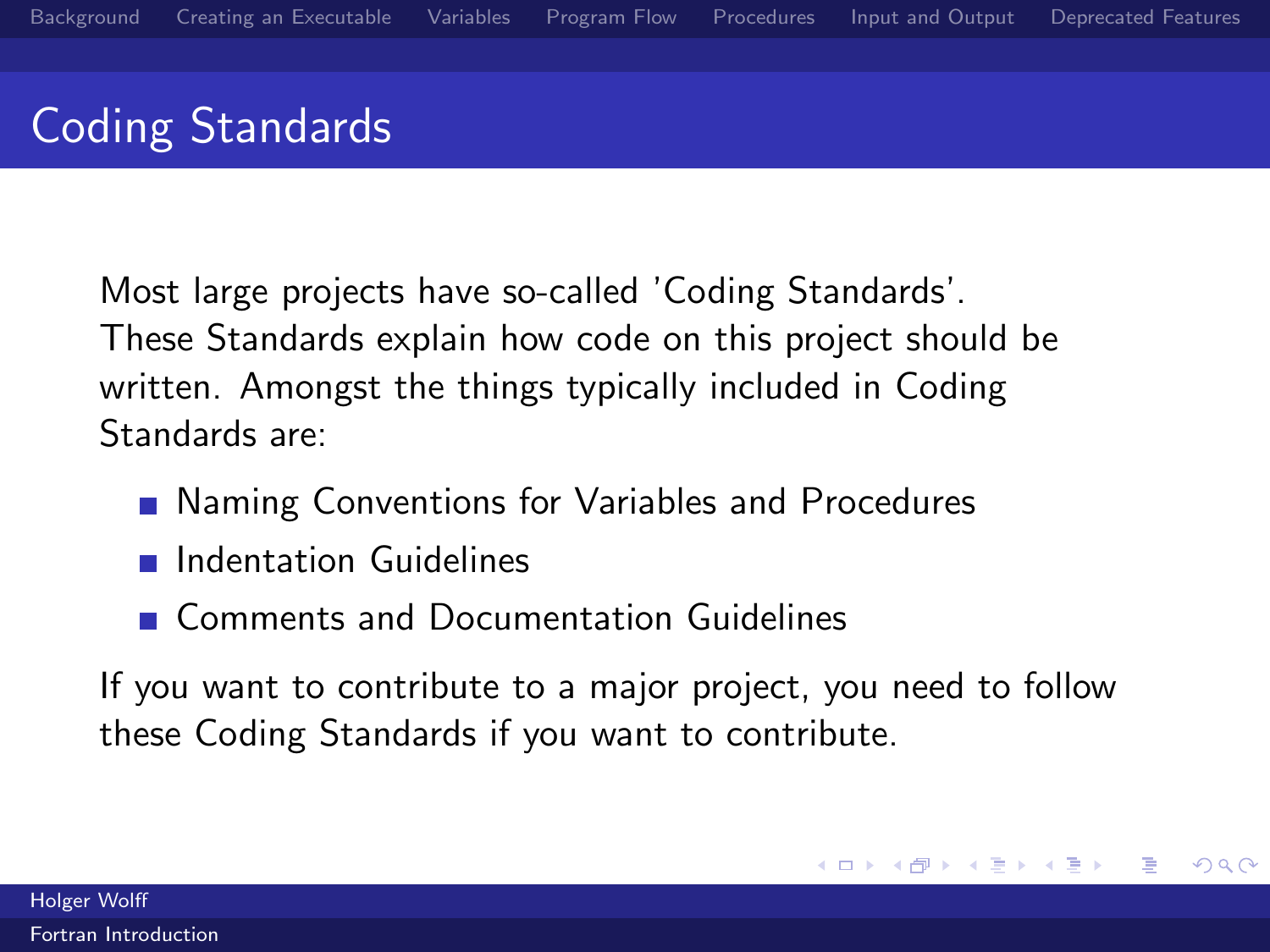# Coding Standards

Most large projects have so-called 'Coding Standards'. These Standards explain how code on this project should be written. Amongst the things typically included in Coding Standards are:

- Naming Conventions for Variables and Procedures
- Indentation Guidelines
- Comments and Documentation Guidelines

If you want to contribute to a major project, you need to follow these Coding Standards if you want to contribute.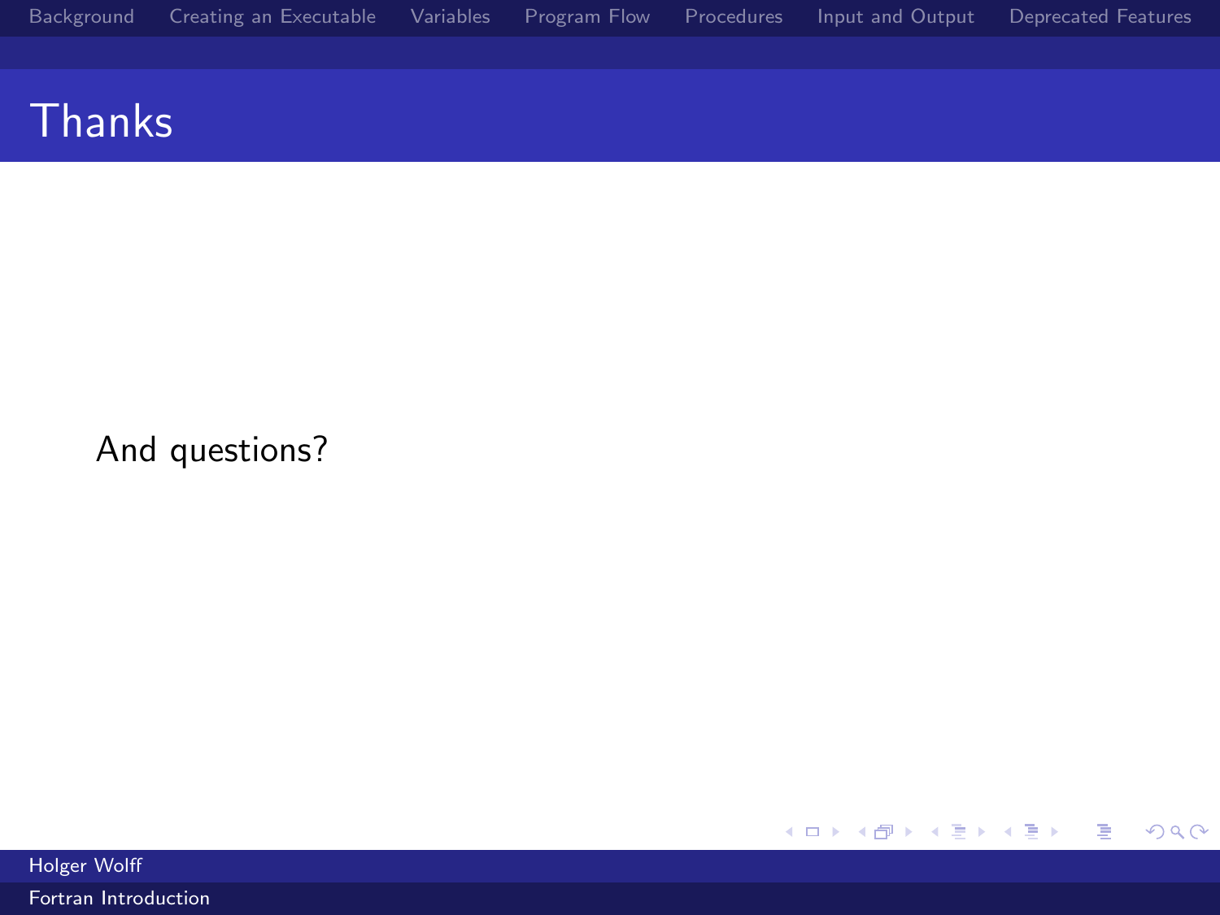# Thanks

And questions?